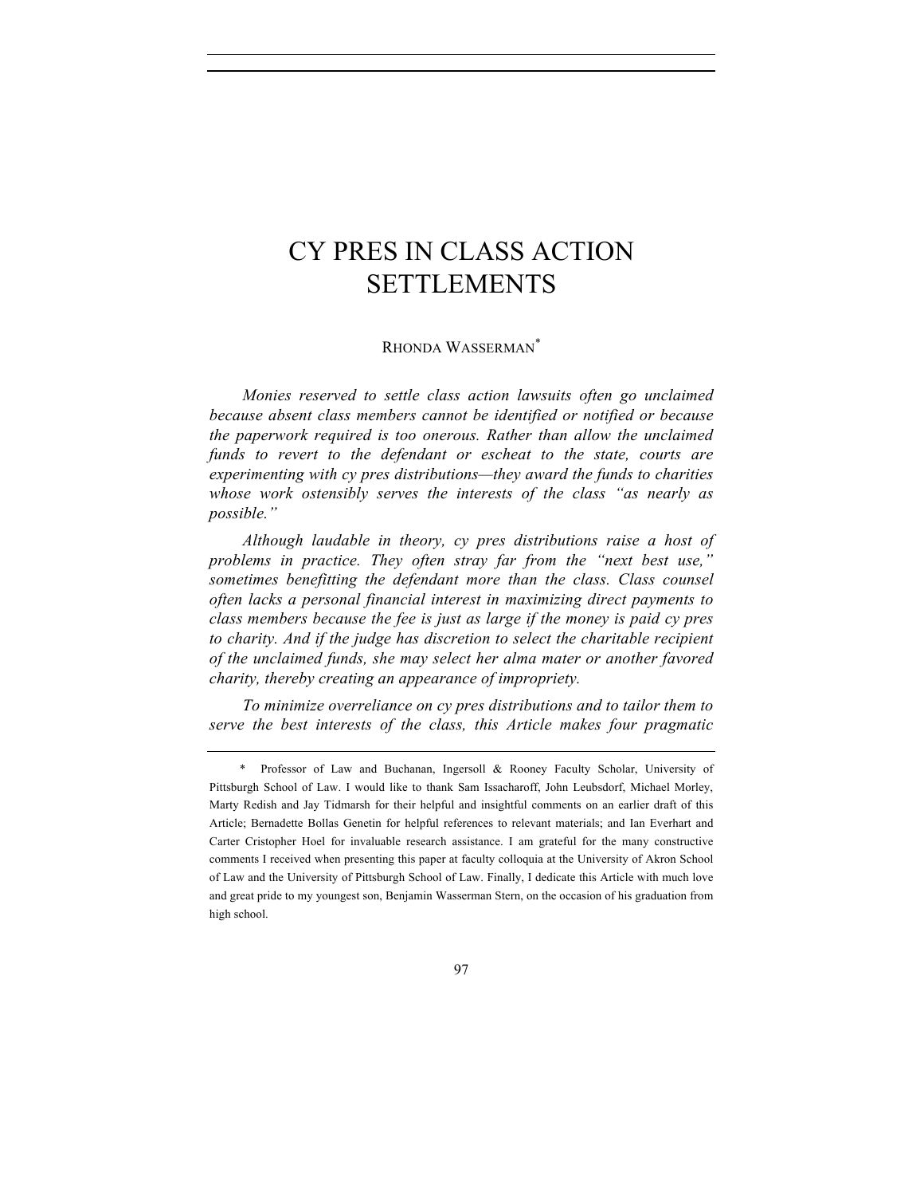# CY PRES IN CLASS ACTION SETTLEMENTS

RHONDA WASSERMAN[*]

*Monies reserved to settle class action lawsuits often go unclaimed because absent class members cannot be identified or notified or because the paperwork required is too onerous. Rather than allow the unclaimed funds to revert to the defendant or escheat to the state, courts are experimenting with cy pres distributions—they award the funds to charities whose work ostensibly serves the interests of the class "as nearly as possible."*

*Although laudable in theory, cy pres distributions raise a host of problems in practice. They often stray far from the "next best use," sometimes benefitting the defendant more than the class. Class counsel often lacks a personal financial interest in maximizing direct payments to class members because the fee is just as large if the money is paid cy pres to charity. And if the judge has discretion to select the charitable recipient of the unclaimed funds, she may select her alma mater or another favored charity, thereby creating an appearance of impropriety.*

*To minimize overreliance on cy pres distributions and to tailor them to serve the best interests of the class, this Article makes four pragmatic*

---

[*] Professor of Law and Buchanan, Ingersoll & Rooney Faculty Scholar, University of Pittsburgh School of Law. I would like to thank Sam Issacharoff, John Leubsdorf, Michael Morley, Marty Redish and Jay Tidmarsh for their helpful and insightful comments on an earlier draft of this Article; Bernadette Bollas Genetin for helpful references to relevant materials; and Ian Everhart and Carter Cristopher Hoel for invaluable research assistance. I am grateful for the many constructive comments I received when presenting this paper at faculty colloquia at the University of Akron School of Law and the University of Pittsburgh School of Law. Finally, I dedicate this Article with much love and great pride to my youngest son, Benjamin Wasserman Stern, on the occasion of his graduation from high school.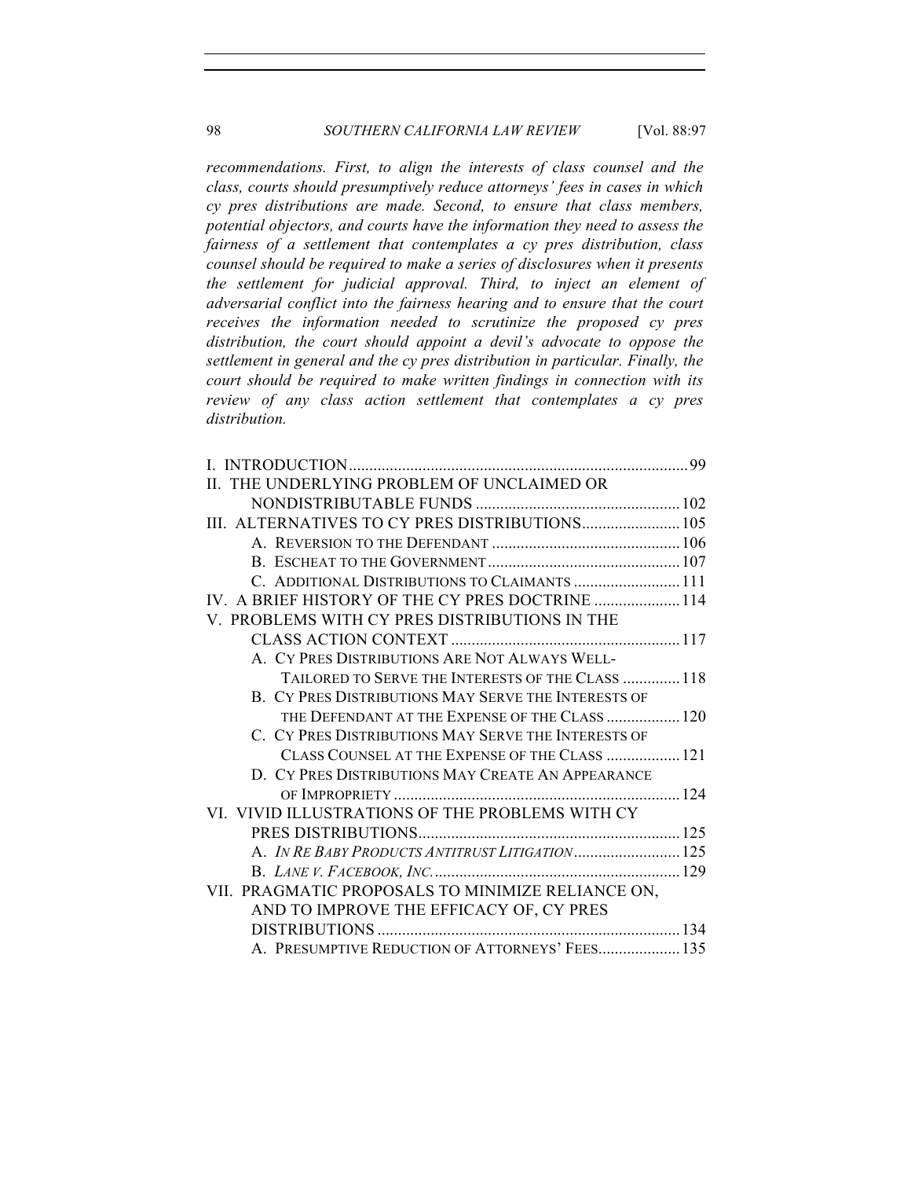*recommendations. First, to align the interests of class counsel and the class, courts should presumptively reduce attorneys' fees in cases in which cy pres distributions are made. Second, to ensure that class members, potential objectors, and courts have the information they need to assess the fairness of a settlement that contemplates a cy pres distribution, class counsel should be required to make a series of disclosures when it presents the settlement for judicial approval. Third, to inject an element of adversarial conflict into the fairness hearing and to ensure that the court receives the information needed to scrutinize the proposed cy pres distribution, the court should appoint a devil's advocate to oppose the settlement in general and the cy pres distribution in particular. Finally, the court should be required to make written findings in connection with its review of any class action settlement that contemplates a cy pres distribution.*

I. INTRODUCTION .......... 99
II. THE UNDERLYING PROBLEM OF UNCLAIMED OR NONDISTRIBUTABLE FUNDS .......... 102
III. ALTERNATIVES TO CY PRES DISTRIBUTIONS .......... 105
  A. REVERSION TO THE DEFENDANT .......... 106
  B. ESCHEAT TO THE GOVERNMENT .......... 107
  C. ADDITIONAL DISTRIBUTIONS TO CLAIMANTS .......... 111
IV. A BRIEF HISTORY OF THE CY PRES DOCTRINE .......... 114
V. PROBLEMS WITH CY PRES DISTRIBUTIONS IN THE CLASS ACTION CONTEXT .......... 117
  A. CY PRES DISTRIBUTIONS ARE NOT ALWAYS WELL-TAILORED TO SERVE THE INTERESTS OF THE CLASS .......... 118
  B. CY PRES DISTRIBUTIONS MAY SERVE THE INTERESTS OF THE DEFENDANT AT THE EXPENSE OF THE CLASS .......... 120
  C. CY PRES DISTRIBUTIONS MAY SERVE THE INTERESTS OF CLASS COUNSEL AT THE EXPENSE OF THE CLASS .......... 121
  D. CY PRES DISTRIBUTIONS MAY CREATE AN APPEARANCE OF IMPROPRIETY .......... 124
VI. VIVID ILLUSTRATIONS OF THE PROBLEMS WITH CY PRES DISTRIBUTIONS .......... 125
  A. *IN RE BABY PRODUCTS ANTITRUST LITIGATION* .......... 125
  B. *LANE V. FACEBOOK, INC.* .......... 129
VII. PRAGMATIC PROPOSALS TO MINIMIZE RELIANCE ON, AND TO IMPROVE THE EFFICACY OF, CY PRES DISTRIBUTIONS .......... 134
  A. PRESUMPTIVE REDUCTION OF ATTORNEYS' FEES .......... 135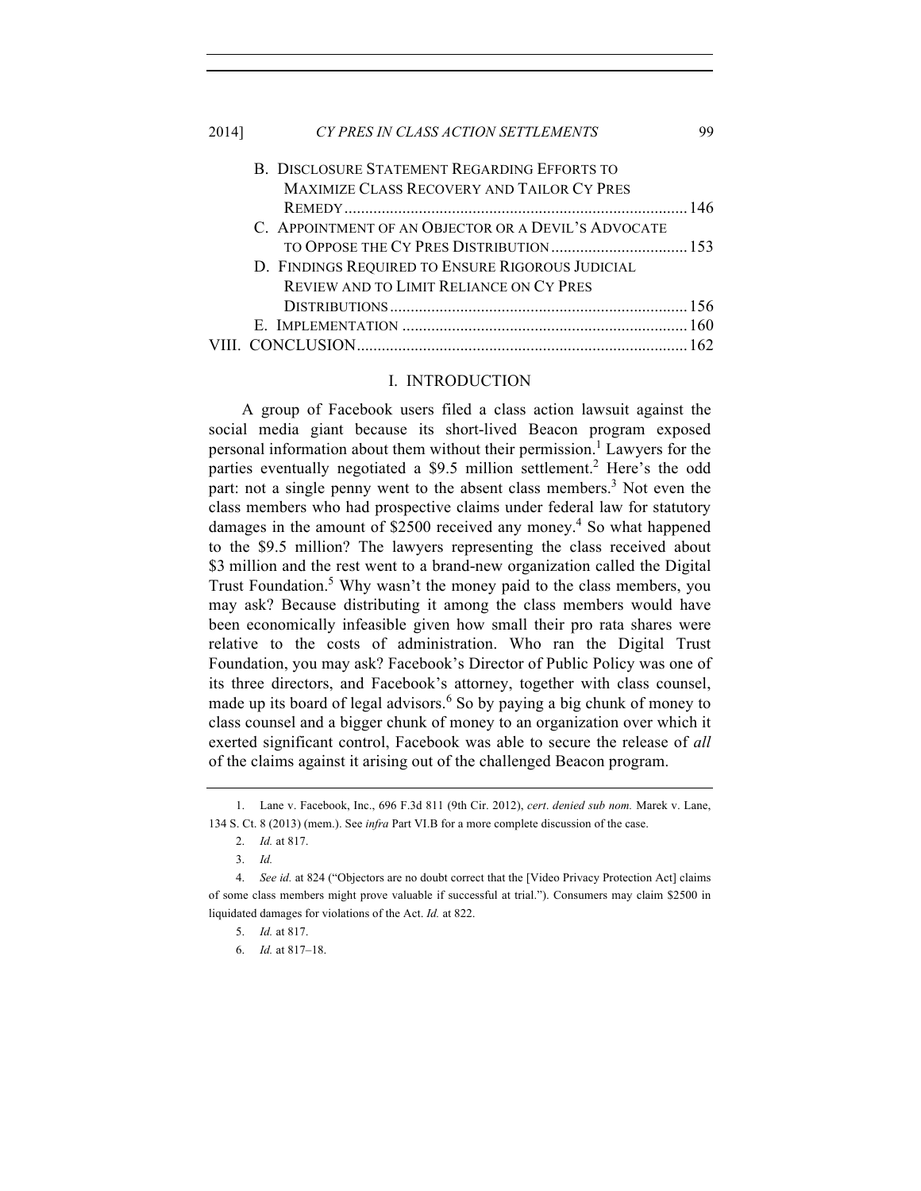B. Disclosure Statement Regarding Efforts to Maximize Class Recovery and Tailor Cy Pres Remedy .......... 146
C. Appointment of an Objector or a Devil's Advocate to Oppose the Cy Pres Distribution .......... 153
D. Findings Required to Ensure Rigorous Judicial Review and to Limit Reliance on Cy Pres Distributions .......... 156
E. Implementation .......... 160

VIII. Conclusion .......... 162

## I. INTRODUCTION

A group of Facebook users filed a class action lawsuit against the social media giant because its short-lived Beacon program exposed personal information about them without their permission.[1] Lawyers for the parties eventually negotiated a $9.5 million settlement.[2] Here's the odd part: not a single penny went to the absent class members.[3] Not even the class members who had prospective claims under federal law for statutory damages in the amount of $2500 received any money.[4] So what happened to the $9.5 million? The lawyers representing the class received about $3 million and the rest went to a brand-new organization called the Digital Trust Foundation.[5] Why wasn't the money paid to the class members, you may ask? Because distributing it among the class members would have been economically infeasible given how small their pro rata shares were relative to the costs of administration. Who ran the Digital Trust Foundation, you may ask? Facebook's Director of Public Policy was one of its three directors, and Facebook's attorney, together with class counsel, made up its board of legal advisors.[6] So by paying a big chunk of money to class counsel and a bigger chunk of money to an organization over which it exerted significant control, Facebook was able to secure the release of *all* of the claims against it arising out of the challenged Beacon program.

---

1. Lane v. Facebook, Inc., 696 F.3d 811 (9th Cir. 2012), *cert. denied sub nom.* Marek v. Lane, 134 S. Ct. 8 (2013) (mem.). See *infra* Part VI.B for a more complete discussion of the case.

2. *Id.* at 817.

3. *Id.*

4. *See id.* at 824 ("Objectors are no doubt correct that the [Video Privacy Protection Act] claims of some class members might prove valuable if successful at trial."). Consumers may claim $2500 in liquidated damages for violations of the Act. *Id.* at 822.

5. *Id.* at 817.

6. *Id.* at 817–18.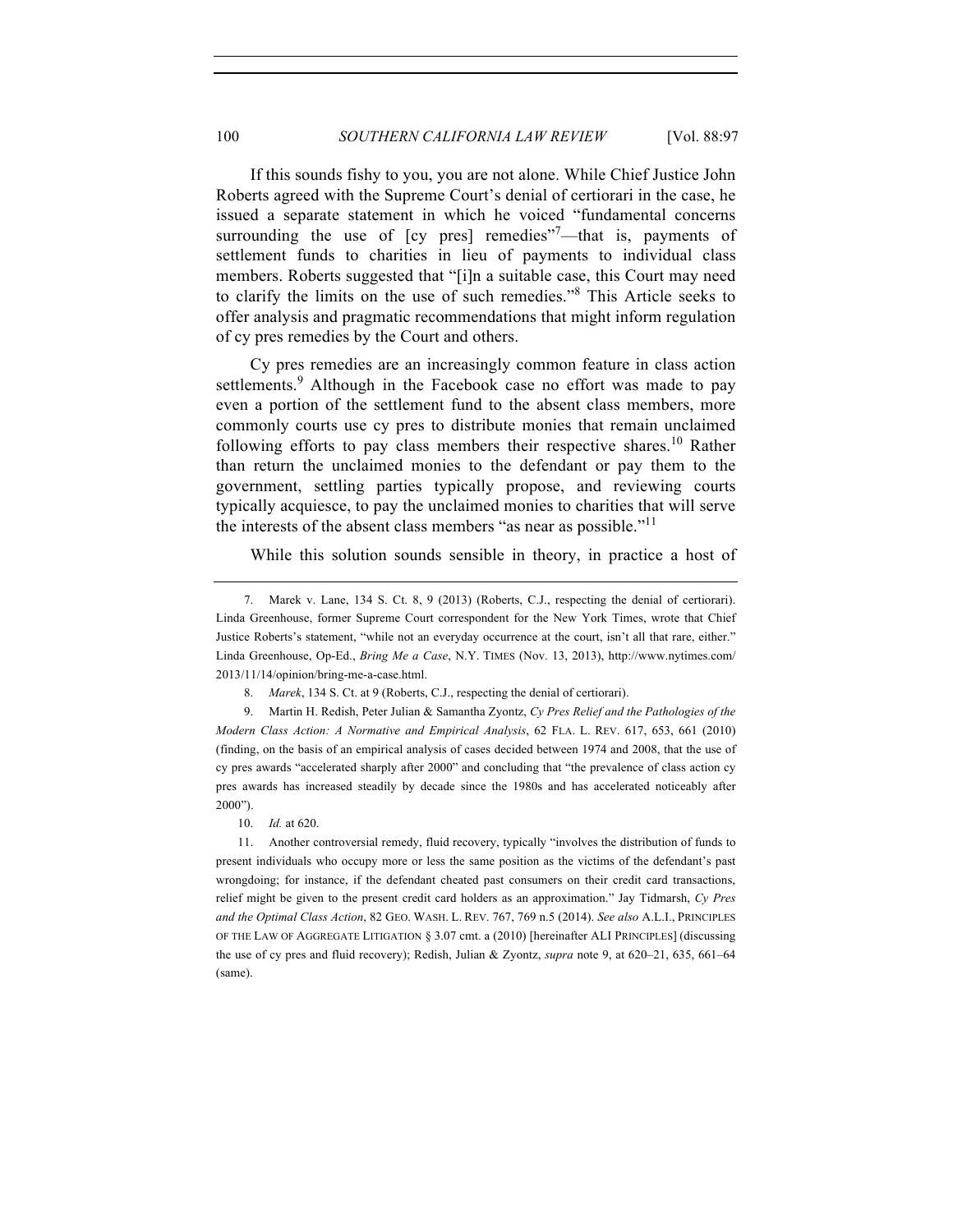If this sounds fishy to you, you are not alone. While Chief Justice John Roberts agreed with the Supreme Court's denial of certiorari in the case, he issued a separate statement in which he voiced "fundamental concerns surrounding the use of [cy pres] remedies"[7]—that is, payments of settlement funds to charities in lieu of payments to individual class members. Roberts suggested that "[i]n a suitable case, this Court may need to clarify the limits on the use of such remedies."[8] This Article seeks to offer analysis and pragmatic recommendations that might inform regulation of cy pres remedies by the Court and others.

Cy pres remedies are an increasingly common feature in class action settlements.[9] Although in the Facebook case no effort was made to pay even a portion of the settlement fund to the absent class members, more commonly courts use cy pres to distribute monies that remain unclaimed following efforts to pay class members their respective shares.[10] Rather than return the unclaimed monies to the defendant or pay them to the government, settling parties typically propose, and reviewing courts typically acquiesce, to pay the unclaimed monies to charities that will serve the interests of the absent class members "as near as possible."[11]

While this solution sounds sensible in theory, in practice a host of

---

7. Marek v. Lane, 134 S. Ct. 8, 9 (2013) (Roberts, C.J., respecting the denial of certiorari). Linda Greenhouse, former Supreme Court correspondent for the New York Times, wrote that Chief Justice Roberts's statement, "while not an everyday occurrence at the court, isn't all that rare, either." Linda Greenhouse, Op-Ed., *Bring Me a Case*, N.Y. TIMES (Nov. 13, 2013), http://www.nytimes.com/2013/11/14/opinion/bring-me-a-case.html.

8. *Marek*, 134 S. Ct. at 9 (Roberts, C.J., respecting the denial of certiorari).

9. Martin H. Redish, Peter Julian & Samantha Zyontz, *Cy Pres Relief and the Pathologies of the Modern Class Action: A Normative and Empirical Analysis*, 62 FLA. L. REV. 617, 653, 661 (2010) (finding, on the basis of an empirical analysis of cases decided between 1974 and 2008, that the use of cy pres awards "accelerated sharply after 2000" and concluding that "the prevalence of class action cy pres awards has increased steadily by decade since the 1980s and has accelerated noticeably after 2000").

10. *Id.* at 620.

11. Another controversial remedy, fluid recovery, typically "involves the distribution of funds to present individuals who occupy more or less the same position as the victims of the defendant's past wrongdoing; for instance, if the defendant cheated past consumers on their credit card transactions, relief might be given to the present credit card holders as an approximation." Jay Tidmarsh, *Cy Pres and the Optimal Class Action*, 82 GEO. WASH. L. REV. 767, 769 n.5 (2014). *See also* A.L.I., PRINCIPLES OF THE LAW OF AGGREGATE LITIGATION § 3.07 cmt. a (2010) [hereinafter ALI PRINCIPLES] (discussing the use of cy pres and fluid recovery); Redish, Julian & Zyontz, *supra* note 9, at 620–21, 635, 661–64 (same).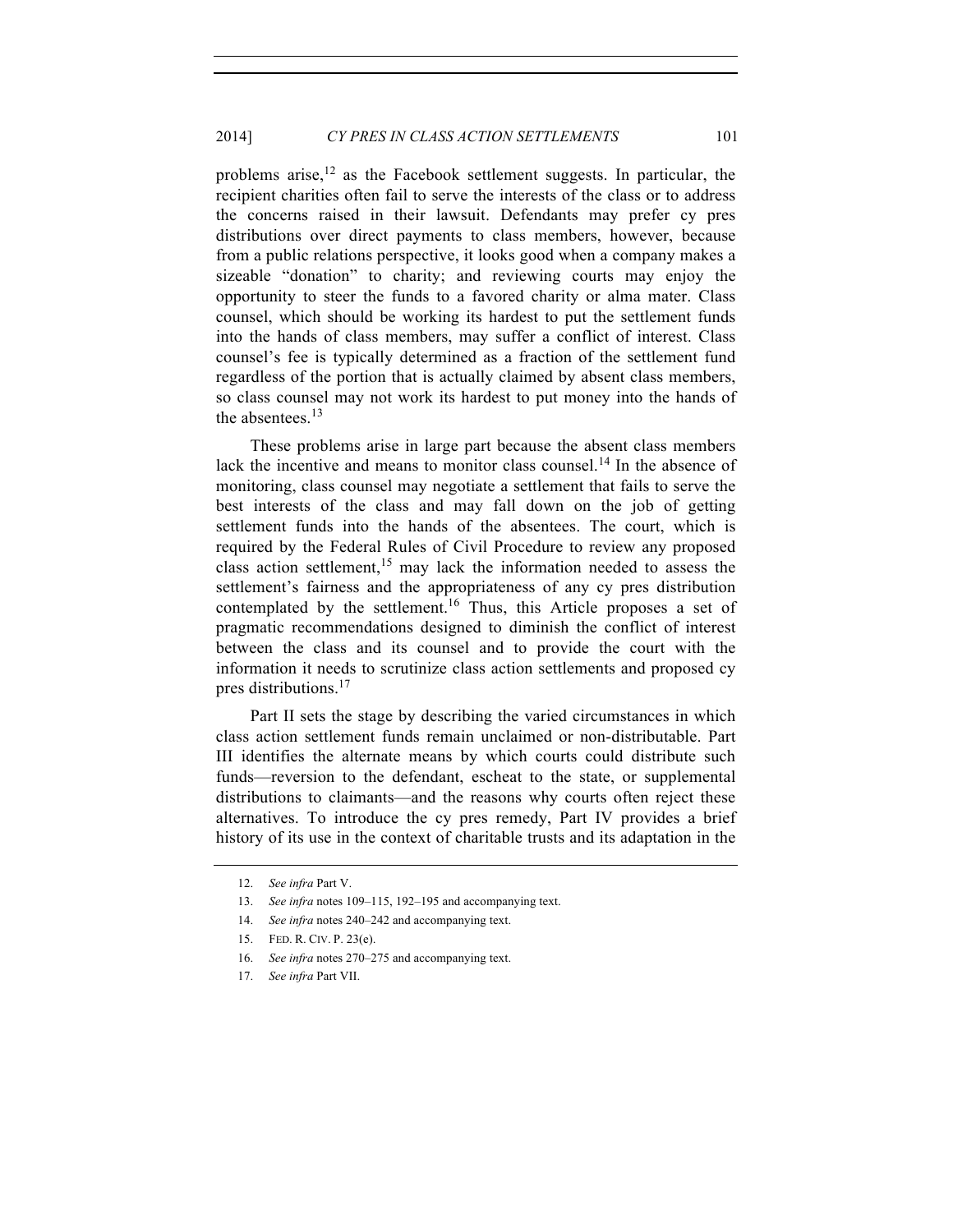problems arise,[12] as the Facebook settlement suggests. In particular, the recipient charities often fail to serve the interests of the class or to address the concerns raised in their lawsuit. Defendants may prefer cy pres distributions over direct payments to class members, however, because from a public relations perspective, it looks good when a company makes a sizeable "donation" to charity; and reviewing courts may enjoy the opportunity to steer the funds to a favored charity or alma mater. Class counsel, which should be working its hardest to put the settlement funds into the hands of class members, may suffer a conflict of interest. Class counsel's fee is typically determined as a fraction of the settlement fund regardless of the portion that is actually claimed by absent class members, so class counsel may not work its hardest to put money into the hands of the absentees.[13]

These problems arise in large part because the absent class members lack the incentive and means to monitor class counsel.[14] In the absence of monitoring, class counsel may negotiate a settlement that fails to serve the best interests of the class and may fall down on the job of getting settlement funds into the hands of the absentees. The court, which is required by the Federal Rules of Civil Procedure to review any proposed class action settlement,[15] may lack the information needed to assess the settlement's fairness and the appropriateness of any cy pres distribution contemplated by the settlement.[16] Thus, this Article proposes a set of pragmatic recommendations designed to diminish the conflict of interest between the class and its counsel and to provide the court with the information it needs to scrutinize class action settlements and proposed cy pres distributions.[17]

Part II sets the stage by describing the varied circumstances in which class action settlement funds remain unclaimed or non-distributable. Part III identifies the alternate means by which courts could distribute such funds—reversion to the defendant, escheat to the state, or supplemental distributions to claimants—and the reasons why courts often reject these alternatives. To introduce the cy pres remedy, Part IV provides a brief history of its use in the context of charitable trusts and its adaptation in the

---

12. *See infra* Part V.

13. *See infra* notes 109–115, 192–195 and accompanying text.

14. *See infra* notes 240–242 and accompanying text.

15. FED. R. CIV. P. 23(e).

16. *See infra* notes 270–275 and accompanying text.

17. *See infra* Part VII.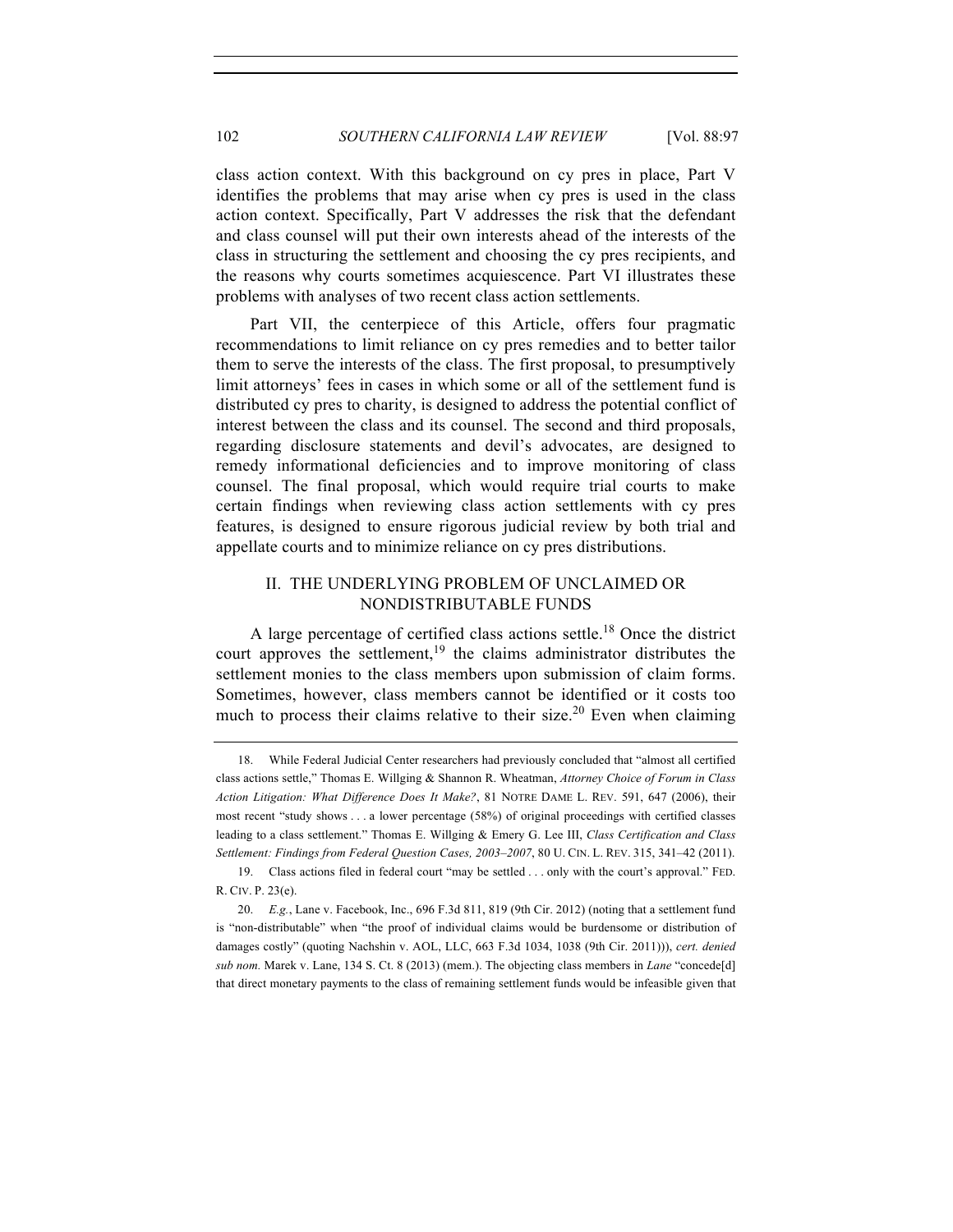class action context. With this background on cy pres in place, Part V identifies the problems that may arise when cy pres is used in the class action context. Specifically, Part V addresses the risk that the defendant and class counsel will put their own interests ahead of the interests of the class in structuring the settlement and choosing the cy pres recipients, and the reasons why courts sometimes acquiescence. Part VI illustrates these problems with analyses of two recent class action settlements.

Part VII, the centerpiece of this Article, offers four pragmatic recommendations to limit reliance on cy pres remedies and to better tailor them to serve the interests of the class. The first proposal, to presumptively limit attorneys' fees in cases in which some or all of the settlement fund is distributed cy pres to charity, is designed to address the potential conflict of interest between the class and its counsel. The second and third proposals, regarding disclosure statements and devil's advocates, are designed to remedy informational deficiencies and to improve monitoring of class counsel. The final proposal, which would require trial courts to make certain findings when reviewing class action settlements with cy pres features, is designed to ensure rigorous judicial review by both trial and appellate courts and to minimize reliance on cy pres distributions.

## II. THE UNDERLYING PROBLEM OF UNCLAIMED OR NONDISTRIBUTABLE FUNDS

A large percentage of certified class actions settle.[18] Once the district court approves the settlement,[19] the claims administrator distributes the settlement monies to the class members upon submission of claim forms. Sometimes, however, class members cannot be identified or it costs too much to process their claims relative to their size.[20] Even when claiming

---

18. While Federal Judicial Center researchers had previously concluded that "almost all certified class actions settle," Thomas E. Willging & Shannon R. Wheatman, *Attorney Choice of Forum in Class Action Litigation: What Difference Does It Make?*, 81 NOTRE DAME L. REV. 591, 647 (2006), their most recent "study shows . . . a lower percentage (58%) of original proceedings with certified classes leading to a class settlement." Thomas E. Willging & Emery G. Lee III, *Class Certification and Class Settlement: Findings from Federal Question Cases, 2003–2007*, 80 U. CIN. L. REV. 315, 341–42 (2011).

19. Class actions filed in federal court "may be settled . . . only with the court's approval." FED. R. CIV. P. 23(e).

20. *E.g.*, Lane v. Facebook, Inc., 696 F.3d 811, 819 (9th Cir. 2012) (noting that a settlement fund is "non-distributable" when "the proof of individual claims would be burdensome or distribution of damages costly" (quoting Nachshin v. AOL, LLC, 663 F.3d 1034, 1038 (9th Cir. 2011))), *cert. denied sub nom.* Marek v. Lane, 134 S. Ct. 8 (2013) (mem.). The objecting class members in *Lane* "concede[d] that direct monetary payments to the class of remaining settlement funds would be infeasible given that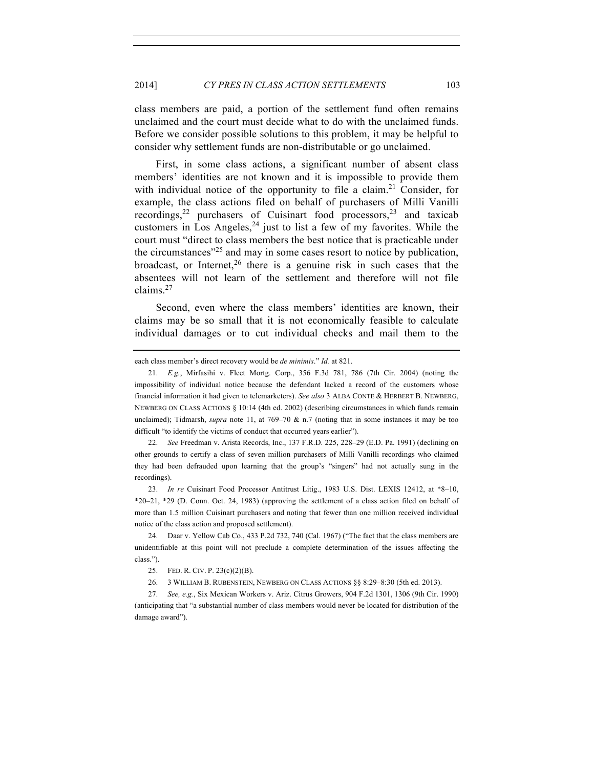class members are paid, a portion of the settlement fund often remains unclaimed and the court must decide what to do with the unclaimed funds. Before we consider possible solutions to this problem, it may be helpful to consider why settlement funds are non-distributable or go unclaimed.

First, in some class actions, a significant number of absent class members' identities are not known and it is impossible to provide them with individual notice of the opportunity to file a claim.[21] Consider, for example, the class actions filed on behalf of purchasers of Milli Vanilli recordings,[22] purchasers of Cuisinart food processors,[23] and taxicab customers in Los Angeles,[24] just to list a few of my favorites. While the court must "direct to class members the best notice that is practicable under the circumstances"[25] and may in some cases resort to notice by publication, broadcast, or Internet,[26] there is a genuine risk in such cases that the absentees will not learn of the settlement and therefore will not file claims.[27]

Second, even where the class members' identities are known, their claims may be so small that it is not economically feasible to calculate individual damages or to cut individual checks and mail them to the

---

each class member's direct recovery would be *de minimis*." *Id.* at 821.

21. *E.g.*, Mirfasihi v. Fleet Mortg. Corp., 356 F.3d 781, 786 (7th Cir. 2004) (noting the impossibility of individual notice because the defendant lacked a record of the customers whose financial information it had given to telemarketers). *See also* 3 ALBA CONTE & HERBERT B. NEWBERG, NEWBERG ON CLASS ACTIONS § 10:14 (4th ed. 2002) (describing circumstances in which funds remain unclaimed); Tidmarsh, *supra* note 11, at 769–70 & n.7 (noting that in some instances it may be too difficult "to identify the victims of conduct that occurred years earlier").

22. *See* Freedman v. Arista Records, Inc., 137 F.R.D. 225, 228–29 (E.D. Pa. 1991) (declining on other grounds to certify a class of seven million purchasers of Milli Vanilli recordings who claimed they had been defrauded upon learning that the group's "singers" had not actually sung in the recordings).

23. *In re* Cuisinart Food Processor Antitrust Litig., 1983 U.S. Dist. LEXIS 12412, at *8–10, *20–21, *29 (D. Conn. Oct. 24, 1983) (approving the settlement of a class action filed on behalf of more than 1.5 million Cuisinart purchasers and noting that fewer than one million received individual notice of the class action and proposed settlement).

24. Daar v. Yellow Cab Co., 433 P.2d 732, 740 (Cal. 1967) ("The fact that the class members are unidentifiable at this point will not preclude a complete determination of the issues affecting the class.").

25. FED. R. CIV. P. 23(c)(2)(B).

26. 3 WILLIAM B. RUBENSTEIN, NEWBERG ON CLASS ACTIONS §§ 8:29–8:30 (5th ed. 2013).

27. *See, e.g.*, Six Mexican Workers v. Ariz. Citrus Growers, 904 F.2d 1301, 1306 (9th Cir. 1990) (anticipating that "a substantial number of class members would never be located for distribution of the damage award").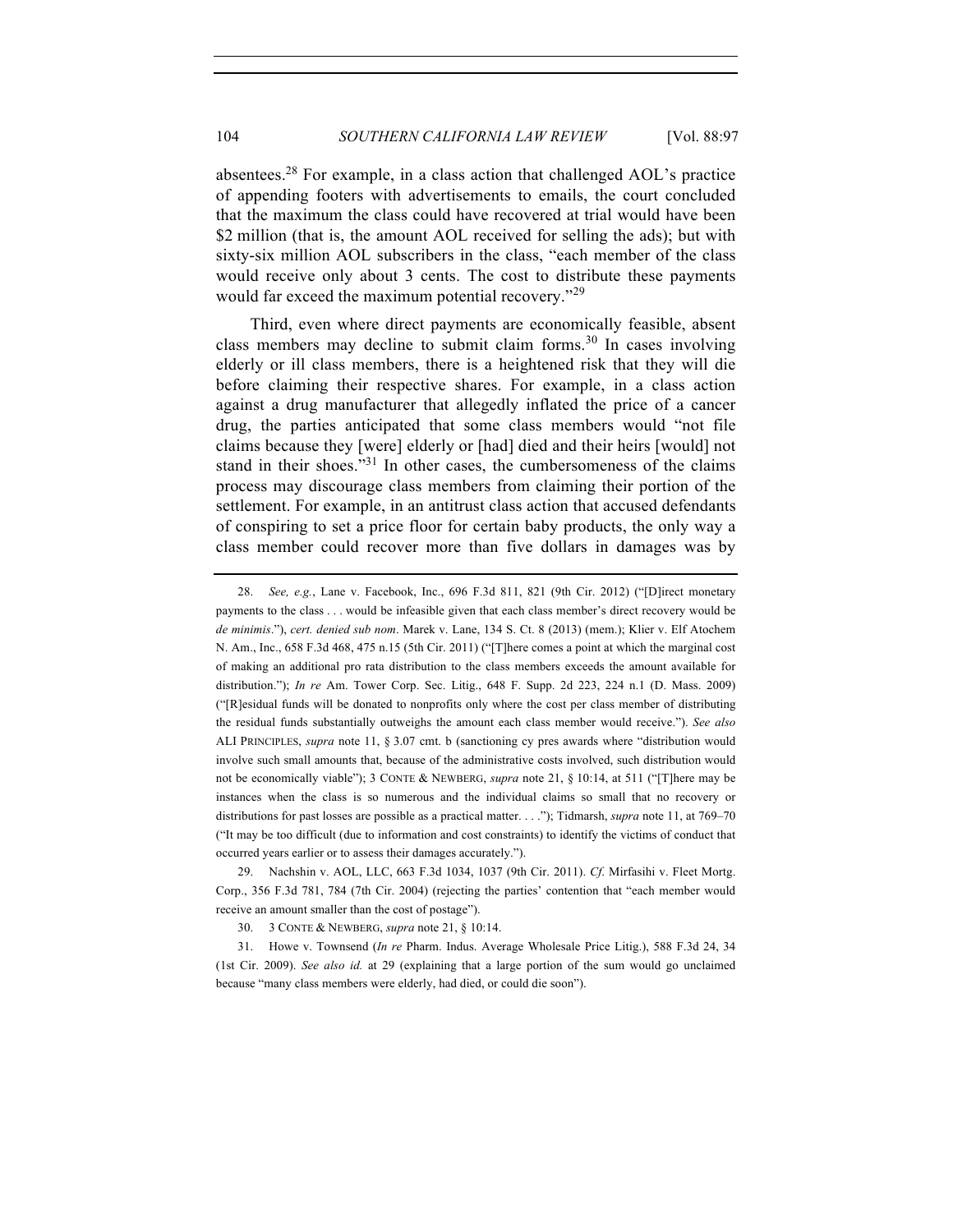absentees.[28] For example, in a class action that challenged AOL's practice of appending footers with advertisements to emails, the court concluded that the maximum the class could have recovered at trial would have been $2 million (that is, the amount AOL received for selling the ads); but with sixty-six million AOL subscribers in the class, "each member of the class would receive only about 3 cents. The cost to distribute these payments would far exceed the maximum potential recovery."[29]

Third, even where direct payments are economically feasible, absent class members may decline to submit claim forms.[30] In cases involving elderly or ill class members, there is a heightened risk that they will die before claiming their respective shares. For example, in a class action against a drug manufacturer that allegedly inflated the price of a cancer drug, the parties anticipated that some class members would "not file claims because they [were] elderly or [had] died and their heirs [would] not stand in their shoes."[31] In other cases, the cumbersomeness of the claims process may discourage class members from claiming their portion of the settlement. For example, in an antitrust class action that accused defendants of conspiring to set a price floor for certain baby products, the only way a class member could recover more than five dollars in damages was by

---

28. *See, e.g.*, Lane v. Facebook, Inc., 696 F.3d 811, 821 (9th Cir. 2012) ("[D]irect monetary payments to the class . . . would be infeasible given that each class member's direct recovery would be *de minimis*."), *cert. denied sub nom*. Marek v. Lane, 134 S. Ct. 8 (2013) (mem.); Klier v. Elf Atochem N. Am., Inc., 658 F.3d 468, 475 n.15 (5th Cir. 2011) ("[T]here comes a point at which the marginal cost of making an additional pro rata distribution to the class members exceeds the amount available for distribution."); *In re* Am. Tower Corp. Sec. Litig., 648 F. Supp. 2d 223, 224 n.1 (D. Mass. 2009) ("[R]esidual funds will be donated to nonprofits only where the cost per class member of distributing the residual funds substantially outweighs the amount each class member would receive."). *See also* ALI PRINCIPLES, *supra* note 11, § 3.07 cmt. b (sanctioning cy pres awards where "distribution would involve such small amounts that, because of the administrative costs involved, such distribution would not be economically viable"); 3 CONTE & NEWBERG, *supra* note 21, § 10:14, at 511 ("[T]here may be instances when the class is so numerous and the individual claims so small that no recovery or distributions for past losses are possible as a practical matter. . . ."); Tidmarsh, *supra* note 11, at 769–70 ("It may be too difficult (due to information and cost constraints) to identify the victims of conduct that occurred years earlier or to assess their damages accurately.").

29. Nachshin v. AOL, LLC, 663 F.3d 1034, 1037 (9th Cir. 2011). *Cf*. Mirfasihi v. Fleet Mortg. Corp., 356 F.3d 781, 784 (7th Cir. 2004) (rejecting the parties' contention that "each member would receive an amount smaller than the cost of postage").

30. 3 CONTE & NEWBERG, *supra* note 21, § 10:14.

31. Howe v. Townsend (*In re* Pharm. Indus. Average Wholesale Price Litig.), 588 F.3d 24, 34 (1st Cir. 2009). *See also id.* at 29 (explaining that a large portion of the sum would go unclaimed because "many class members were elderly, had died, or could die soon").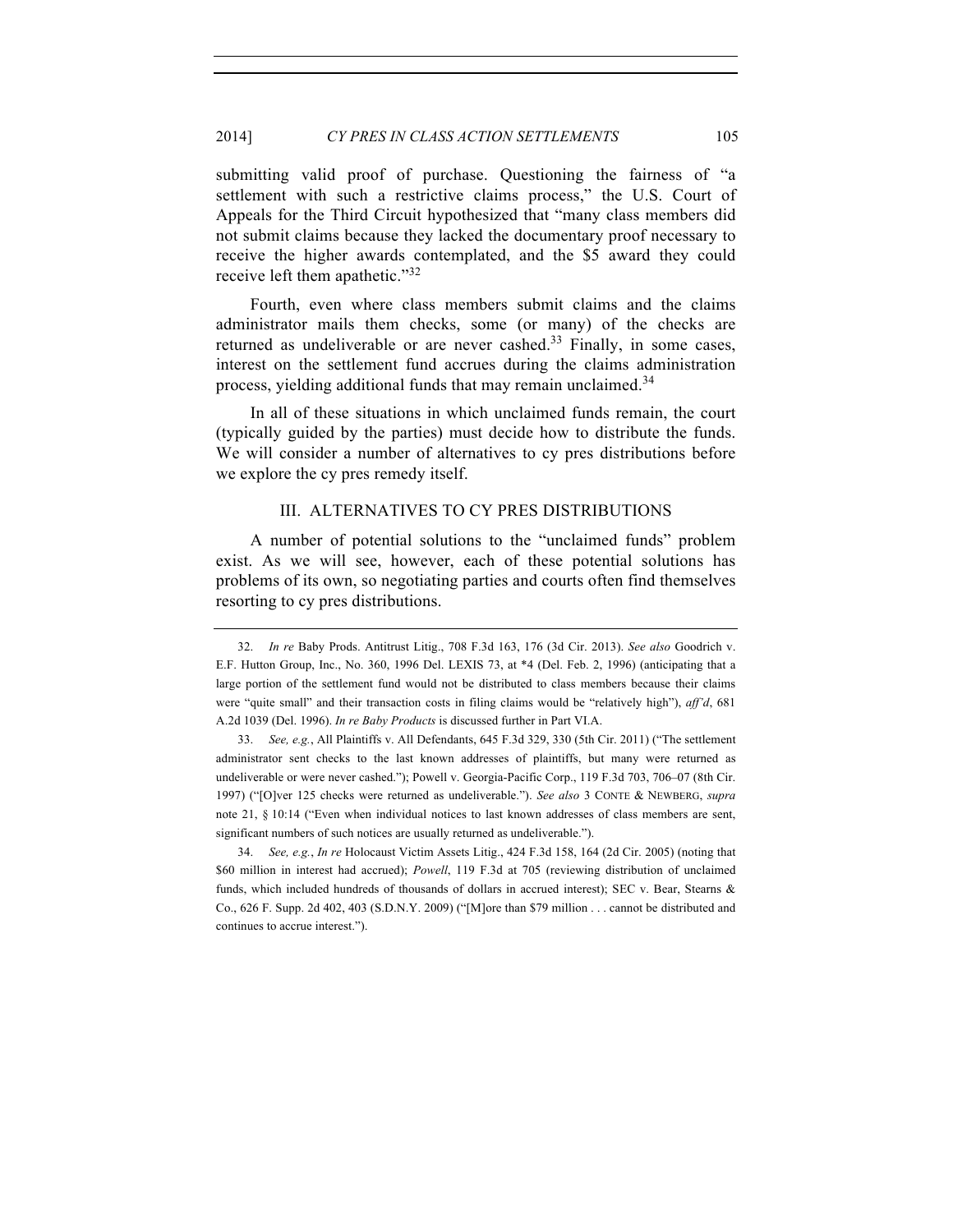submitting valid proof of purchase. Questioning the fairness of "a settlement with such a restrictive claims process," the U.S. Court of Appeals for the Third Circuit hypothesized that "many class members did not submit claims because they lacked the documentary proof necessary to receive the higher awards contemplated, and the $5 award they could receive left them apathetic."[32]

Fourth, even where class members submit claims and the claims administrator mails them checks, some (or many) of the checks are returned as undeliverable or are never cashed.[33] Finally, in some cases, interest on the settlement fund accrues during the claims administration process, yielding additional funds that may remain unclaimed.[34]

In all of these situations in which unclaimed funds remain, the court (typically guided by the parties) must decide how to distribute the funds. We will consider a number of alternatives to cy pres distributions before we explore the cy pres remedy itself.

## III. ALTERNATIVES TO CY PRES DISTRIBUTIONS

A number of potential solutions to the "unclaimed funds" problem exist. As we will see, however, each of these potential solutions has problems of its own, so negotiating parties and courts often find themselves resorting to cy pres distributions.

---

32. *In re* Baby Prods. Antitrust Litig., 708 F.3d 163, 176 (3d Cir. 2013). *See also* Goodrich v. E.F. Hutton Group, Inc., No. 360, 1996 Del. LEXIS 73, at *4 (Del. Feb. 2, 1996) (anticipating that a large portion of the settlement fund would not be distributed to class members because their claims were "quite small" and their transaction costs in filing claims would be "relatively high"), *aff'd*, 681 A.2d 1039 (Del. 1996). *In re Baby Products* is discussed further in Part VI.A.

33. *See, e.g.*, All Plaintiffs v. All Defendants, 645 F.3d 329, 330 (5th Cir. 2011) ("The settlement administrator sent checks to the last known addresses of plaintiffs, but many were returned as undeliverable or were never cashed."); Powell v. Georgia-Pacific Corp., 119 F.3d 703, 706–07 (8th Cir. 1997) ("[O]ver 125 checks were returned as undeliverable."). *See also* 3 CONTE & NEWBERG, *supra* note 21, § 10:14 ("Even when individual notices to last known addresses of class members are sent, significant numbers of such notices are usually returned as undeliverable.").

34. *See, e.g.*, *In re* Holocaust Victim Assets Litig., 424 F.3d 158, 164 (2d Cir. 2005) (noting that $60 million in interest had accrued); *Powell*, 119 F.3d at 705 (reviewing distribution of unclaimed funds, which included hundreds of thousands of dollars in accrued interest); SEC v. Bear, Stearns & Co., 626 F. Supp. 2d 402, 403 (S.D.N.Y. 2009) ("[M]ore than $79 million . . . cannot be distributed and continues to accrue interest.").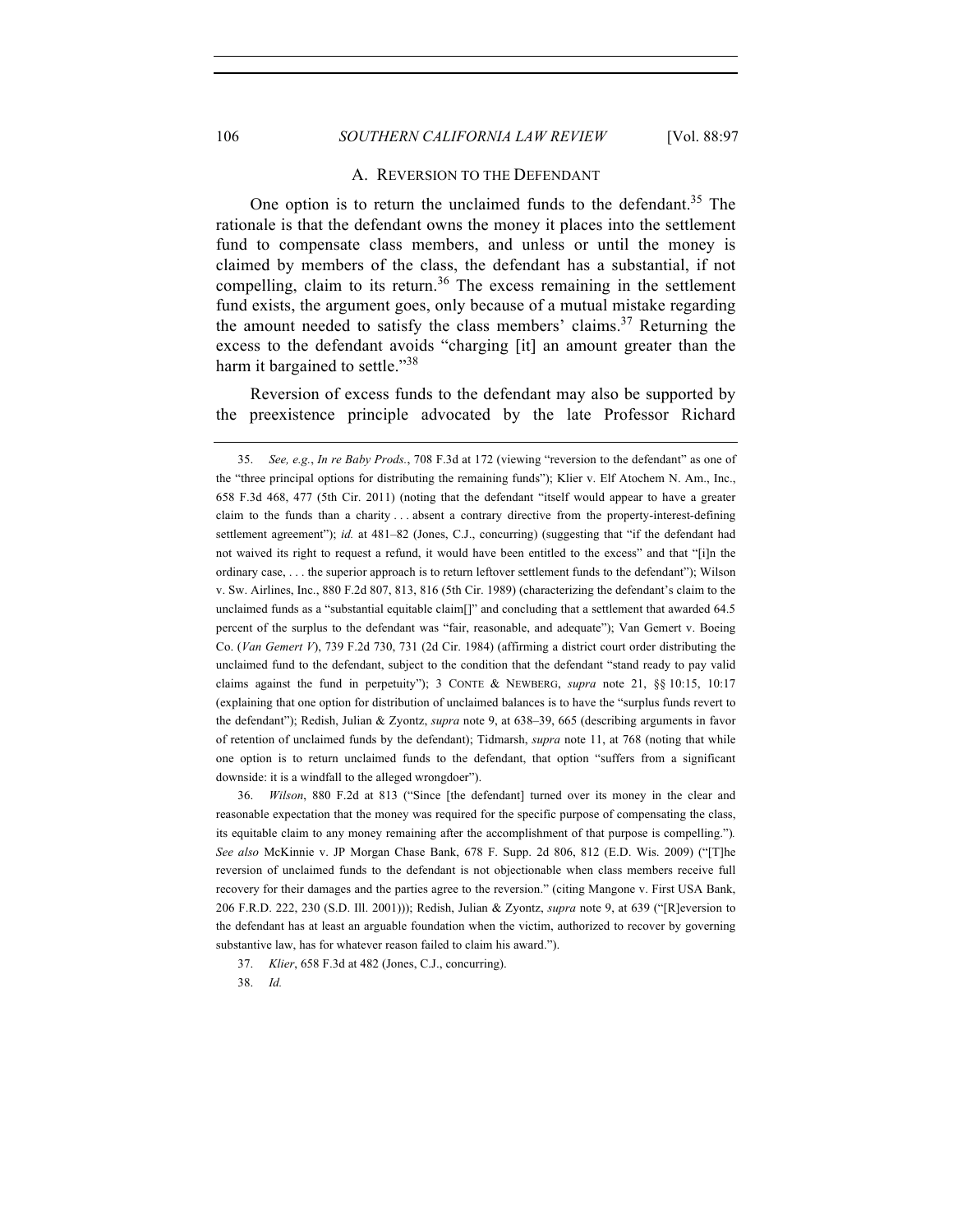### A. Reversion to the Defendant

One option is to return the unclaimed funds to the defendant.[35] The rationale is that the defendant owns the money it places into the settlement fund to compensate class members, and unless or until the money is claimed by members of the class, the defendant has a substantial, if not compelling, claim to its return.[36] The excess remaining in the settlement fund exists, the argument goes, only because of a mutual mistake regarding the amount needed to satisfy the class members' claims.[37] Returning the excess to the defendant avoids "charging [it] an amount greater than the harm it bargained to settle."[38]

Reversion of excess funds to the defendant may also be supported by the preexistence principle advocated by the late Professor Richard

---

35. *See, e.g.*, *In re Baby Prods.*, 708 F.3d at 172 (viewing "reversion to the defendant" as one of the "three principal options for distributing the remaining funds"); Klier v. Elf Atochem N. Am., Inc., 658 F.3d 468, 477 (5th Cir. 2011) (noting that the defendant "itself would appear to have a greater claim to the funds than a charity . . . absent a contrary directive from the property-interest-defining settlement agreement"); *id.* at 481–82 (Jones, C.J., concurring) (suggesting that "if the defendant had not waived its right to request a refund, it would have been entitled to the excess" and that "[i]n the ordinary case, . . . the superior approach is to return leftover settlement funds to the defendant"); Wilson v. Sw. Airlines, Inc., 880 F.2d 807, 813, 816 (5th Cir. 1989) (characterizing the defendant's claim to the unclaimed funds as a "substantial equitable claim[]" and concluding that a settlement that awarded 64.5 percent of the surplus to the defendant was "fair, reasonable, and adequate"); Van Gemert v. Boeing Co. (*Van Gemert V*), 739 F.2d 730, 731 (2d Cir. 1984) (affirming a district court order distributing the unclaimed fund to the defendant, subject to the condition that the defendant "stand ready to pay valid claims against the fund in perpetuity"); 3 CONTE & NEWBERG, *supra* note 21, §§ 10:15, 10:17 (explaining that one option for distribution of unclaimed balances is to have the "surplus funds revert to the defendant"); Redish, Julian & Zyontz, *supra* note 9, at 638–39, 665 (describing arguments in favor of retention of unclaimed funds by the defendant); Tidmarsh, *supra* note 11, at 768 (noting that while one option is to return unclaimed funds to the defendant, that option "suffers from a significant downside: it is a windfall to the alleged wrongdoer").

36. *Wilson*, 880 F.2d at 813 ("Since [the defendant] turned over its money in the clear and reasonable expectation that the money was required for the specific purpose of compensating the class, its equitable claim to any money remaining after the accomplishment of that purpose is compelling."). *See also* McKinnie v. JP Morgan Chase Bank, 678 F. Supp. 2d 806, 812 (E.D. Wis. 2009) ("[T]he reversion of unclaimed funds to the defendant is not objectionable when class members receive full recovery for their damages and the parties agree to the reversion." (citing Mangone v. First USA Bank, 206 F.R.D. 222, 230 (S.D. Ill. 2001))); Redish, Julian & Zyontz, *supra* note 9, at 639 ("[R]eversion to the defendant has at least an arguable foundation when the victim, authorized to recover by governing substantive law, has for whatever reason failed to claim his award.").

37. *Klier*, 658 F.3d at 482 (Jones, C.J., concurring).

38. *Id.*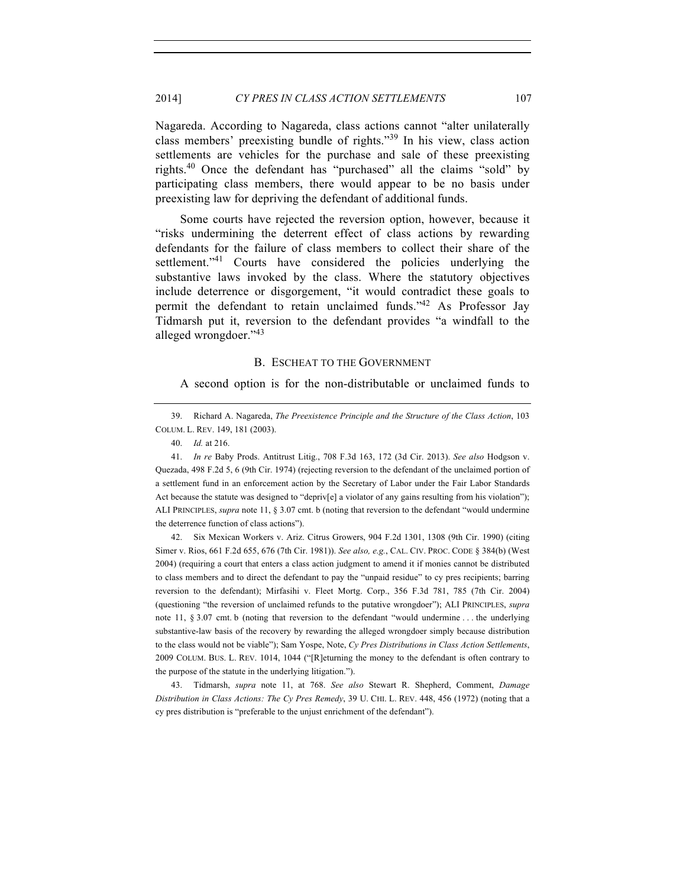Nagareda. According to Nagareda, class actions cannot "alter unilaterally class members' preexisting bundle of rights."[39] In his view, class action settlements are vehicles for the purchase and sale of these preexisting rights.[40] Once the defendant has "purchased" all the claims "sold" by participating class members, there would appear to be no basis under preexisting law for depriving the defendant of additional funds.

Some courts have rejected the reversion option, however, because it "risks undermining the deterrent effect of class actions by rewarding defendants for the failure of class members to collect their share of the settlement."[41] Courts have considered the policies underlying the substantive laws invoked by the class. Where the statutory objectives include deterrence or disgorgement, "it would contradict these goals to permit the defendant to retain unclaimed funds."[42] As Professor Jay Tidmarsh put it, reversion to the defendant provides "a windfall to the alleged wrongdoer."[43]

### B. ESCHEAT TO THE GOVERNMENT

A second option is for the non-distributable or unclaimed funds to

---

39. Richard A. Nagareda, *The Preexistence Principle and the Structure of the Class Action*, 103 COLUM. L. REV. 149, 181 (2003).

40. *Id.* at 216.

41. *In re* Baby Prods. Antitrust Litig., 708 F.3d 163, 172 (3d Cir. 2013). *See also* Hodgson v. Quezada, 498 F.2d 5, 6 (9th Cir. 1974) (rejecting reversion to the defendant of the unclaimed portion of a settlement fund in an enforcement action by the Secretary of Labor under the Fair Labor Standards Act because the statute was designed to "depriv[e] a violator of any gains resulting from his violation"); ALI PRINCIPLES, *supra* note 11, § 3.07 cmt. b (noting that reversion to the defendant "would undermine the deterrence function of class actions").

42. Six Mexican Workers v. Ariz. Citrus Growers, 904 F.2d 1301, 1308 (9th Cir. 1990) (citing Simer v. Rios, 661 F.2d 655, 676 (7th Cir. 1981)). *See also, e.g.*, CAL. CIV. PROC. CODE § 384(b) (West 2004) (requiring a court that enters a class action judgment to amend it if monies cannot be distributed to class members and to direct the defendant to pay the "unpaid residue" to cy pres recipients; barring reversion to the defendant); Mirfasihi v. Fleet Mortg. Corp., 356 F.3d 781, 785 (7th Cir. 2004) (questioning "the reversion of unclaimed refunds to the putative wrongdoer"); ALI PRINCIPLES, *supra* note 11, § 3.07 cmt. b (noting that reversion to the defendant "would undermine . . . the underlying substantive-law basis of the recovery by rewarding the alleged wrongdoer simply because distribution to the class would not be viable"); Sam Yospe, Note, *Cy Pres Distributions in Class Action Settlements*, 2009 COLUM. BUS. L. REV. 1014, 1044 ("[R]eturning the money to the defendant is often contrary to the purpose of the statute in the underlying litigation.").

43. Tidmarsh, *supra* note 11, at 768. *See also* Stewart R. Shepherd, Comment, *Damage Distribution in Class Actions: The Cy Pres Remedy*, 39 U. CHI. L. REV. 448, 456 (1972) (noting that a cy pres distribution is "preferable to the unjust enrichment of the defendant").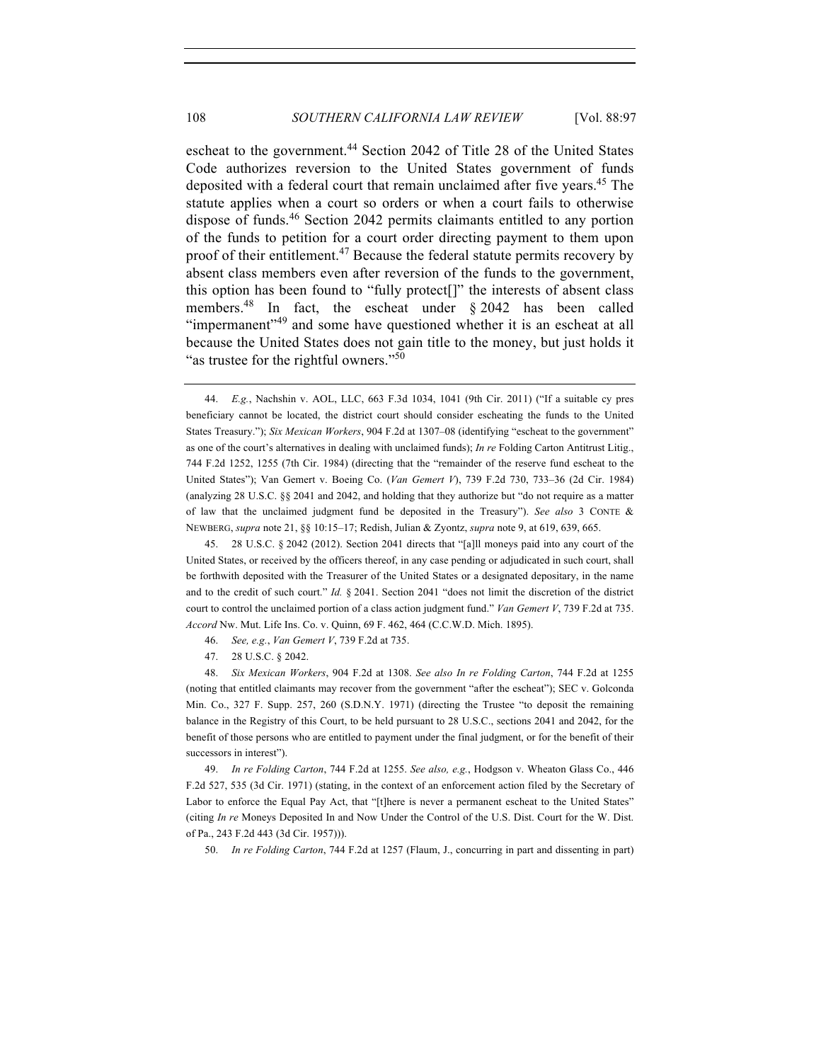escheat to the government.[44] Section 2042 of Title 28 of the United States Code authorizes reversion to the United States government of funds deposited with a federal court that remain unclaimed after five years.[45] The statute applies when a court so orders or when a court fails to otherwise dispose of funds.[46] Section 2042 permits claimants entitled to any portion of the funds to petition for a court order directing payment to them upon proof of their entitlement.[47] Because the federal statute permits recovery by absent class members even after reversion of the funds to the government, this option has been found to "fully protect[]" the interests of absent class members.[48] In fact, the escheat under § 2042 has been called "impermanent"[49] and some have questioned whether it is an escheat at all because the United States does not gain title to the money, but just holds it "as trustee for the rightful owners."[50]

---

44. *E.g.*, Nachshin v. AOL, LLC, 663 F.3d 1034, 1041 (9th Cir. 2011) ("If a suitable cy pres beneficiary cannot be located, the district court should consider escheating the funds to the United States Treasury."); *Six Mexican Workers*, 904 F.2d at 1307–08 (identifying "escheat to the government" as one of the court's alternatives in dealing with unclaimed funds); *In re* Folding Carton Antitrust Litig., 744 F.2d 1252, 1255 (7th Cir. 1984) (directing that the "remainder of the reserve fund escheat to the United States"); Van Gemert v. Boeing Co. (*Van Gemert V*), 739 F.2d 730, 733–36 (2d Cir. 1984) (analyzing 28 U.S.C. §§ 2041 and 2042, and holding that they authorize but "do not require as a matter of law that the unclaimed judgment fund be deposited in the Treasury"). *See also* 3 CONTE & NEWBERG, *supra* note 21, §§ 10:15–17; Redish, Julian & Zyontz, *supra* note 9, at 619, 639, 665.

45. 28 U.S.C. § 2042 (2012). Section 2041 directs that "[a]ll moneys paid into any court of the United States, or received by the officers thereof, in any case pending or adjudicated in such court, shall be forthwith deposited with the Treasurer of the United States or a designated depositary, in the name and to the credit of such court." *Id.* § 2041. Section 2041 "does not limit the discretion of the district court to control the unclaimed portion of a class action judgment fund." *Van Gemert V*, 739 F.2d at 735. *Accord* Nw. Mut. Life Ins. Co. v. Quinn, 69 F. 462, 464 (C.C.W.D. Mich. 1895).

46. *See, e.g.*, *Van Gemert V*, 739 F.2d at 735.

47. 28 U.S.C. § 2042.

48. *Six Mexican Workers*, 904 F.2d at 1308. *See also In re Folding Carton*, 744 F.2d at 1255 (noting that entitled claimants may recover from the government "after the escheat"); SEC v. Golconda Min. Co., 327 F. Supp. 257, 260 (S.D.N.Y. 1971) (directing the Trustee "to deposit the remaining balance in the Registry of this Court, to be held pursuant to 28 U.S.C., sections 2041 and 2042, for the benefit of those persons who are entitled to payment under the final judgment, or for the benefit of their successors in interest").

49. *In re Folding Carton*, 744 F.2d at 1255. *See also, e.g.*, Hodgson v. Wheaton Glass Co., 446 F.2d 527, 535 (3d Cir. 1971) (stating, in the context of an enforcement action filed by the Secretary of Labor to enforce the Equal Pay Act, that "[t]here is never a permanent escheat to the United States" (citing *In re* Moneys Deposited In and Now Under the Control of the U.S. Dist. Court for the W. Dist. of Pa., 243 F.2d 443 (3d Cir. 1957))).

50. *In re Folding Carton*, 744 F.2d at 1257 (Flaum, J., concurring in part and dissenting in part)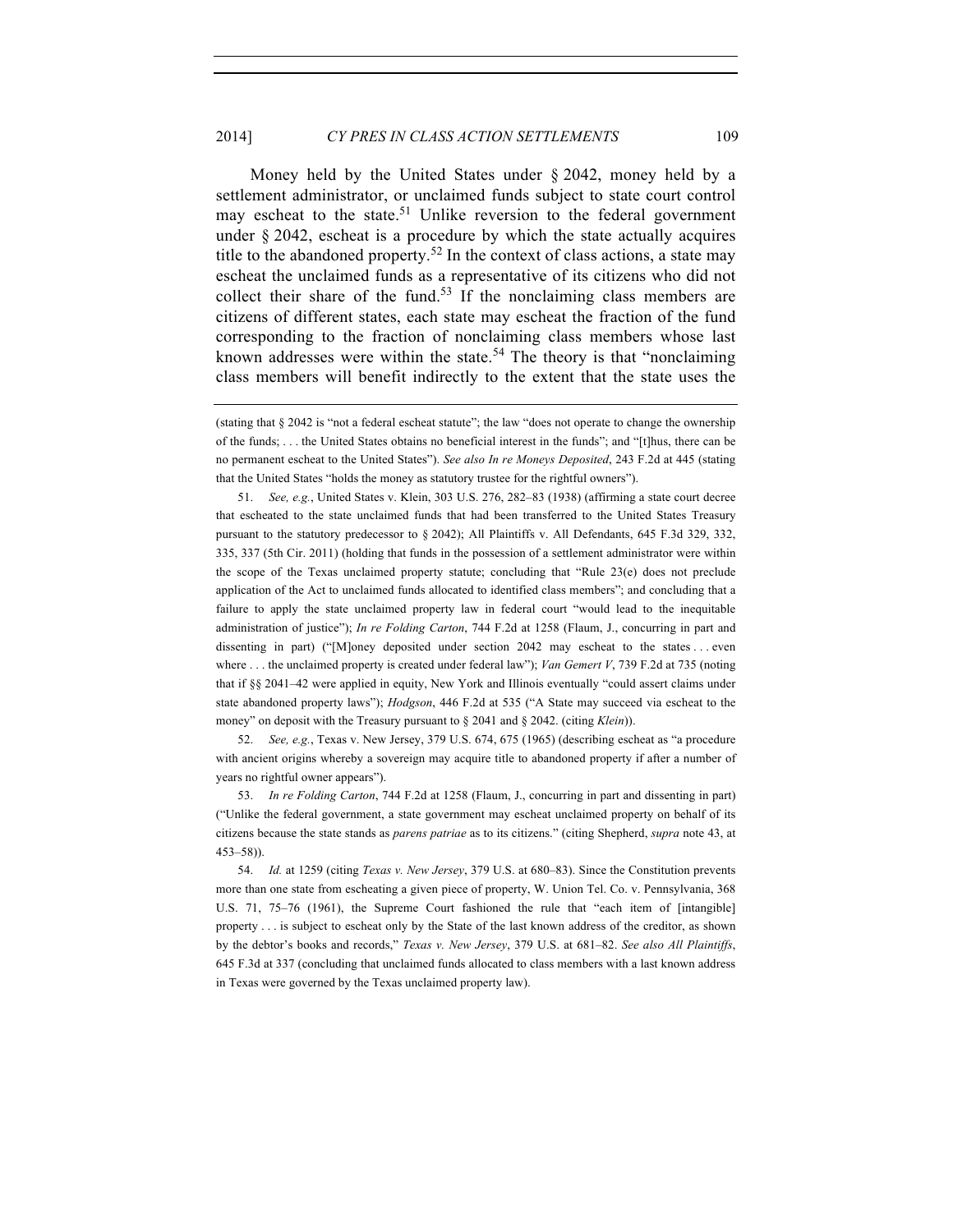Money held by the United States under § 2042, money held by a settlement administrator, or unclaimed funds subject to state court control may escheat to the state.[51] Unlike reversion to the federal government under § 2042, escheat is a procedure by which the state actually acquires title to the abandoned property.[52] In the context of class actions, a state may escheat the unclaimed funds as a representative of its citizens who did not collect their share of the fund.[53] If the nonclaiming class members are citizens of different states, each state may escheat the fraction of the fund corresponding to the fraction of nonclaiming class members whose last known addresses were within the state.[54] The theory is that "nonclaiming class members will benefit indirectly to the extent that the state uses the

---

(stating that § 2042 is "not a federal escheat statute"; the law "does not operate to change the ownership of the funds; . . . the United States obtains no beneficial interest in the funds"; and "[t]hus, there can be no permanent escheat to the United States"). *See also In re Moneys Deposited*, 243 F.2d at 445 (stating that the United States "holds the money as statutory trustee for the rightful owners").

51. *See, e.g.*, United States v. Klein, 303 U.S. 276, 282–83 (1938) (affirming a state court decree that escheated to the state unclaimed funds that had been transferred to the United States Treasury pursuant to the statutory predecessor to § 2042); All Plaintiffs v. All Defendants, 645 F.3d 329, 332, 335, 337 (5th Cir. 2011) (holding that funds in the possession of a settlement administrator were within the scope of the Texas unclaimed property statute; concluding that "Rule 23(e) does not preclude application of the Act to unclaimed funds allocated to identified class members"; and concluding that a failure to apply the state unclaimed property law in federal court "would lead to the inequitable administration of justice"); *In re Folding Carton*, 744 F.2d at 1258 (Flaum, J., concurring in part and dissenting in part) ("[M]oney deposited under section 2042 may escheat to the states . . . even where . . . the unclaimed property is created under federal law"); *Van Gemert V*, 739 F.2d at 735 (noting that if §§ 2041–42 were applied in equity, New York and Illinois eventually "could assert claims under state abandoned property laws"); *Hodgson*, 446 F.2d at 535 ("A State may succeed via escheat to the money" on deposit with the Treasury pursuant to § 2041 and § 2042. (citing *Klein*)).

52. *See, e.g.*, Texas v. New Jersey, 379 U.S. 674, 675 (1965) (describing escheat as "a procedure with ancient origins whereby a sovereign may acquire title to abandoned property if after a number of years no rightful owner appears").

53. *In re Folding Carton*, 744 F.2d at 1258 (Flaum, J., concurring in part and dissenting in part) ("Unlike the federal government, a state government may escheat unclaimed property on behalf of its citizens because the state stands as *parens patriae* as to its citizens." (citing Shepherd, *supra* note 43, at 453–58)).

54. *Id.* at 1259 (citing *Texas v. New Jersey*, 379 U.S. at 680–83). Since the Constitution prevents more than one state from escheating a given piece of property, W. Union Tel. Co. v. Pennsylvania, 368 U.S. 71, 75–76 (1961), the Supreme Court fashioned the rule that "each item of [intangible] property . . . is subject to escheat only by the State of the last known address of the creditor, as shown by the debtor's books and records," *Texas v. New Jersey*, 379 U.S. at 681–82. *See also All Plaintiffs*, 645 F.3d at 337 (concluding that unclaimed funds allocated to class members with a last known address in Texas were governed by the Texas unclaimed property law).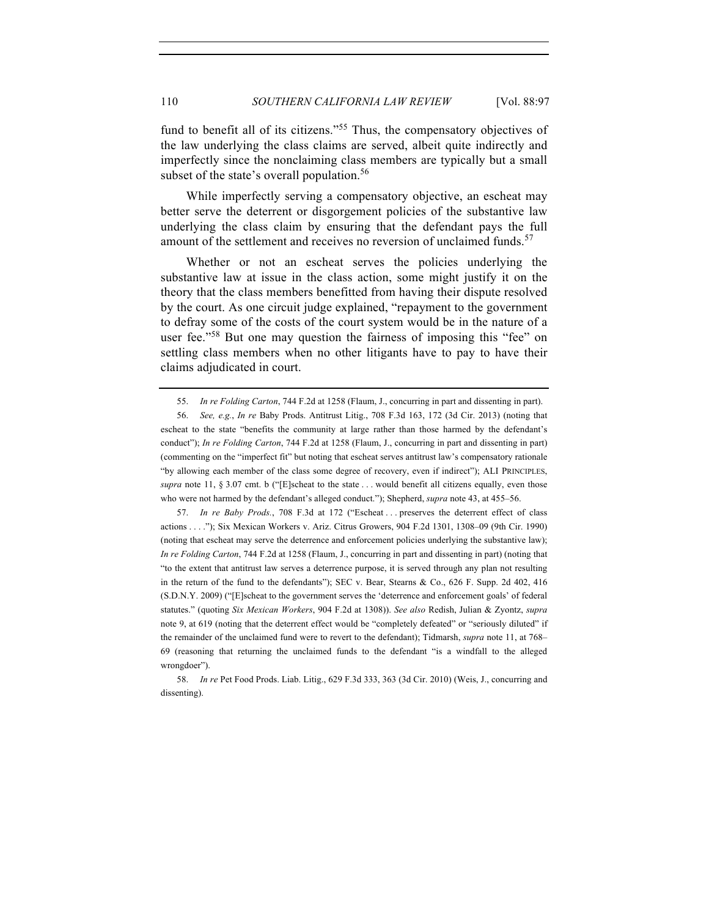fund to benefit all of its citizens."[55] Thus, the compensatory objectives of the law underlying the class claims are served, albeit quite indirectly and imperfectly since the nonclaiming class members are typically but a small subset of the state's overall population.[56]

While imperfectly serving a compensatory objective, an escheat may better serve the deterrent or disgorgement policies of the substantive law underlying the class claim by ensuring that the defendant pays the full amount of the settlement and receives no reversion of unclaimed funds.[57]

Whether or not an escheat serves the policies underlying the substantive law at issue in the class action, some might justify it on the theory that the class members benefitted from having their dispute resolved by the court. As one circuit judge explained, "repayment to the government to defray some of the costs of the court system would be in the nature of a user fee."[58] But one may question the fairness of imposing this "fee" on settling class members when no other litigants have to pay to have their claims adjudicated in court.

---

55. *In re Folding Carton*, 744 F.2d at 1258 (Flaum, J., concurring in part and dissenting in part).

56. *See, e.g.*, *In re* Baby Prods. Antitrust Litig., 708 F.3d 163, 172 (3d Cir. 2013) (noting that escheat to the state "benefits the community at large rather than those harmed by the defendant's conduct"); *In re Folding Carton*, 744 F.2d at 1258 (Flaum, J., concurring in part and dissenting in part) (commenting on the "imperfect fit" but noting that escheat serves antitrust law's compensatory rationale "by allowing each member of the class some degree of recovery, even if indirect"); ALI PRINCIPLES, *supra* note 11, § 3.07 cmt. b ("[E]scheat to the state . . . would benefit all citizens equally, even those who were not harmed by the defendant's alleged conduct."); Shepherd, *supra* note 43, at 455–56.

57. *In re Baby Prods.*, 708 F.3d at 172 ("Escheat . . . preserves the deterrent effect of class actions . . . ."); Six Mexican Workers v. Ariz. Citrus Growers, 904 F.2d 1301, 1308–09 (9th Cir. 1990) (noting that escheat may serve the deterrence and enforcement policies underlying the substantive law); *In re Folding Carton*, 744 F.2d at 1258 (Flaum, J., concurring in part and dissenting in part) (noting that "to the extent that antitrust law serves a deterrence purpose, it is served through any plan not resulting in the return of the fund to the defendants"); SEC v. Bear, Stearns & Co., 626 F. Supp. 2d 402, 416 (S.D.N.Y. 2009) ("[E]scheat to the government serves the 'deterrence and enforcement goals' of federal statutes." (quoting *Six Mexican Workers*, 904 F.2d at 1308)). *See also* Redish, Julian & Zyontz, *supra* note 9, at 619 (noting that the deterrent effect would be "completely defeated" or "seriously diluted" if the remainder of the unclaimed fund were to revert to the defendant); Tidmarsh, *supra* note 11, at 768–69 (reasoning that returning the unclaimed funds to the defendant "is a windfall to the alleged wrongdoer").

58. *In re* Pet Food Prods. Liab. Litig., 629 F.3d 333, 363 (3d Cir. 2010) (Weis, J., concurring and dissenting).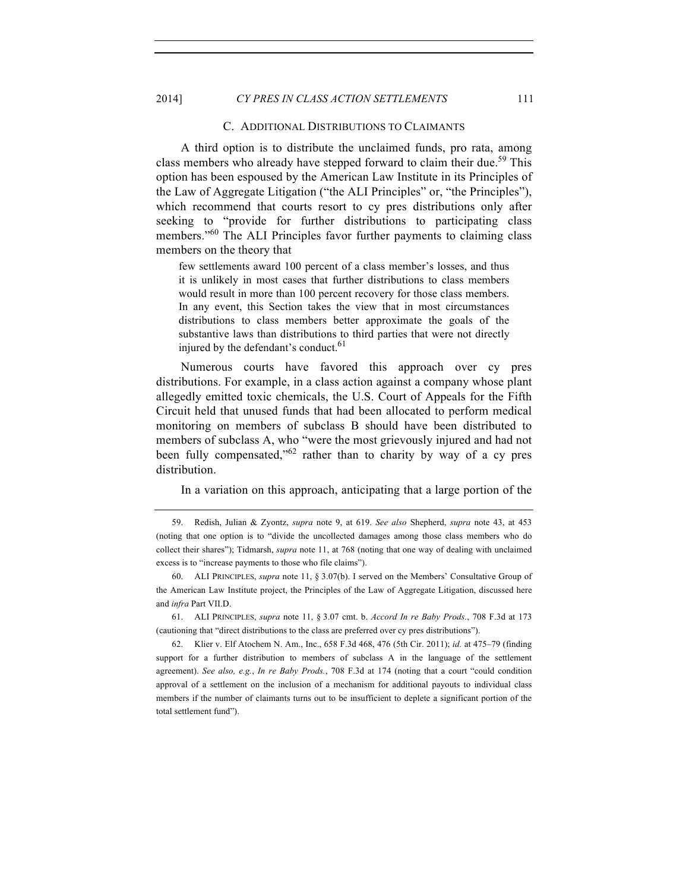### C. ADDITIONAL DISTRIBUTIONS TO CLAIMANTS

A third option is to distribute the unclaimed funds, pro rata, among class members who already have stepped forward to claim their due.[59] This option has been espoused by the American Law Institute in its Principles of the Law of Aggregate Litigation ("the ALI Principles" or, "the Principles"), which recommend that courts resort to cy pres distributions only after seeking to "provide for further distributions to participating class members."[60] The ALI Principles favor further payments to claiming class members on the theory that

> few settlements award 100 percent of a class member's losses, and thus it is unlikely in most cases that further distributions to class members would result in more than 100 percent recovery for those class members. In any event, this Section takes the view that in most circumstances distributions to class members better approximate the goals of the substantive laws than distributions to third parties that were not directly injured by the defendant's conduct.[61]

Numerous courts have favored this approach over cy pres distributions. For example, in a class action against a company whose plant allegedly emitted toxic chemicals, the U.S. Court of Appeals for the Fifth Circuit held that unused funds that had been allocated to perform medical monitoring on members of subclass B should have been distributed to members of subclass A, who "were the most grievously injured and had not been fully compensated,"[62] rather than to charity by way of a cy pres distribution.

In a variation on this approach, anticipating that a large portion of the

---

59. Redish, Julian & Zyontz, *supra* note 9, at 619. *See also* Shepherd, *supra* note 43, at 453 (noting that one option is to "divide the uncollected damages among those class members who do collect their shares"); Tidmarsh, *supra* note 11, at 768 (noting that one way of dealing with unclaimed excess is to "increase payments to those who file claims").

60. ALI PRINCIPLES, *supra* note 11, § 3.07(b). I served on the Members' Consultative Group of the American Law Institute project, the Principles of the Law of Aggregate Litigation, discussed here and *infra* Part VII.D.

61. ALI PRINCIPLES, *supra* note 11, § 3.07 cmt. b. *Accord In re Baby Prods.*, 708 F.3d at 173 (cautioning that "direct distributions to the class are preferred over cy pres distributions").

62. Klier v. Elf Atochem N. Am., Inc., 658 F.3d 468, 476 (5th Cir. 2011); *id.* at 475–79 (finding support for a further distribution to members of subclass A in the language of the settlement agreement). *See also, e.g.*, *In re Baby Prods.*, 708 F.3d at 174 (noting that a court "could condition approval of a settlement on the inclusion of a mechanism for additional payouts to individual class members if the number of claimants turns out to be insufficient to deplete a significant portion of the total settlement fund").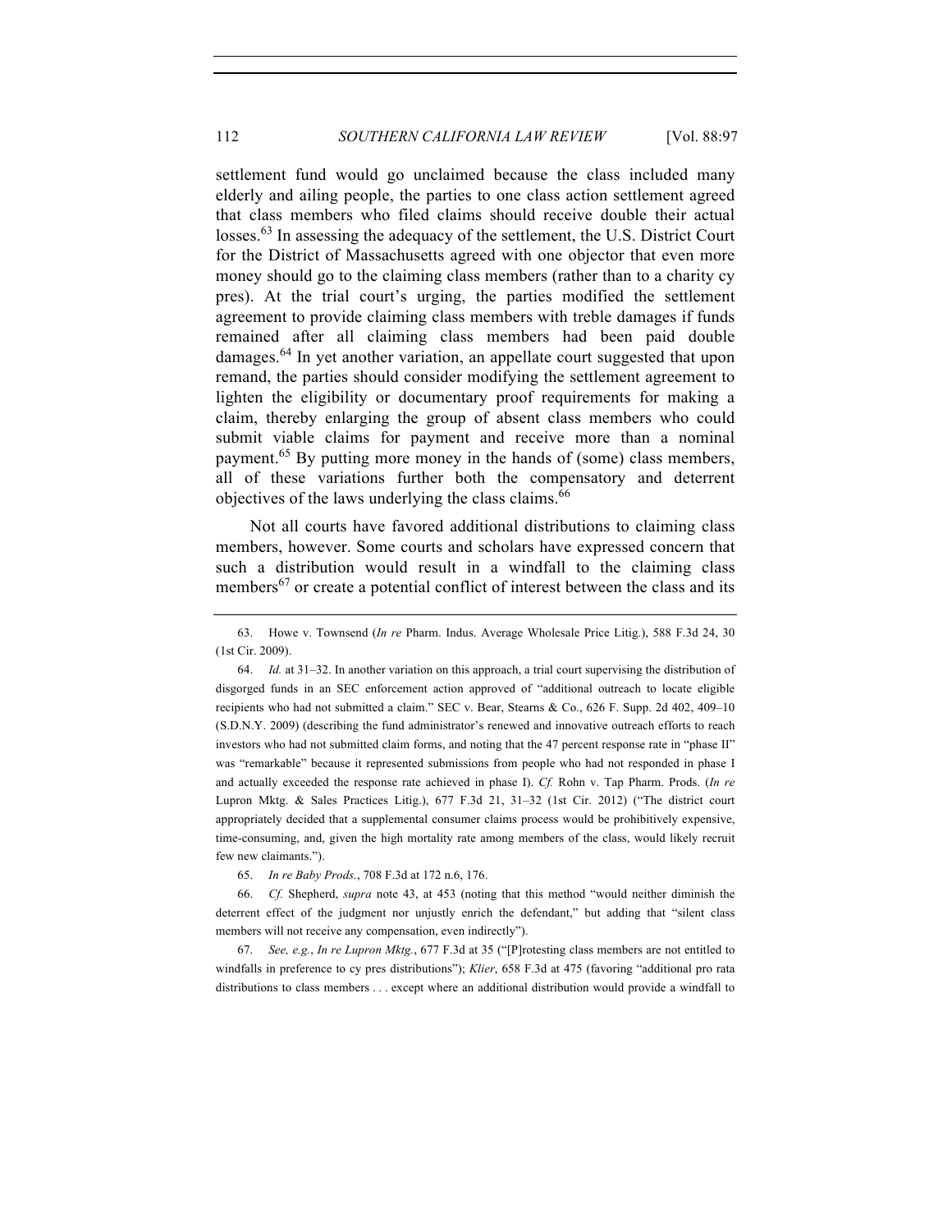settlement fund would go unclaimed because the class included many elderly and ailing people, the parties to one class action settlement agreed that class members who filed claims should receive double their actual losses.[63] In assessing the adequacy of the settlement, the U.S. District Court for the District of Massachusetts agreed with one objector that even more money should go to the claiming class members (rather than to a charity cy pres). At the trial court's urging, the parties modified the settlement agreement to provide claiming class members with treble damages if funds remained after all claiming class members had been paid double damages.[64] In yet another variation, an appellate court suggested that upon remand, the parties should consider modifying the settlement agreement to lighten the eligibility or documentary proof requirements for making a claim, thereby enlarging the group of absent class members who could submit viable claims for payment and receive more than a nominal payment.[65] By putting more money in the hands of (some) class members, all of these variations further both the compensatory and deterrent objectives of the laws underlying the class claims.[66]

Not all courts have favored additional distributions to claiming class members, however. Some courts and scholars have expressed concern that such a distribution would result in a windfall to the claiming class members[67] or create a potential conflict of interest between the class and its

---

63. Howe v. Townsend (*In re* Pharm. Indus. Average Wholesale Price Litig.), 588 F.3d 24, 30 (1st Cir. 2009).

64. *Id.* at 31–32. In another variation on this approach, a trial court supervising the distribution of disgorged funds in an SEC enforcement action approved of "additional outreach to locate eligible recipients who had not submitted a claim." SEC v. Bear, Stearns & Co., 626 F. Supp. 2d 402, 409–10 (S.D.N.Y. 2009) (describing the fund administrator's renewed and innovative outreach efforts to reach investors who had not submitted claim forms, and noting that the 47 percent response rate in "phase II" was "remarkable" because it represented submissions from people who had not responded in phase I and actually exceeded the response rate achieved in phase I). *Cf.* Rohn v. Tap Pharm. Prods. (*In re* Lupron Mktg. & Sales Practices Litig.), 677 F.3d 21, 31–32 (1st Cir. 2012) ("The district court appropriately decided that a supplemental consumer claims process would be prohibitively expensive, time-consuming, and, given the high mortality rate among members of the class, would likely recruit few new claimants.").

65. *In re Baby Prods.*, 708 F.3d at 172 n.6, 176.

66. *Cf.* Shepherd, *supra* note 43, at 453 (noting that this method "would neither diminish the deterrent effect of the judgment nor unjustly enrich the defendant," but adding that "silent class members will not receive any compensation, even indirectly").

67. *See, e.g.*, *In re Lupron Mktg.*, 677 F.3d at 35 ("[P]rotesting class members are not entitled to windfalls in preference to cy pres distributions"); *Klier*, 658 F.3d at 475 (favoring "additional pro rata distributions to class members . . . except where an additional distribution would provide a windfall to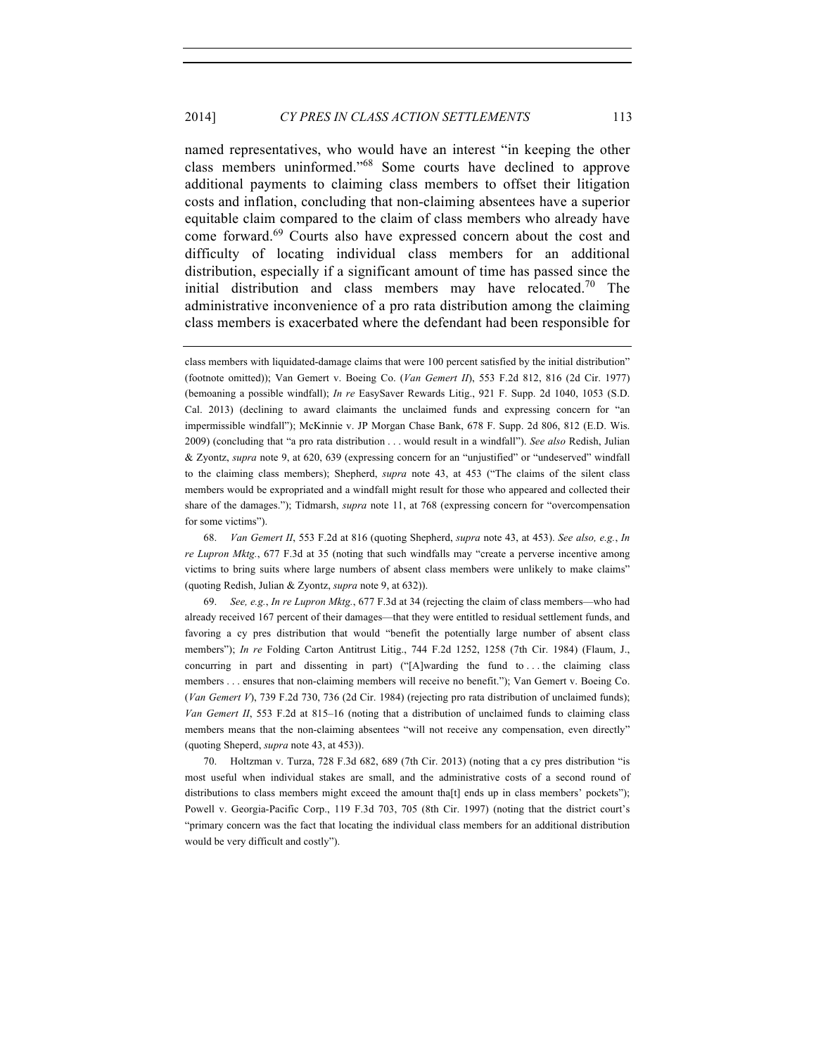named representatives, who would have an interest "in keeping the other class members uninformed."[68] Some courts have declined to approve additional payments to claiming class members to offset their litigation costs and inflation, concluding that non-claiming absentees have a superior equitable claim compared to the claim of class members who already have come forward.[69] Courts also have expressed concern about the cost and difficulty of locating individual class members for an additional distribution, especially if a significant amount of time has passed since the initial distribution and class members may have relocated.[70] The administrative inconvenience of a pro rata distribution among the claiming class members is exacerbated where the defendant had been responsible for

---

class members with liquidated-damage claims that were 100 percent satisfied by the initial distribution" (footnote omitted)); Van Gemert v. Boeing Co. (*Van Gemert II*), 553 F.2d 812, 816 (2d Cir. 1977) (bemoaning a possible windfall); *In re* EasySaver Rewards Litig., 921 F. Supp. 2d 1040, 1053 (S.D. Cal. 2013) (declining to award claimants the unclaimed funds and expressing concern for "an impermissible windfall"); McKinnie v. JP Morgan Chase Bank, 678 F. Supp. 2d 806, 812 (E.D. Wis. 2009) (concluding that "a pro rata distribution . . . would result in a windfall"). *See also* Redish, Julian & Zyontz, *supra* note 9, at 620, 639 (expressing concern for an "unjustified" or "undeserved" windfall to the claiming class members); Shepherd, *supra* note 43, at 453 ("The claims of the silent class members would be expropriated and a windfall might result for those who appeared and collected their share of the damages."); Tidmarsh, *supra* note 11, at 768 (expressing concern for "overcompensation for some victims").

68. *Van Gemert II*, 553 F.2d at 816 (quoting Shepherd, *supra* note 43, at 453). *See also, e.g.*, *In re Lupron Mktg.*, 677 F.3d at 35 (noting that such windfalls may "create a perverse incentive among victims to bring suits where large numbers of absent class members were unlikely to make claims" (quoting Redish, Julian & Zyontz, *supra* note 9, at 632)).

69. *See, e.g.*, *In re Lupron Mktg.*, 677 F.3d at 34 (rejecting the claim of class members—who had already received 167 percent of their damages—that they were entitled to residual settlement funds, and favoring a cy pres distribution that would "benefit the potentially large number of absent class members"); *In re* Folding Carton Antitrust Litig., 744 F.2d 1252, 1258 (7th Cir. 1984) (Flaum, J., concurring in part and dissenting in part) ("[A]warding the fund to . . . the claiming class members . . . ensures that non-claiming members will receive no benefit."); Van Gemert v. Boeing Co. (*Van Gemert V*), 739 F.2d 730, 736 (2d Cir. 1984) (rejecting pro rata distribution of unclaimed funds); *Van Gemert II*, 553 F.2d at 815–16 (noting that a distribution of unclaimed funds to claiming class members means that the non-claiming absentees "will not receive any compensation, even directly" (quoting Sheperd, *supra* note 43, at 453)).

70. Holtzman v. Turza, 728 F.3d 682, 689 (7th Cir. 2013) (noting that a cy pres distribution "is most useful when individual stakes are small, and the administrative costs of a second round of distributions to class members might exceed the amount tha[t] ends up in class members' pockets"); Powell v. Georgia-Pacific Corp., 119 F.3d 703, 705 (8th Cir. 1997) (noting that the district court's "primary concern was the fact that locating the individual class members for an additional distribution would be very difficult and costly").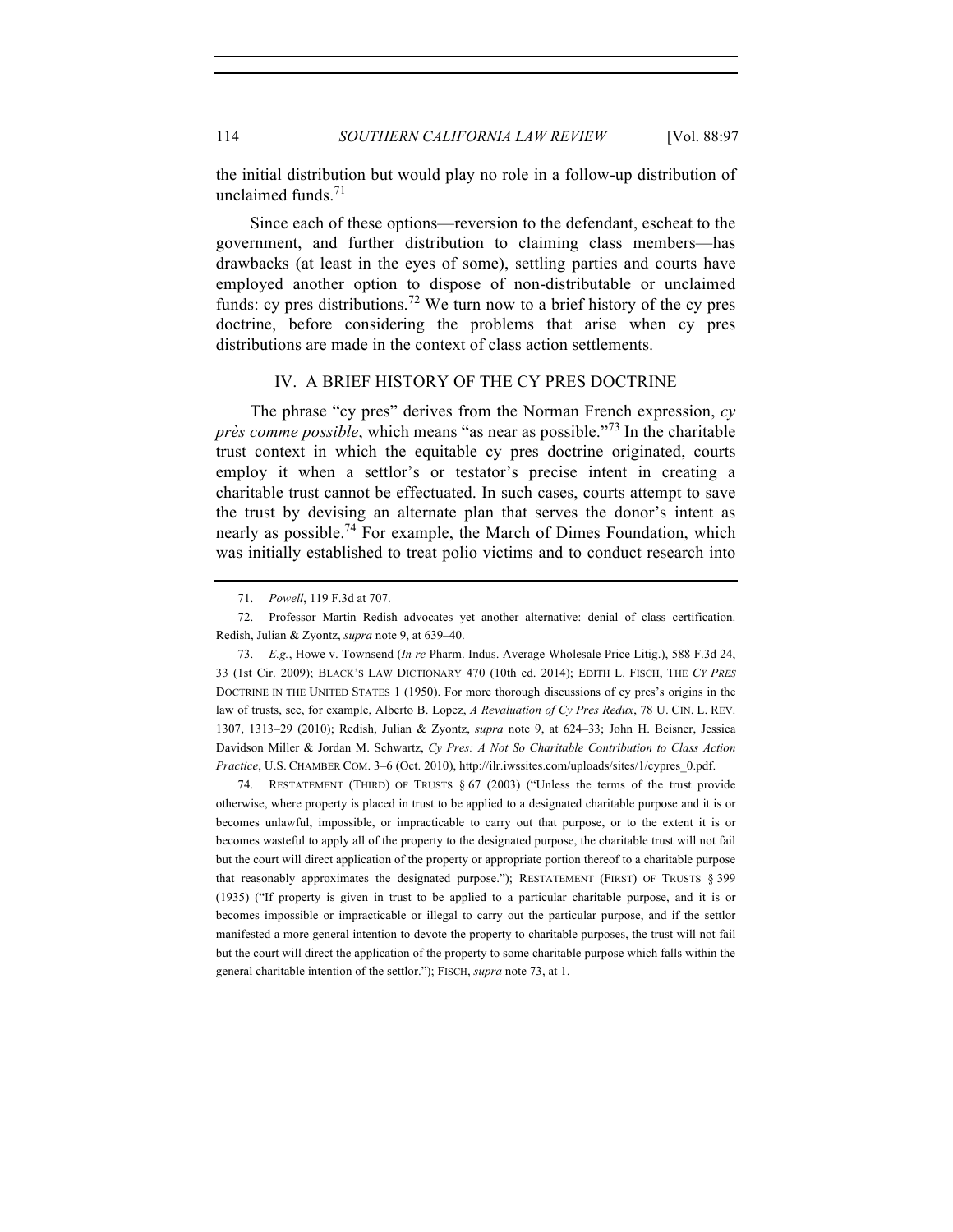the initial distribution but would play no role in a follow-up distribution of unclaimed funds.[71]

Since each of these options—reversion to the defendant, escheat to the government, and further distribution to claiming class members—has drawbacks (at least in the eyes of some), settling parties and courts have employed another option to dispose of non-distributable or unclaimed funds: cy pres distributions.[72] We turn now to a brief history of the cy pres doctrine, before considering the problems that arise when cy pres distributions are made in the context of class action settlements.

## IV. A BRIEF HISTORY OF THE CY PRES DOCTRINE

The phrase "cy pres" derives from the Norman French expression, *cy près comme possible*, which means "as near as possible."[73] In the charitable trust context in which the equitable cy pres doctrine originated, courts employ it when a settlor's or testator's precise intent in creating a charitable trust cannot be effectuated. In such cases, courts attempt to save the trust by devising an alternate plan that serves the donor's intent as nearly as possible.[74] For example, the March of Dimes Foundation, which was initially established to treat polio victims and to conduct research into

---

71. *Powell*, 119 F.3d at 707.

72. Professor Martin Redish advocates yet another alternative: denial of class certification. Redish, Julian & Zyontz, *supra* note 9, at 639–40.

73. *E.g.*, Howe v. Townsend (*In re* Pharm. Indus. Average Wholesale Price Litig.), 588 F.3d 24, 33 (1st Cir. 2009); BLACK'S LAW DICTIONARY 470 (10th ed. 2014); EDITH L. FISCH, THE *CY PRES* DOCTRINE IN THE UNITED STATES 1 (1950). For more thorough discussions of cy pres's origins in the law of trusts, see, for example, Alberto B. Lopez, *A Revaluation of Cy Pres Redux*, 78 U. CIN. L. REV. 1307, 1313–29 (2010); Redish, Julian & Zyontz, *supra* note 9, at 624–33; John H. Beisner, Jessica Davidson Miller & Jordan M. Schwartz, *Cy Pres: A Not So Charitable Contribution to Class Action Practice*, U.S. CHAMBER COM. 3–6 (Oct. 2010), http://ilr.iwssites.com/uploads/sites/1/cypres_0.pdf.

74. RESTATEMENT (THIRD) OF TRUSTS § 67 (2003) ("Unless the terms of the trust provide otherwise, where property is placed in trust to be applied to a designated charitable purpose and it is or becomes unlawful, impossible, or impracticable to carry out that purpose, or to the extent it is or becomes wasteful to apply all of the property to the designated purpose, the charitable trust will not fail but the court will direct application of the property or appropriate portion thereof to a charitable purpose that reasonably approximates the designated purpose."); RESTATEMENT (FIRST) OF TRUSTS § 399 (1935) ("If property is given in trust to be applied to a particular charitable purpose, and it is or becomes impossible or impracticable or illegal to carry out the particular purpose, and if the settlor manifested a more general intention to devote the property to charitable purposes, the trust will not fail but the court will direct the application of the property to some charitable purpose which falls within the general charitable intention of the settlor."); FISCH, *supra* note 73, at 1.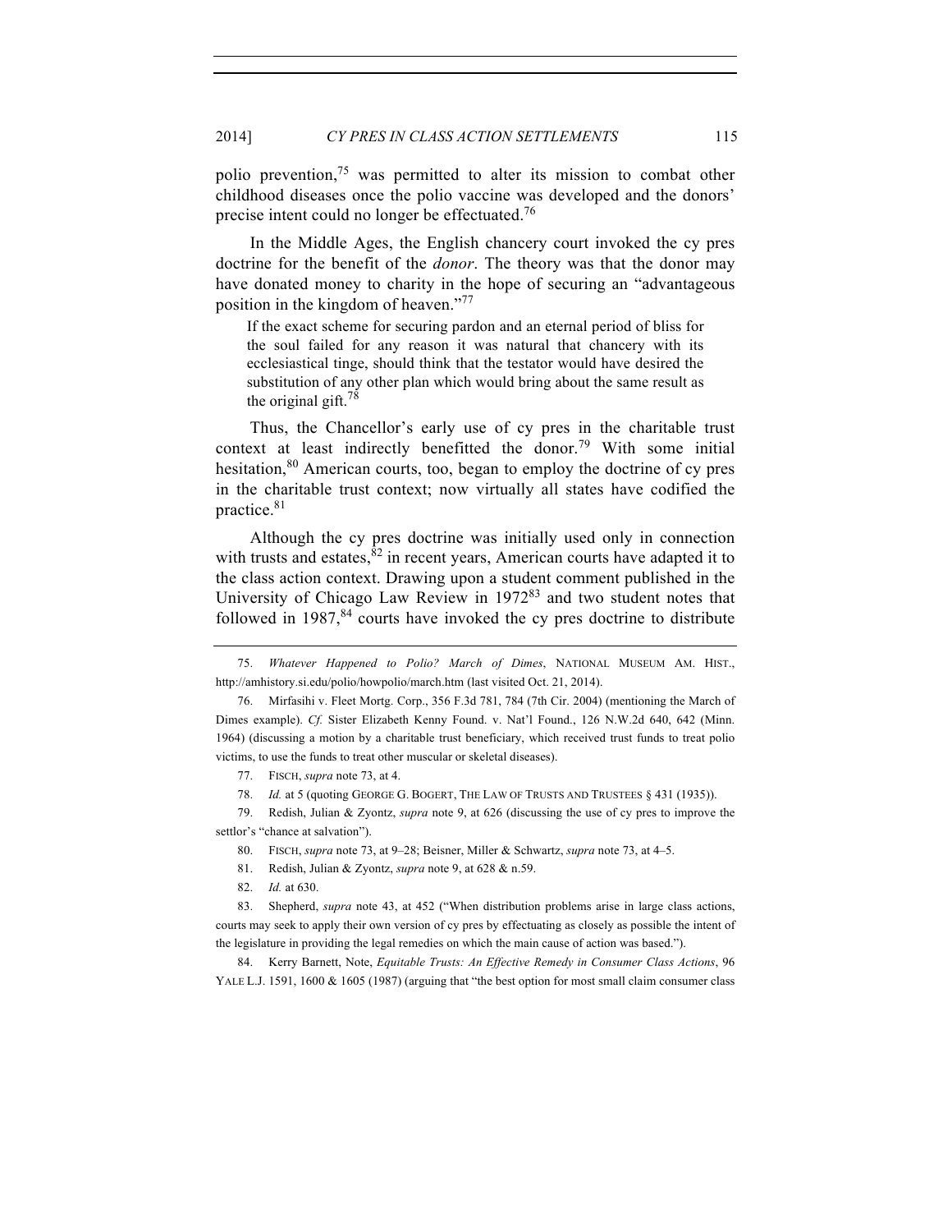polio prevention,[75] was permitted to alter its mission to combat other childhood diseases once the polio vaccine was developed and the donors' precise intent could no longer be effectuated.[76]

In the Middle Ages, the English chancery court invoked the cy pres doctrine for the benefit of the *donor*. The theory was that the donor may have donated money to charity in the hope of securing an "advantageous position in the kingdom of heaven."[77]

> If the exact scheme for securing pardon and an eternal period of bliss for the soul failed for any reason it was natural that chancery with its ecclesiastical tinge, should think that the testator would have desired the substitution of any other plan which would bring about the same result as the original gift.[78]

Thus, the Chancellor's early use of cy pres in the charitable trust context at least indirectly benefitted the donor.[79] With some initial hesitation,[80] American courts, too, began to employ the doctrine of cy pres in the charitable trust context; now virtually all states have codified the practice.[81]

Although the cy pres doctrine was initially used only in connection with trusts and estates,[82] in recent years, American courts have adapted it to the class action context. Drawing upon a student comment published in the University of Chicago Law Review in 1972[83] and two student notes that followed in 1987,[84] courts have invoked the cy pres doctrine to distribute

---

75. *Whatever Happened to Polio? March of Dimes*, NATIONAL MUSEUM AM. HIST., http://amhistory.si.edu/polio/howpolio/march.htm (last visited Oct. 21, 2014).

76. Mirfasihi v. Fleet Mortg. Corp., 356 F.3d 781, 784 (7th Cir. 2004) (mentioning the March of Dimes example). *Cf.* Sister Elizabeth Kenny Found. v. Nat'l Found., 126 N.W.2d 640, 642 (Minn. 1964) (discussing a motion by a charitable trust beneficiary, which received trust funds to treat polio victims, to use the funds to treat other muscular or skeletal diseases).

77. FISCH, *supra* note 73, at 4.

78. *Id.* at 5 (quoting GEORGE G. BOGERT, THE LAW OF TRUSTS AND TRUSTEES § 431 (1935)).

79. Redish, Julian & Zyontz, *supra* note 9, at 626 (discussing the use of cy pres to improve the settlor's "chance at salvation").

80. FISCH, *supra* note 73, at 9–28; Beisner, Miller & Schwartz, *supra* note 73, at 4–5.

81. Redish, Julian & Zyontz, *supra* note 9, at 628 & n.59.

82. *Id.* at 630.

83. Shepherd, *supra* note 43, at 452 ("When distribution problems arise in large class actions, courts may seek to apply their own version of cy pres by effectuating as closely as possible the intent of the legislature in providing the legal remedies on which the main cause of action was based.").

84. Kerry Barnett, Note, *Equitable Trusts: An Effective Remedy in Consumer Class Actions*, 96 YALE L.J. 1591, 1600 & 1605 (1987) (arguing that "the best option for most small claim consumer class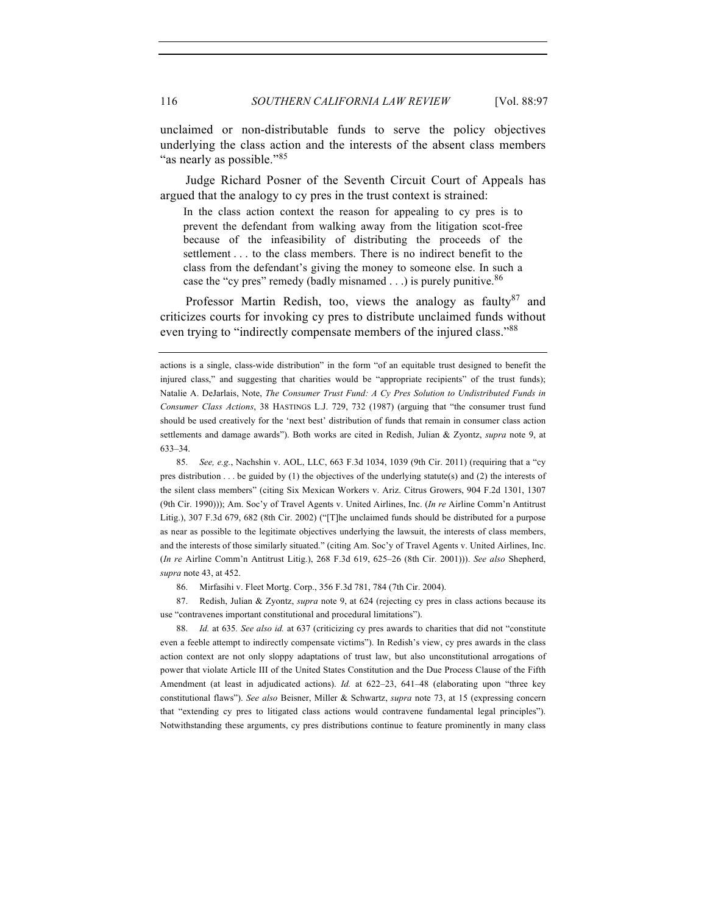unclaimed or non-distributable funds to serve the policy objectives underlying the class action and the interests of the absent class members "as nearly as possible."[85]

Judge Richard Posner of the Seventh Circuit Court of Appeals has argued that the analogy to cy pres in the trust context is strained:

> In the class action context the reason for appealing to cy pres is to prevent the defendant from walking away from the litigation scot-free because of the infeasibility of distributing the proceeds of the settlement . . . to the class members. There is no indirect benefit to the class from the defendant's giving the money to someone else. In such a case the "cy pres" remedy (badly misnamed . . .) is purely punitive.[86]

Professor Martin Redish, too, views the analogy as faulty[87] and criticizes courts for invoking cy pres to distribute unclaimed funds without even trying to "indirectly compensate members of the injured class."[88]

---

actions is a single, class-wide distribution" in the form "of an equitable trust designed to benefit the injured class," and suggesting that charities would be "appropriate recipients" of the trust funds); Natalie A. DeJarlais, Note, *The Consumer Trust Fund: A Cy Pres Solution to Undistributed Funds in Consumer Class Actions*, 38 HASTINGS L.J. 729, 732 (1987) (arguing that "the consumer trust fund should be used creatively for the 'next best' distribution of funds that remain in consumer class action settlements and damage awards"). Both works are cited in Redish, Julian & Zyontz, *supra* note 9, at 633–34.

85. *See, e.g.*, Nachshin v. AOL, LLC, 663 F.3d 1034, 1039 (9th Cir. 2011) (requiring that a "cy pres distribution . . . be guided by (1) the objectives of the underlying statute(s) and (2) the interests of the silent class members" (citing Six Mexican Workers v. Ariz. Citrus Growers, 904 F.2d 1301, 1307 (9th Cir. 1990))); Am. Soc'y of Travel Agents v. United Airlines, Inc. (*In re* Airline Comm'n Antitrust Litig.), 307 F.3d 679, 682 (8th Cir. 2002) ("[T]he unclaimed funds should be distributed for a purpose as near as possible to the legitimate objectives underlying the lawsuit, the interests of class members, and the interests of those similarly situated." (citing Am. Soc'y of Travel Agents v. United Airlines, Inc. (*In re* Airline Comm'n Antitrust Litig.), 268 F.3d 619, 625–26 (8th Cir. 2001))). *See also* Shepherd, *supra* note 43, at 452.

86. Mirfasihi v. Fleet Mortg. Corp., 356 F.3d 781, 784 (7th Cir. 2004).

87. Redish, Julian & Zyontz, *supra* note 9, at 624 (rejecting cy pres in class actions because its use "contravenes important constitutional and procedural limitations").

88. *Id.* at 635. *See also id.* at 637 (criticizing cy pres awards to charities that did not "constitute even a feeble attempt to indirectly compensate victims"). In Redish's view, cy pres awards in the class action context are not only sloppy adaptations of trust law, but also unconstitutional arrogations of power that violate Article III of the United States Constitution and the Due Process Clause of the Fifth Amendment (at least in adjudicated actions). *Id.* at 622–23, 641–48 (elaborating upon "three key constitutional flaws"). *See also* Beisner, Miller & Schwartz, *supra* note 73, at 15 (expressing concern that "extending cy pres to litigated class actions would contravene fundamental legal principles"). Notwithstanding these arguments, cy pres distributions continue to feature prominently in many class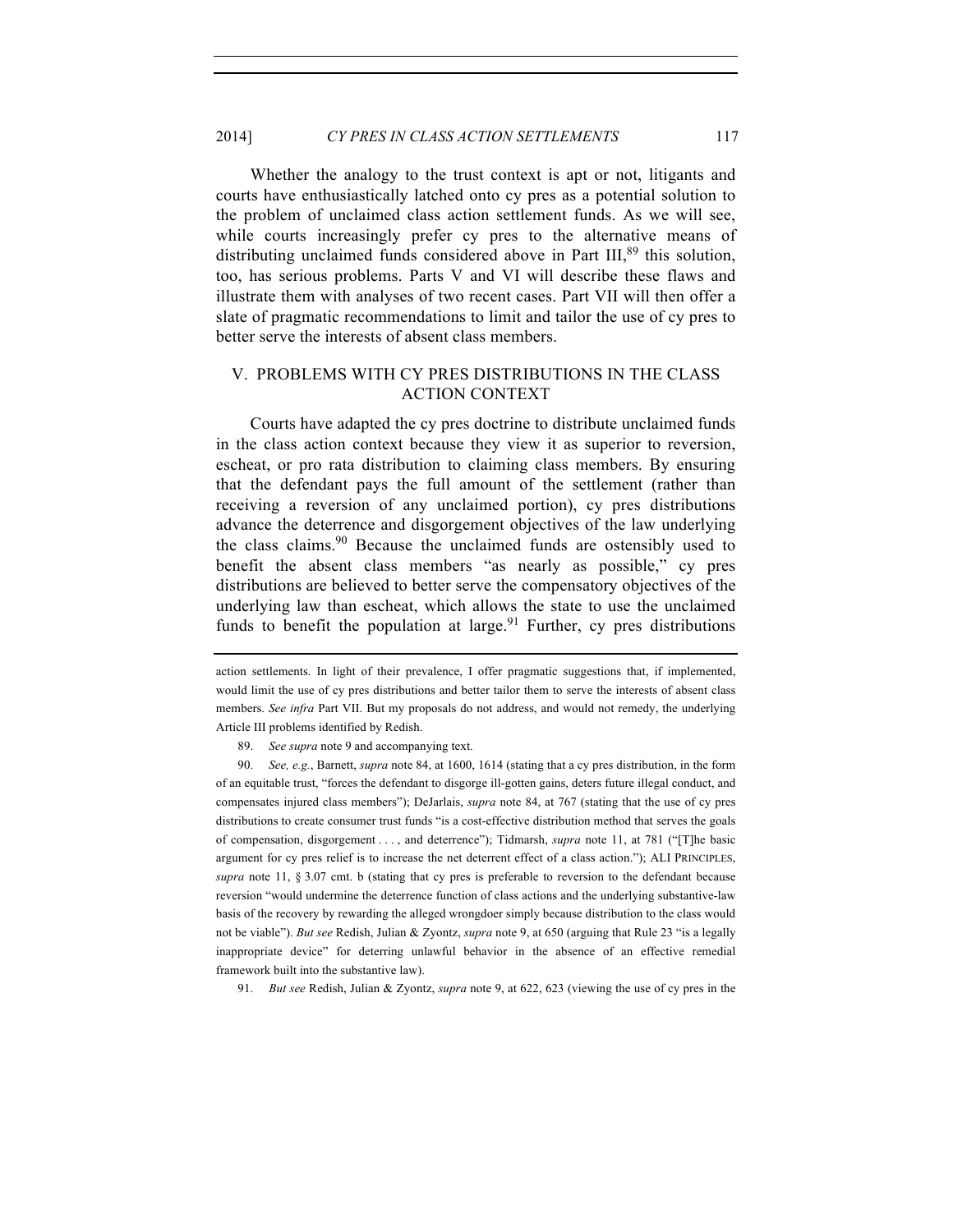Whether the analogy to the trust context is apt or not, litigants and courts have enthusiastically latched onto cy pres as a potential solution to the problem of unclaimed class action settlement funds. As we will see, while courts increasingly prefer cy pres to the alternative means of distributing unclaimed funds considered above in Part III,[89] this solution, too, has serious problems. Parts V and VI will describe these flaws and illustrate them with analyses of two recent cases. Part VII will then offer a slate of pragmatic recommendations to limit and tailor the use of cy pres to better serve the interests of absent class members.

## V. PROBLEMS WITH CY PRES DISTRIBUTIONS IN THE CLASS ACTION CONTEXT

Courts have adapted the cy pres doctrine to distribute unclaimed funds in the class action context because they view it as superior to reversion, escheat, or pro rata distribution to claiming class members. By ensuring that the defendant pays the full amount of the settlement (rather than receiving a reversion of any unclaimed portion), cy pres distributions advance the deterrence and disgorgement objectives of the law underlying the class claims.[90] Because the unclaimed funds are ostensibly used to benefit the absent class members "as nearly as possible," cy pres distributions are believed to better serve the compensatory objectives of the underlying law than escheat, which allows the state to use the unclaimed funds to benefit the population at large.[91] Further, cy pres distributions

---

action settlements. In light of their prevalence, I offer pragmatic suggestions that, if implemented, would limit the use of cy pres distributions and better tailor them to serve the interests of absent class members. *See infra* Part VII. But my proposals do not address, and would not remedy, the underlying Article III problems identified by Redish.

89. *See supra* note 9 and accompanying text.

90. *See, e.g.*, Barnett, *supra* note 84, at 1600, 1614 (stating that a cy pres distribution, in the form of an equitable trust, "forces the defendant to disgorge ill-gotten gains, deters future illegal conduct, and compensates injured class members"); DeJarlais, *supra* note 84, at 767 (stating that the use of cy pres distributions to create consumer trust funds "is a cost-effective distribution method that serves the goals of compensation, disgorgement . . . , and deterrence"); Tidmarsh, *supra* note 11, at 781 ("[T]he basic argument for cy pres relief is to increase the net deterrent effect of a class action."); ALI PRINCIPLES, *supra* note 11, § 3.07 cmt. b (stating that cy pres is preferable to reversion to the defendant because reversion "would undermine the deterrence function of class actions and the underlying substantive-law basis of the recovery by rewarding the alleged wrongdoer simply because distribution to the class would not be viable"). *But see* Redish, Julian & Zyontz, *supra* note 9, at 650 (arguing that Rule 23 "is a legally inappropriate device" for deterring unlawful behavior in the absence of an effective remedial framework built into the substantive law).

91. *But see* Redish, Julian & Zyontz, *supra* note 9, at 622, 623 (viewing the use of cy pres in the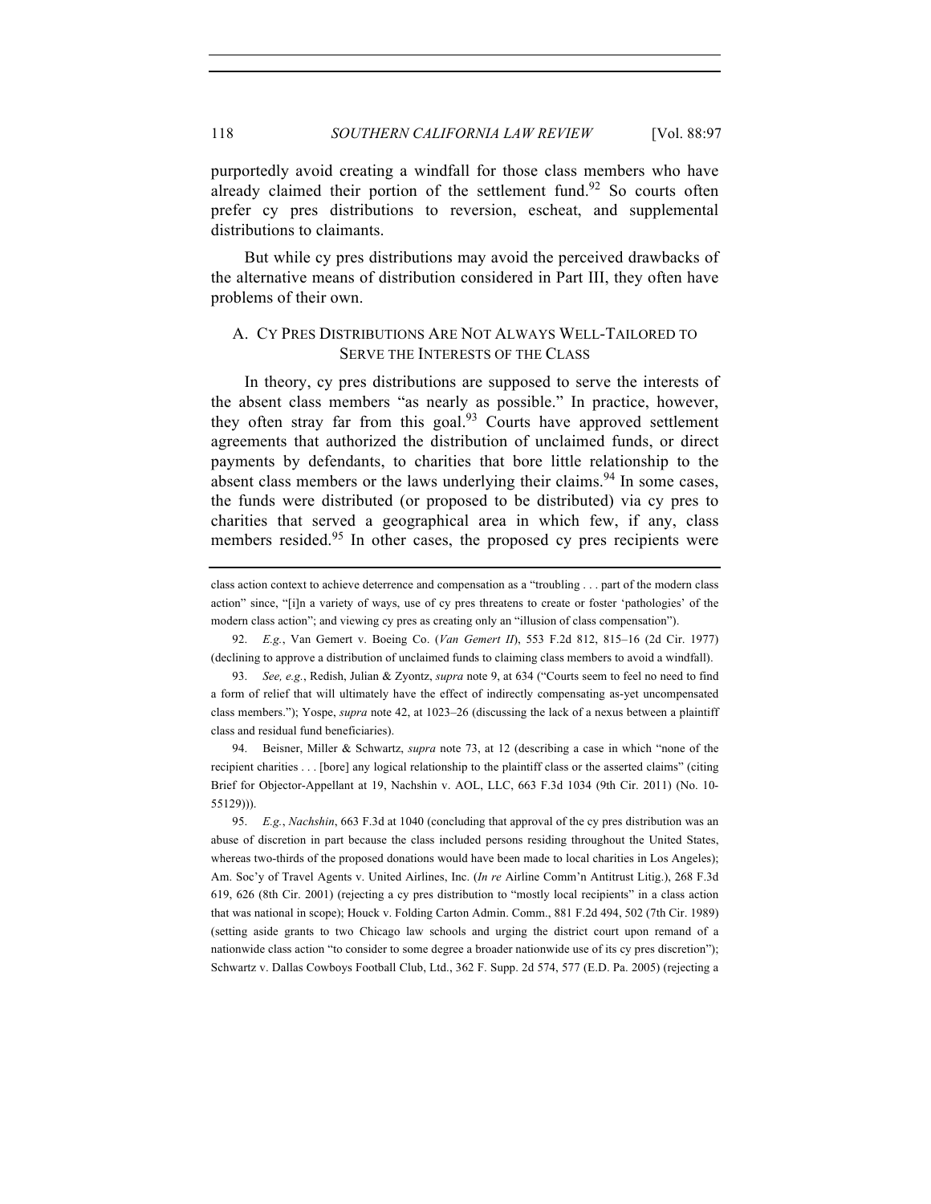purportedly avoid creating a windfall for those class members who have already claimed their portion of the settlement fund.[92] So courts often prefer cy pres distributions to reversion, escheat, and supplemental distributions to claimants.

But while cy pres distributions may avoid the perceived drawbacks of the alternative means of distribution considered in Part III, they often have problems of their own.

### A. CY PRES DISTRIBUTIONS ARE NOT ALWAYS WELL-TAILORED TO SERVE THE INTERESTS OF THE CLASS

In theory, cy pres distributions are supposed to serve the interests of the absent class members "as nearly as possible." In practice, however, they often stray far from this goal.[93] Courts have approved settlement agreements that authorized the distribution of unclaimed funds, or direct payments by defendants, to charities that bore little relationship to the absent class members or the laws underlying their claims.[94] In some cases, the funds were distributed (or proposed to be distributed) via cy pres to charities that served a geographical area in which few, if any, class members resided.[95] In other cases, the proposed cy pres recipients were

---

class action context to achieve deterrence and compensation as a "troubling . . . part of the modern class action" since, "[i]n a variety of ways, use of cy pres threatens to create or foster 'pathologies' of the modern class action"; and viewing cy pres as creating only an "illusion of class compensation").

92. *E.g.*, Van Gemert v. Boeing Co. (*Van Gemert II*), 553 F.2d 812, 815–16 (2d Cir. 1977) (declining to approve a distribution of unclaimed funds to claiming class members to avoid a windfall).

93. *See, e.g.*, Redish, Julian & Zyontz, *supra* note 9, at 634 ("Courts seem to feel no need to find a form of relief that will ultimately have the effect of indirectly compensating as-yet uncompensated class members."); Yospe, *supra* note 42, at 1023–26 (discussing the lack of a nexus between a plaintiff class and residual fund beneficiaries).

94. Beisner, Miller & Schwartz, *supra* note 73, at 12 (describing a case in which "none of the recipient charities . . . [bore] any logical relationship to the plaintiff class or the asserted claims" (citing Brief for Objector-Appellant at 19, Nachshin v. AOL, LLC, 663 F.3d 1034 (9th Cir. 2011) (No. 10-55129))).

95. *E.g.*, *Nachshin*, 663 F.3d at 1040 (concluding that approval of the cy pres distribution was an abuse of discretion in part because the class included persons residing throughout the United States, whereas two-thirds of the proposed donations would have been made to local charities in Los Angeles); Am. Soc'y of Travel Agents v. United Airlines, Inc. (*In re* Airline Comm'n Antitrust Litig.), 268 F.3d 619, 626 (8th Cir. 2001) (rejecting a cy pres distribution to "mostly local recipients" in a class action that was national in scope); Houck v. Folding Carton Admin. Comm., 881 F.2d 494, 502 (7th Cir. 1989) (setting aside grants to two Chicago law schools and urging the district court upon remand of a nationwide class action "to consider to some degree a broader nationwide use of its cy pres discretion"); Schwartz v. Dallas Cowboys Football Club, Ltd., 362 F. Supp. 2d 574, 577 (E.D. Pa. 2005) (rejecting a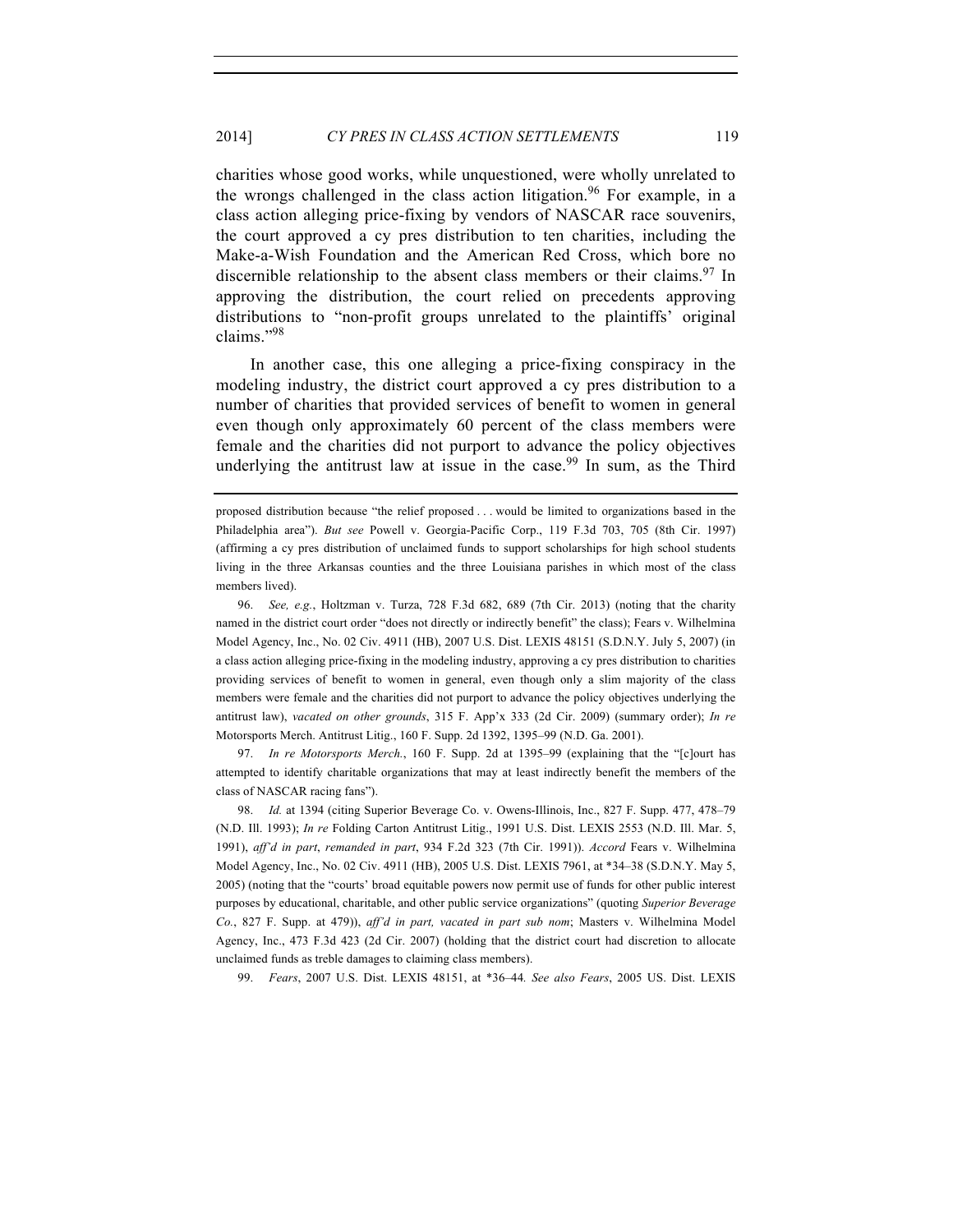charities whose good works, while unquestioned, were wholly unrelated to the wrongs challenged in the class action litigation.[96] For example, in a class action alleging price-fixing by vendors of NASCAR race souvenirs, the court approved a cy pres distribution to ten charities, including the Make-a-Wish Foundation and the American Red Cross, which bore no discernible relationship to the absent class members or their claims.[97] In approving the distribution, the court relied on precedents approving distributions to "non-profit groups unrelated to the plaintiffs' original claims."[98]

In another case, this one alleging a price-fixing conspiracy in the modeling industry, the district court approved a cy pres distribution to a number of charities that provided services of benefit to women in general even though only approximately 60 percent of the class members were female and the charities did not purport to advance the policy objectives underlying the antitrust law at issue in the case.[99] In sum, as the Third

---

proposed distribution because "the relief proposed . . . would be limited to organizations based in the Philadelphia area"). *But see* Powell v. Georgia-Pacific Corp., 119 F.3d 703, 705 (8th Cir. 1997) (affirming a cy pres distribution of unclaimed funds to support scholarships for high school students living in the three Arkansas counties and the three Louisiana parishes in which most of the class members lived).

96. *See, e.g.*, Holtzman v. Turza, 728 F.3d 682, 689 (7th Cir. 2013) (noting that the charity named in the district court order "does not directly or indirectly benefit" the class); Fears v. Wilhelmina Model Agency, Inc., No. 02 Civ. 4911 (HB), 2007 U.S. Dist. LEXIS 48151 (S.D.N.Y. July 5, 2007) (in a class action alleging price-fixing in the modeling industry, approving a cy pres distribution to charities providing services of benefit to women in general, even though only a slim majority of the class members were female and the charities did not purport to advance the policy objectives underlying the antitrust law), *vacated on other grounds*, 315 F. App'x 333 (2d Cir. 2009) (summary order); *In re* Motorsports Merch. Antitrust Litig., 160 F. Supp. 2d 1392, 1395–99 (N.D. Ga. 2001).

97. *In re Motorsports Merch.*, 160 F. Supp. 2d at 1395–99 (explaining that the "[c]ourt has attempted to identify charitable organizations that may at least indirectly benefit the members of the class of NASCAR racing fans").

98. *Id.* at 1394 (citing Superior Beverage Co. v. Owens-Illinois, Inc., 827 F. Supp. 477, 478–79 (N.D. Ill. 1993); *In re* Folding Carton Antitrust Litig., 1991 U.S. Dist. LEXIS 2553 (N.D. Ill. Mar. 5, 1991), *aff'd in part*, *remanded in part*, 934 F.2d 323 (7th Cir. 1991)). *Accord* Fears v. Wilhelmina Model Agency, Inc., No. 02 Civ. 4911 (HB), 2005 U.S. Dist. LEXIS 7961, at *34–38 (S.D.N.Y. May 5, 2005) (noting that the "courts' broad equitable powers now permit use of funds for other public interest purposes by educational, charitable, and other public service organizations" (quoting *Superior Beverage Co.*, 827 F. Supp. at 479)), *aff'd in part, vacated in part sub nom*; Masters v. Wilhelmina Model Agency, Inc., 473 F.3d 423 (2d Cir. 2007) (holding that the district court had discretion to allocate unclaimed funds as treble damages to claiming class members).

99. *Fears*, 2007 U.S. Dist. LEXIS 48151, at *36–44*.* *See also Fears*, 2005 US. Dist. LEXIS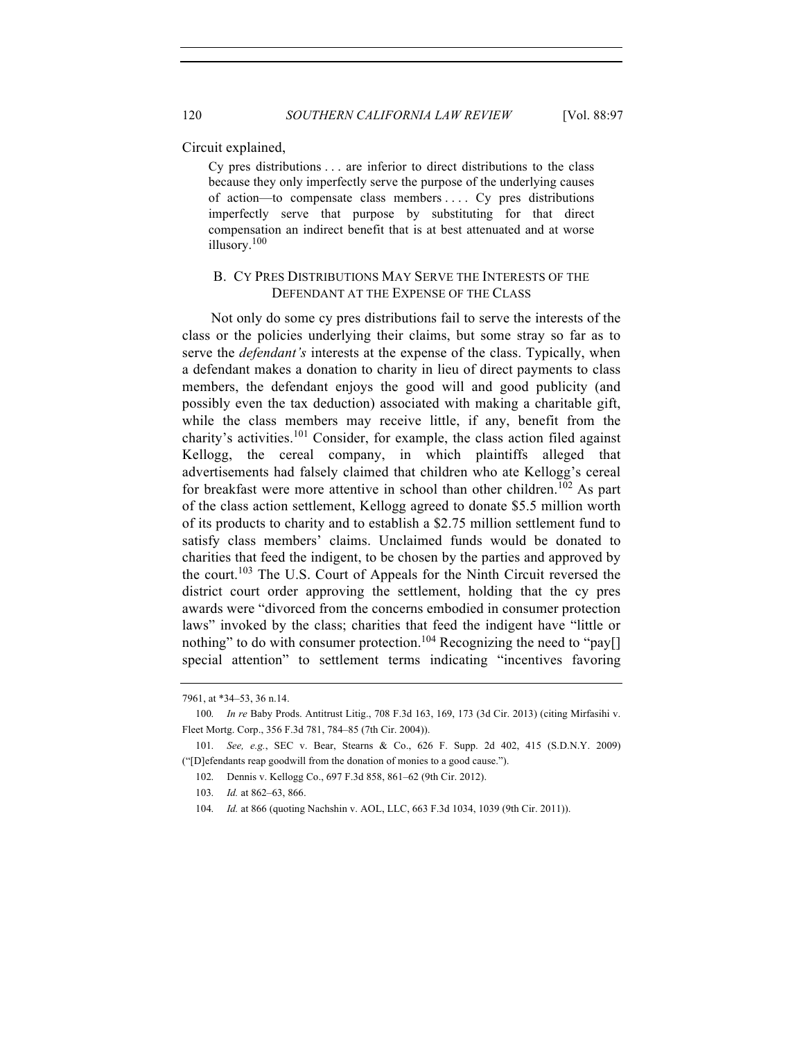Circuit explained,

> Cy pres distributions . . . are inferior to direct distributions to the class because they only imperfectly serve the purpose of the underlying causes of action—to compensate class members . . . . Cy pres distributions imperfectly serve that purpose by substituting for that direct compensation an indirect benefit that is at best attenuated and at worse illusory.[100]

## B. CY PRES DISTRIBUTIONS MAY SERVE THE INTERESTS OF THE DEFENDANT AT THE EXPENSE OF THE CLASS

Not only do some cy pres distributions fail to serve the interests of the class or the policies underlying their claims, but some stray so far as to serve the *defendant's* interests at the expense of the class. Typically, when a defendant makes a donation to charity in lieu of direct payments to class members, the defendant enjoys the good will and good publicity (and possibly even the tax deduction) associated with making a charitable gift, while the class members may receive little, if any, benefit from the charity's activities.[101] Consider, for example, the class action filed against Kellogg, the cereal company, in which plaintiffs alleged that advertisements had falsely claimed that children who ate Kellogg's cereal for breakfast were more attentive in school than other children.[102] As part of the class action settlement, Kellogg agreed to donate $5.5 million worth of its products to charity and to establish a $2.75 million settlement fund to satisfy class members' claims. Unclaimed funds would be donated to charities that feed the indigent, to be chosen by the parties and approved by the court.[103] The U.S. Court of Appeals for the Ninth Circuit reversed the district court order approving the settlement, holding that the cy pres awards were "divorced from the concerns embodied in consumer protection laws" invoked by the class; charities that feed the indigent have "little or nothing" to do with consumer protection.[104] Recognizing the need to "pay[] special attention" to settlement terms indicating "incentives favoring

---

7961, at *34–53, 36 n.14.

100. *In re* Baby Prods. Antitrust Litig., 708 F.3d 163, 169, 173 (3d Cir. 2013) (citing Mirfasihi v. Fleet Mortg. Corp., 356 F.3d 781, 784–85 (7th Cir. 2004)).

101. *See, e.g.*, SEC v. Bear, Stearns & Co., 626 F. Supp. 2d 402, 415 (S.D.N.Y. 2009) ("[D]efendants reap goodwill from the donation of monies to a good cause.").

102. Dennis v. Kellogg Co., 697 F.3d 858, 861–62 (9th Cir. 2012).

103. *Id.* at 862–63, 866.

104. *Id.* at 866 (quoting Nachshin v. AOL, LLC, 663 F.3d 1034, 1039 (9th Cir. 2011)).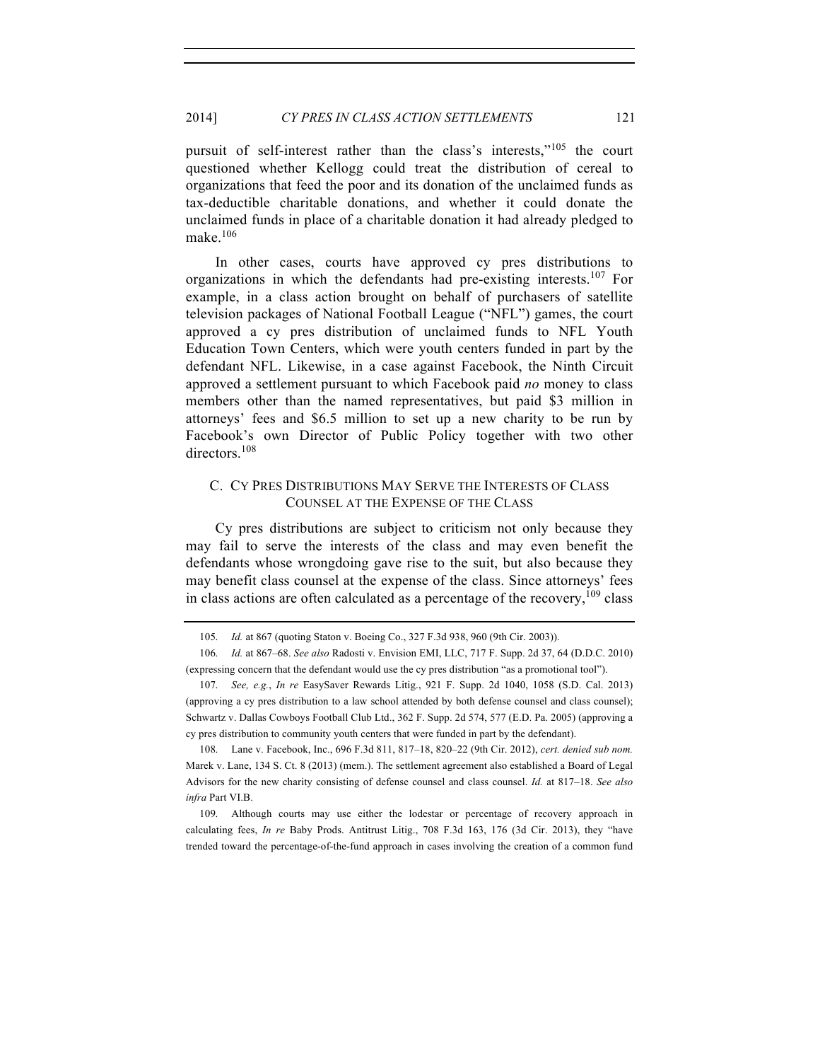pursuit of self-interest rather than the class's interests,"[105] the court questioned whether Kellogg could treat the distribution of cereal to organizations that feed the poor and its donation of the unclaimed funds as tax-deductible charitable donations, and whether it could donate the unclaimed funds in place of a charitable donation it had already pledged to make.[106]

In other cases, courts have approved cy pres distributions to organizations in which the defendants had pre-existing interests.[107] For example, in a class action brought on behalf of purchasers of satellite television packages of National Football League ("NFL") games, the court approved a cy pres distribution of unclaimed funds to NFL Youth Education Town Centers, which were youth centers funded in part by the defendant NFL. Likewise, in a case against Facebook, the Ninth Circuit approved a settlement pursuant to which Facebook paid *no* money to class members other than the named representatives, but paid $3 million in attorneys' fees and $6.5 million to set up a new charity to be run by Facebook's own Director of Public Policy together with two other directors.[108]

### C. Cy Pres Distributions May Serve the Interests of Class Counsel at the Expense of the Class

Cy pres distributions are subject to criticism not only because they may fail to serve the interests of the class and may even benefit the defendants whose wrongdoing gave rise to the suit, but also because they may benefit class counsel at the expense of the class. Since attorneys' fees in class actions are often calculated as a percentage of the recovery,[109] class

---

105. *Id.* at 867 (quoting Staton v. Boeing Co., 327 F.3d 938, 960 (9th Cir. 2003)).

106. *Id.* at 867–68. *See also* Radosti v. Envision EMI, LLC, 717 F. Supp. 2d 37, 64 (D.D.C. 2010) (expressing concern that the defendant would use the cy pres distribution "as a promotional tool").

107. *See, e.g.*, *In re* EasySaver Rewards Litig., 921 F. Supp. 2d 1040, 1058 (S.D. Cal. 2013) (approving a cy pres distribution to a law school attended by both defense counsel and class counsel); Schwartz v. Dallas Cowboys Football Club Ltd., 362 F. Supp. 2d 574, 577 (E.D. Pa. 2005) (approving a cy pres distribution to community youth centers that were funded in part by the defendant).

108. Lane v. Facebook, Inc., 696 F.3d 811, 817–18, 820–22 (9th Cir. 2012), *cert. denied sub nom.* Marek v. Lane, 134 S. Ct. 8 (2013) (mem.). The settlement agreement also established a Board of Legal Advisors for the new charity consisting of defense counsel and class counsel. *Id.* at 817–18. *See also infra* Part VI.B.

109. Although courts may use either the lodestar or percentage of recovery approach in calculating fees, *In re* Baby Prods. Antitrust Litig., 708 F.3d 163, 176 (3d Cir. 2013), they "have trended toward the percentage-of-the-fund approach in cases involving the creation of a common fund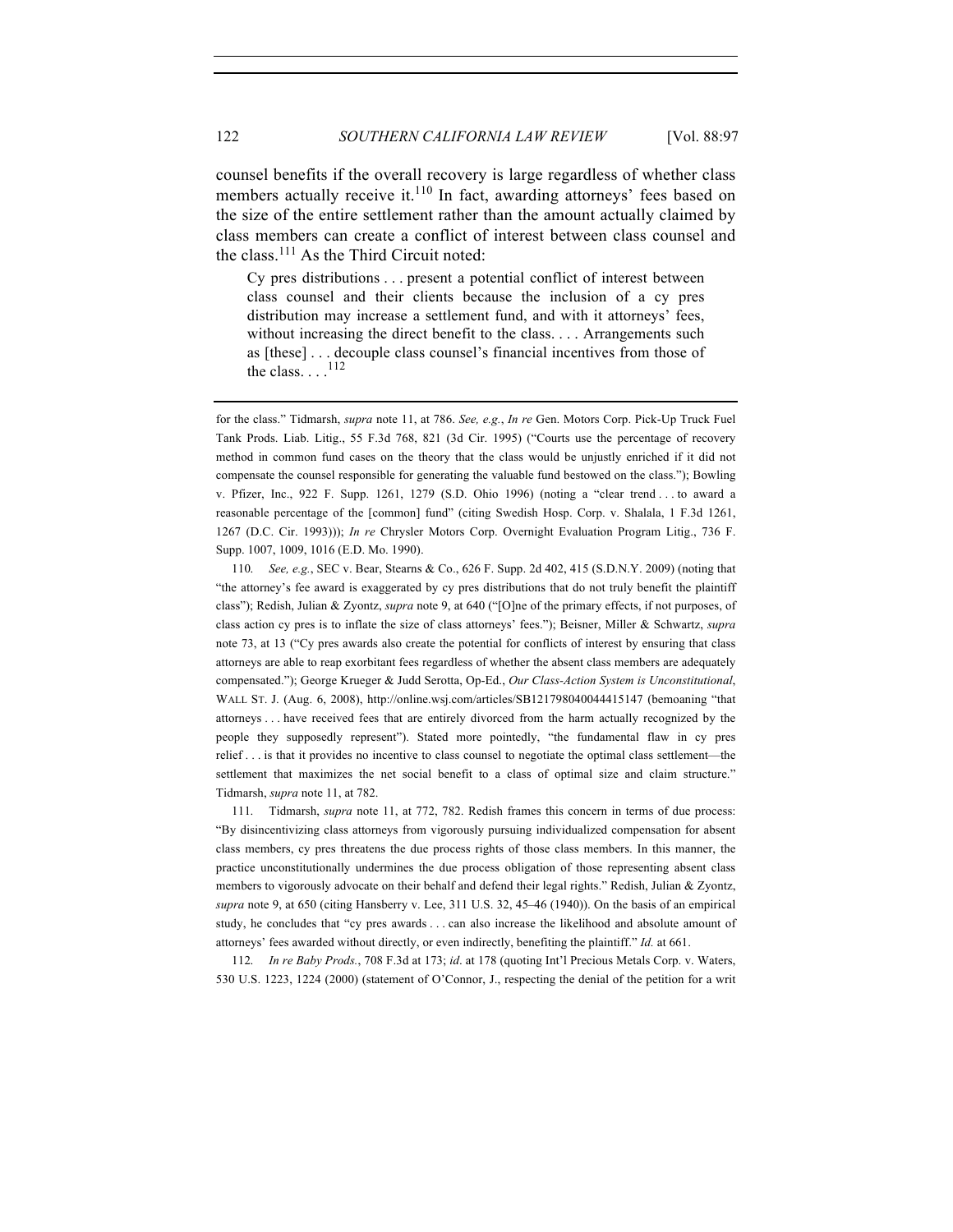counsel benefits if the overall recovery is large regardless of whether class members actually receive it.[110] In fact, awarding attorneys' fees based on the size of the entire settlement rather than the amount actually claimed by class members can create a conflict of interest between class counsel and the class.[111] As the Third Circuit noted:

> Cy pres distributions . . . present a potential conflict of interest between class counsel and their clients because the inclusion of a cy pres distribution may increase a settlement fund, and with it attorneys' fees, without increasing the direct benefit to the class. . . . Arrangements such as [these] . . . decouple class counsel's financial incentives from those of the class. . . .[112]

---

for the class." Tidmarsh, *supra* note 11, at 786. *See, e.g.*, *In re* Gen. Motors Corp. Pick-Up Truck Fuel Tank Prods. Liab. Litig., 55 F.3d 768, 821 (3d Cir. 1995) ("Courts use the percentage of recovery method in common fund cases on the theory that the class would be unjustly enriched if it did not compensate the counsel responsible for generating the valuable fund bestowed on the class."); Bowling v. Pfizer, Inc., 922 F. Supp. 1261, 1279 (S.D. Ohio 1996) (noting a "clear trend . . . to award a reasonable percentage of the [common] fund" (citing Swedish Hosp. Corp. v. Shalala, 1 F.3d 1261, 1267 (D.C. Cir. 1993))); *In re* Chrysler Motors Corp. Overnight Evaluation Program Litig., 736 F. Supp. 1007, 1009, 1016 (E.D. Mo. 1990).

110. *See, e.g.*, SEC v. Bear, Stearns & Co., 626 F. Supp. 2d 402, 415 (S.D.N.Y. 2009) (noting that "the attorney's fee award is exaggerated by cy pres distributions that do not truly benefit the plaintiff class"); Redish, Julian & Zyontz, *supra* note 9, at 640 ("[O]ne of the primary effects, if not purposes, of class action cy pres is to inflate the size of class attorneys' fees."); Beisner, Miller & Schwartz, *supra* note 73, at 13 ("Cy pres awards also create the potential for conflicts of interest by ensuring that class attorneys are able to reap exorbitant fees regardless of whether the absent class members are adequately compensated."); George Krueger & Judd Serotta, Op-Ed., *Our Class-Action System is Unconstitutional*, WALL ST. J. (Aug. 6, 2008), http://online.wsj.com/articles/SB121798040044415147 (bemoaning "that attorneys . . . have received fees that are entirely divorced from the harm actually recognized by the people they supposedly represent"). Stated more pointedly, "the fundamental flaw in cy pres relief . . . is that it provides no incentive to class counsel to negotiate the optimal class settlement—the settlement that maximizes the net social benefit to a class of optimal size and claim structure." Tidmarsh, *supra* note 11, at 782.

111. Tidmarsh, *supra* note 11, at 772, 782. Redish frames this concern in terms of due process: "By disincentivizing class attorneys from vigorously pursuing individualized compensation for absent class members, cy pres threatens the due process rights of those class members. In this manner, the practice unconstitutionally undermines the due process obligation of those representing absent class members to vigorously advocate on their behalf and defend their legal rights." Redish, Julian & Zyontz, *supra* note 9, at 650 (citing Hansberry v. Lee, 311 U.S. 32, 45–46 (1940)). On the basis of an empirical study, he concludes that "cy pres awards . . . can also increase the likelihood and absolute amount of attorneys' fees awarded without directly, or even indirectly, benefiting the plaintiff." *Id.* at 661.

112. *In re Baby Prods.*, 708 F.3d at 173; *id*. at 178 (quoting Int'l Precious Metals Corp. v. Waters, 530 U.S. 1223, 1224 (2000) (statement of O'Connor, J., respecting the denial of the petition for a writ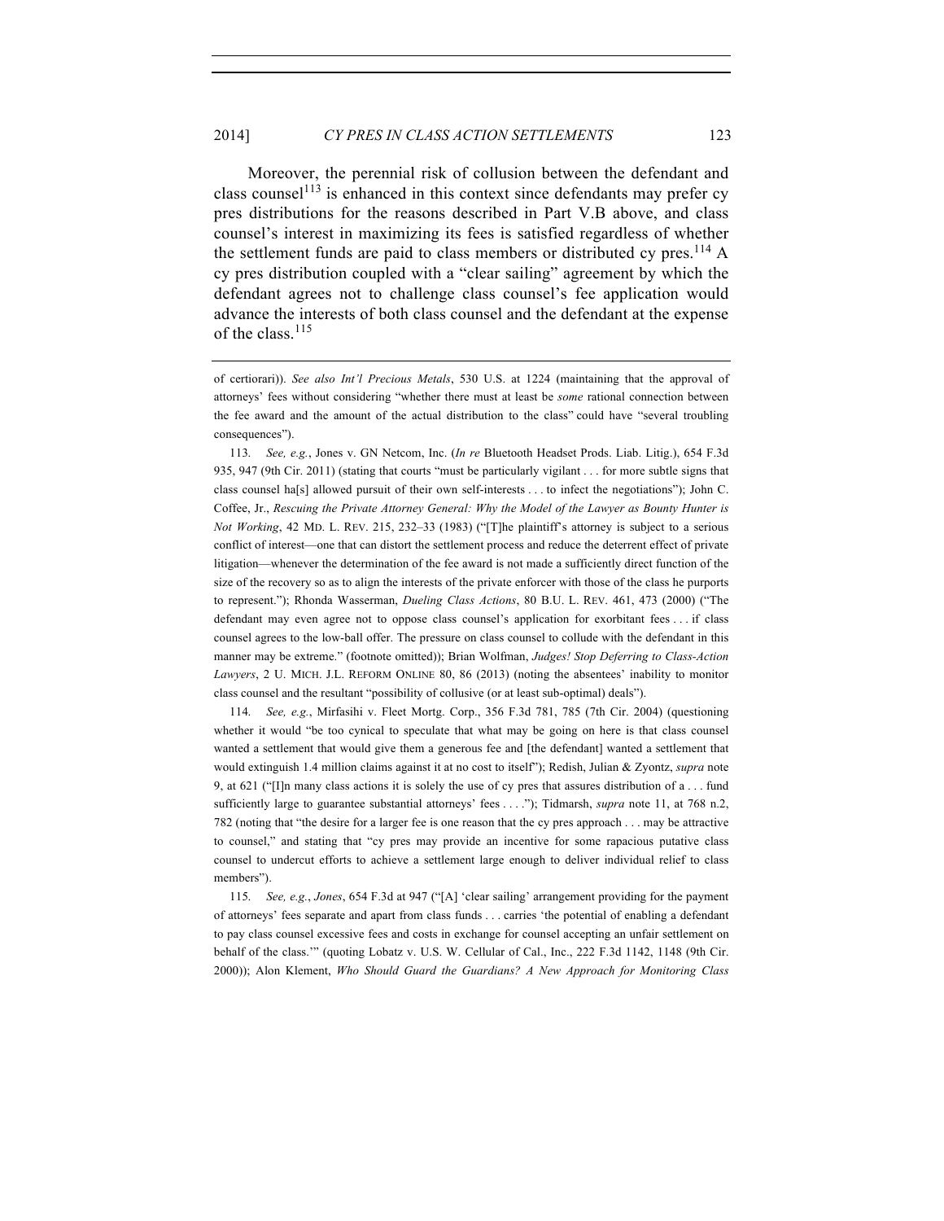Moreover, the perennial risk of collusion between the defendant and class counsel[113] is enhanced in this context since defendants may prefer cy pres distributions for the reasons described in Part V.B above, and class counsel's interest in maximizing its fees is satisfied regardless of whether the settlement funds are paid to class members or distributed cy pres.[114] A cy pres distribution coupled with a "clear sailing" agreement by which the defendant agrees not to challenge class counsel's fee application would advance the interests of both class counsel and the defendant at the expense of the class.[115]

---

of certiorari)). *See also Int'l Precious Metals*, 530 U.S. at 1224 (maintaining that the approval of attorneys' fees without considering "whether there must at least be *some* rational connection between the fee award and the amount of the actual distribution to the class" could have "several troubling consequences").

113. *See, e.g.*, Jones v. GN Netcom, Inc. (*In re* Bluetooth Headset Prods. Liab. Litig.), 654 F.3d 935, 947 (9th Cir. 2011) (stating that courts "must be particularly vigilant . . . for more subtle signs that class counsel ha[s] allowed pursuit of their own self-interests . . . to infect the negotiations"); John C. Coffee, Jr., *Rescuing the Private Attorney General: Why the Model of the Lawyer as Bounty Hunter is Not Working*, 42 MD. L. REV. 215, 232–33 (1983) ("[T]he plaintiff's attorney is subject to a serious conflict of interest—one that can distort the settlement process and reduce the deterrent effect of private litigation—whenever the determination of the fee award is not made a sufficiently direct function of the size of the recovery so as to align the interests of the private enforcer with those of the class he purports to represent."); Rhonda Wasserman, *Dueling Class Actions*, 80 B.U. L. REV. 461, 473 (2000) ("The defendant may even agree not to oppose class counsel's application for exorbitant fees . . . if class counsel agrees to the low-ball offer. The pressure on class counsel to collude with the defendant in this manner may be extreme." (footnote omitted)); Brian Wolfman, *Judges! Stop Deferring to Class-Action Lawyers*, 2 U. MICH. J.L. REFORM ONLINE 80, 86 (2013) (noting the absentees' inability to monitor class counsel and the resultant "possibility of collusive (or at least sub-optimal) deals").

114. *See, e.g.*, Mirfasihi v. Fleet Mortg. Corp., 356 F.3d 781, 785 (7th Cir. 2004) (questioning whether it would "be too cynical to speculate that what may be going on here is that class counsel wanted a settlement that would give them a generous fee and [the defendant] wanted a settlement that would extinguish 1.4 million claims against it at no cost to itself"); Redish, Julian & Zyontz, *supra* note 9, at 621 ("[I]n many class actions it is solely the use of cy pres that assures distribution of a . . . fund sufficiently large to guarantee substantial attorneys' fees . . . ."); Tidmarsh, *supra* note 11, at 768 n.2, 782 (noting that "the desire for a larger fee is one reason that the cy pres approach . . . may be attractive to counsel," and stating that "cy pres may provide an incentive for some rapacious putative class counsel to undercut efforts to achieve a settlement large enough to deliver individual relief to class members").

115. *See, e.g.*, *Jones*, 654 F.3d at 947 ("[A] 'clear sailing' arrangement providing for the payment of attorneys' fees separate and apart from class funds . . . carries 'the potential of enabling a defendant to pay class counsel excessive fees and costs in exchange for counsel accepting an unfair settlement on behalf of the class.'" (quoting Lobatz v. U.S. W. Cellular of Cal., Inc., 222 F.3d 1142, 1148 (9th Cir. 2000)); Alon Klement, *Who Should Guard the Guardians? A New Approach for Monitoring Class*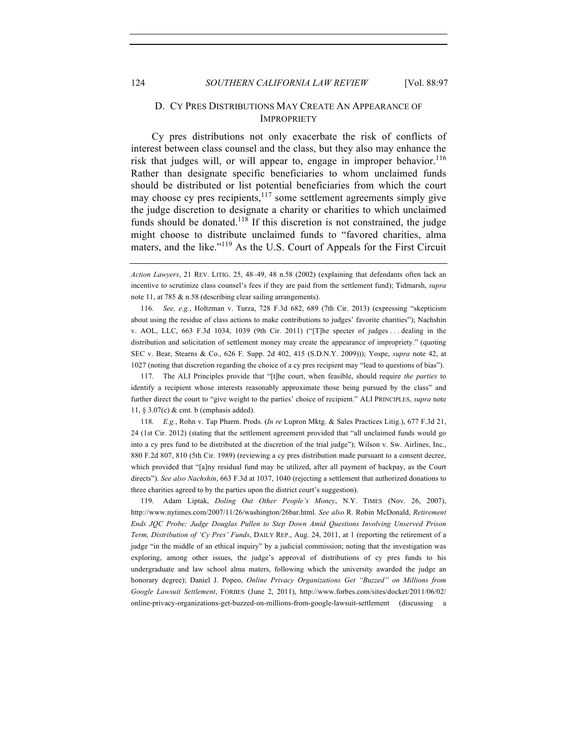### D. CY PRES DISTRIBUTIONS MAY CREATE AN APPEARANCE OF IMPROPRIETY

Cy pres distributions not only exacerbate the risk of conflicts of interest between class counsel and the class, but they also may enhance the risk that judges will, or will appear to, engage in improper behavior.[116] Rather than designate specific beneficiaries to whom unclaimed funds should be distributed or list potential beneficiaries from which the court may choose cy pres recipients,[117] some settlement agreements simply give the judge discretion to designate a charity or charities to which unclaimed funds should be donated.[118] If this discretion is not constrained, the judge might choose to distribute unclaimed funds to "favored charities, alma maters, and the like."[119] As the U.S. Court of Appeals for the First Circuit

---

*Action Lawyers*, 21 REV. LITIG. 25, 48–49, 48 n.58 (2002) (explaining that defendants often lack an incentive to scrutinize class counsel's fees if they are paid from the settlement fund); Tidmarsh, *supra* note 11, at 785 & n.58 (describing clear sailing arrangements).

116. *See, e.g.*, Holtzman v. Turza, 728 F.3d 682, 689 (7th Cir. 2013) (expressing "skepticism about using the residue of class actions to make contributions to judges' favorite charities"); Nachshin v. AOL, LLC, 663 F.3d 1034, 1039 (9th Cir. 2011) ("[T]he specter of judges . . . dealing in the distribution and solicitation of settlement money may create the appearance of impropriety." (quoting SEC v. Bear, Stearns & Co., 626 F. Supp. 2d 402, 415 (S.D.N.Y. 2009))); Yospe, *supra* note 42, at 1027 (noting that discretion regarding the choice of a cy pres recipient may "lead to questions of bias").

117. The ALI Principles provide that "[t]he court, when feasible, should require *the parties* to identify a recipient whose interests reasonably approximate those being pursued by the class" and further direct the court to "give weight to the parties' choice of recipient." ALI PRINCIPLES, *supra* note 11, § 3.07(c) & cmt. b (emphasis added).

118. *E.g.*, Rohn v. Tap Pharm. Prods. (*In re* Lupron Mktg. & Sales Practices Litig.), 677 F.3d 21, 24 (1st Cir. 2012) (stating that the settlement agreement provided that "all unclaimed funds would go into a cy pres fund to be distributed at the discretion of the trial judge"); Wilson v. Sw. Airlines, Inc., 880 F.2d 807, 810 (5th Cir. 1989) (reviewing a cy pres distribution made pursuant to a consent decree, which provided that "[a]ny residual fund may be utilized, after all payment of backpay, as the Court directs"). *See also Nachshin*, 663 F.3d at 1037, 1040 (rejecting a settlement that authorized donations to three charities agreed to by the parties upon the district court's suggestion).

119. Adam Liptak, *Doling Out Other People's Money*, N.Y. TIMES (Nov. 26, 2007), http://www.nytimes.com/2007/11/26/washington/26bar.html. *See also* R. Robin McDonald, *Retirement Ends JQC Probe; Judge Douglas Pullen to Step Down Amid Questions Involving Unserved Prison Term, Distribution of 'Cy Pres' Funds*, DAILY REP., Aug. 24, 2011, at 1 (reporting the retirement of a judge "in the middle of an ethical inquiry" by a judicial commission; noting that the investigation was exploring, among other issues, the judge's approval of distributions of cy pres funds to his undergraduate and law school alma maters, following which the university awarded the judge an honorary degree); Daniel J. Popeo, *Online Privacy Organizations Get "Buzzed" on Millions from Google Lawsuit Settlement*, FORBES (June 2, 2011), http://www.forbes.com/sites/docket/2011/06/02/online-privacy-organizations-get-buzzed-on-millions-from-google-lawsuit-settlement (discussing a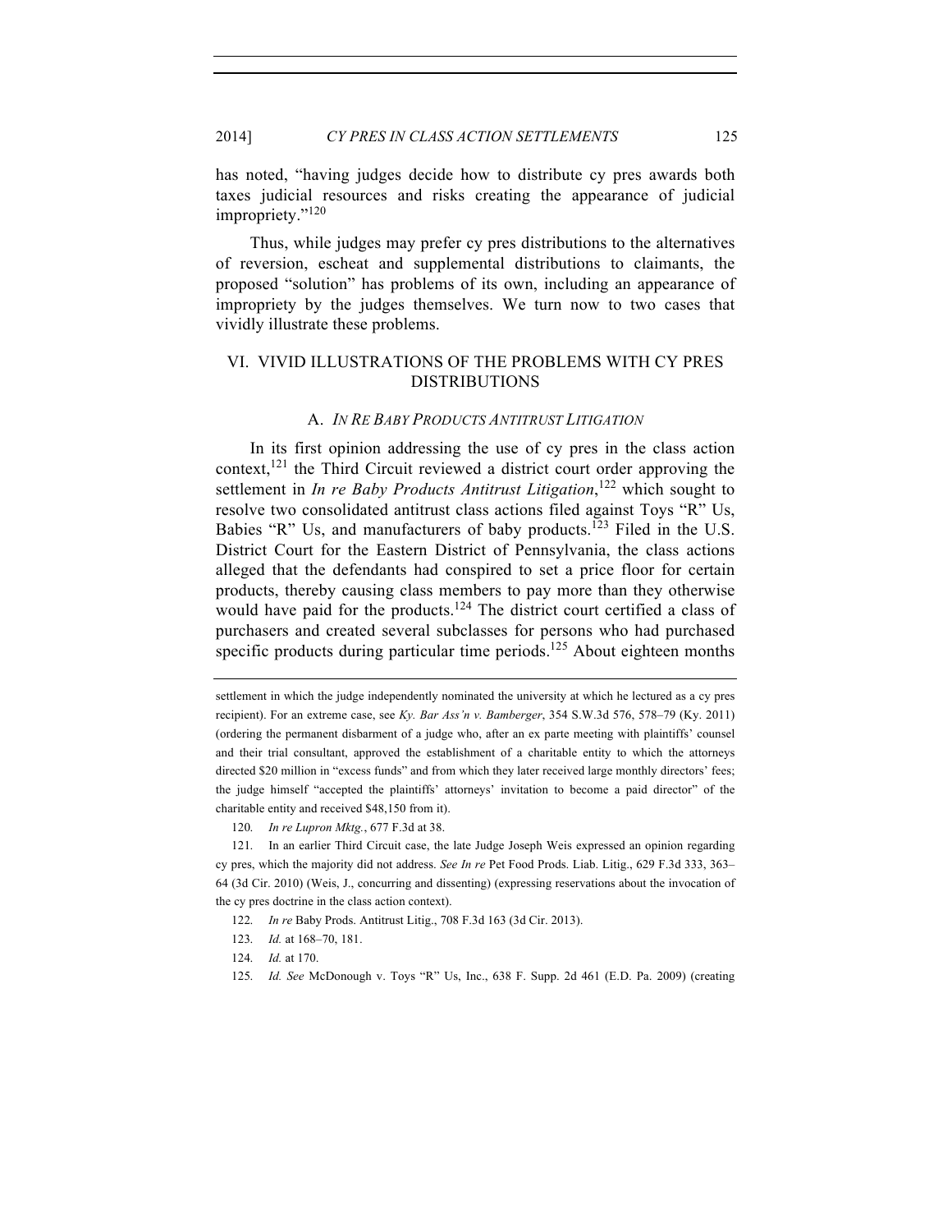has noted, "having judges decide how to distribute cy pres awards both taxes judicial resources and risks creating the appearance of judicial impropriety."[120]

Thus, while judges may prefer cy pres distributions to the alternatives of reversion, escheat and supplemental distributions to claimants, the proposed "solution" has problems of its own, including an appearance of impropriety by the judges themselves. We turn now to two cases that vividly illustrate these problems.

## VI. VIVID ILLUSTRATIONS OF THE PROBLEMS WITH CY PRES DISTRIBUTIONS

### A. *IN RE BABY PRODUCTS ANTITRUST LITIGATION*

In its first opinion addressing the use of cy pres in the class action context,[121] the Third Circuit reviewed a district court order approving the settlement in *In re Baby Products Antitrust Litigation*,[122] which sought to resolve two consolidated antitrust class actions filed against Toys "R" Us, Babies "R" Us, and manufacturers of baby products.[123] Filed in the U.S. District Court for the Eastern District of Pennsylvania, the class actions alleged that the defendants had conspired to set a price floor for certain products, thereby causing class members to pay more than they otherwise would have paid for the products.[124] The district court certified a class of purchasers and created several subclasses for persons who had purchased specific products during particular time periods.[125] About eighteen months

---

settlement in which the judge independently nominated the university at which he lectured as a cy pres recipient). For an extreme case, see *Ky. Bar Ass'n v. Bamberger*, 354 S.W.3d 576, 578–79 (Ky. 2011) (ordering the permanent disbarment of a judge who, after an ex parte meeting with plaintiffs' counsel and their trial consultant, approved the establishment of a charitable entity to which the attorneys directed $20 million in "excess funds" and from which they later received large monthly directors' fees; the judge himself "accepted the plaintiffs' attorneys' invitation to become a paid director" of the charitable entity and received $48,150 from it).

120. *In re Lupron Mktg.*, 677 F.3d at 38.

121. In an earlier Third Circuit case, the late Judge Joseph Weis expressed an opinion regarding cy pres, which the majority did not address. *See In re* Pet Food Prods. Liab. Litig., 629 F.3d 333, 363–64 (3d Cir. 2010) (Weis, J., concurring and dissenting) (expressing reservations about the invocation of the cy pres doctrine in the class action context).

122. *In re* Baby Prods. Antitrust Litig., 708 F.3d 163 (3d Cir. 2013).

123. *Id.* at 168–70, 181.

124. *Id.* at 170.

125. *Id. See* McDonough v. Toys "R" Us, Inc., 638 F. Supp. 2d 461 (E.D. Pa. 2009) (creating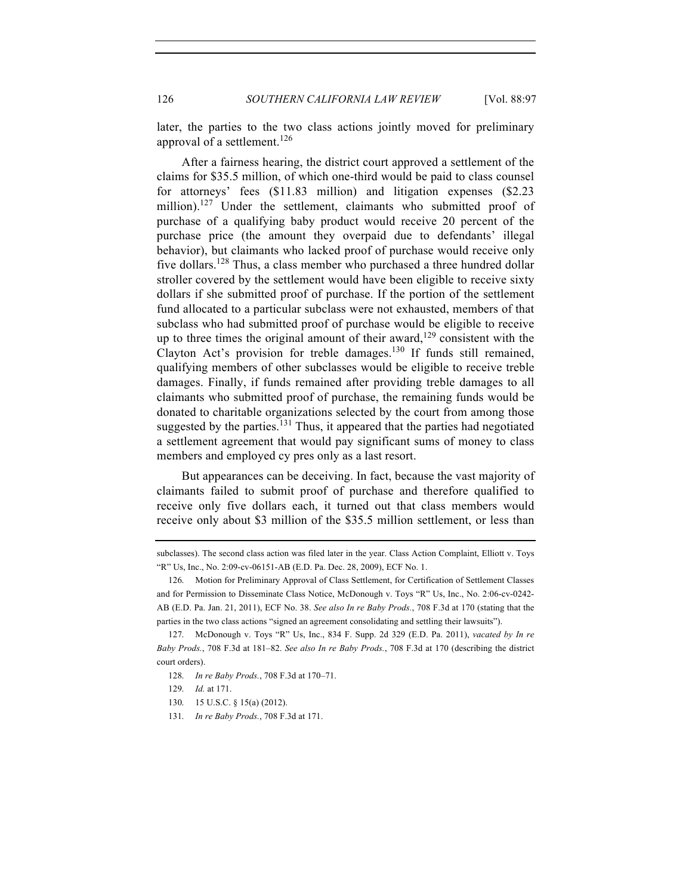later, the parties to the two class actions jointly moved for preliminary approval of a settlement.[126]

After a fairness hearing, the district court approved a settlement of the claims for $35.5 million, of which one-third would be paid to class counsel for attorneys' fees ($11.83 million) and litigation expenses ($2.23 million).[127] Under the settlement, claimants who submitted proof of purchase of a qualifying baby product would receive 20 percent of the purchase price (the amount they overpaid due to defendants' illegal behavior), but claimants who lacked proof of purchase would receive only five dollars.[128] Thus, a class member who purchased a three hundred dollar stroller covered by the settlement would have been eligible to receive sixty dollars if she submitted proof of purchase. If the portion of the settlement fund allocated to a particular subclass were not exhausted, members of that subclass who had submitted proof of purchase would be eligible to receive up to three times the original amount of their award,[129] consistent with the Clayton Act's provision for treble damages.[130] If funds still remained, qualifying members of other subclasses would be eligible to receive treble damages. Finally, if funds remained after providing treble damages to all claimants who submitted proof of purchase, the remaining funds would be donated to charitable organizations selected by the court from among those suggested by the parties.[131] Thus, it appeared that the parties had negotiated a settlement agreement that would pay significant sums of money to class members and employed cy pres only as a last resort.

But appearances can be deceiving. In fact, because the vast majority of claimants failed to submit proof of purchase and therefore qualified to receive only five dollars each, it turned out that class members would receive only about $3 million of the $35.5 million settlement, or less than

---

subclasses). The second class action was filed later in the year. Class Action Complaint, Elliott v. Toys "R" Us, Inc., No. 2:09-cv-06151-AB (E.D. Pa. Dec. 28, 2009), ECF No. 1.

126. Motion for Preliminary Approval of Class Settlement, for Certification of Settlement Classes and for Permission to Disseminate Class Notice, McDonough v. Toys "R" Us, Inc., No. 2:06-cv-0242-AB (E.D. Pa. Jan. 21, 2011), ECF No. 38. *See also In re Baby Prods.*, 708 F.3d at 170 (stating that the parties in the two class actions "signed an agreement consolidating and settling their lawsuits").

127. McDonough v. Toys "R" Us, Inc., 834 F. Supp. 2d 329 (E.D. Pa. 2011), *vacated by In re Baby Prods.*, 708 F.3d at 181–82. *See also In re Baby Prods.*, 708 F.3d at 170 (describing the district court orders).

128. *In re Baby Prods.*, 708 F.3d at 170–71.

129. *Id.* at 171.

130. 15 U.S.C. § 15(a) (2012).

131. *In re Baby Prods.*, 708 F.3d at 171.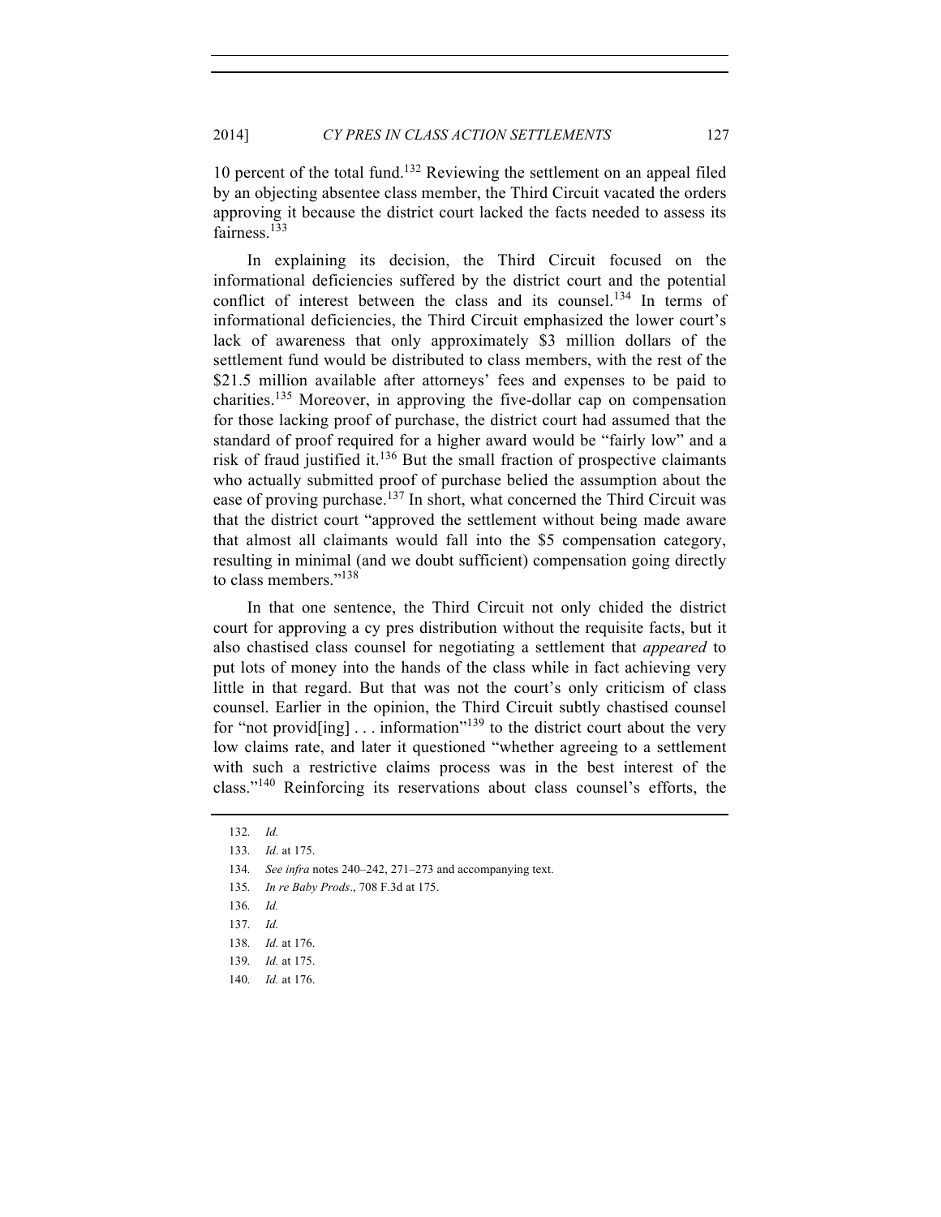10 percent of the total fund.[132] Reviewing the settlement on an appeal filed by an objecting absentee class member, the Third Circuit vacated the orders approving it because the district court lacked the facts needed to assess its fairness.[133]

In explaining its decision, the Third Circuit focused on the informational deficiencies suffered by the district court and the potential conflict of interest between the class and its counsel.[134] In terms of informational deficiencies, the Third Circuit emphasized the lower court's lack of awareness that only approximately $3 million dollars of the settlement fund would be distributed to class members, with the rest of the $21.5 million available after attorneys' fees and expenses to be paid to charities.[135] Moreover, in approving the five-dollar cap on compensation for those lacking proof of purchase, the district court had assumed that the standard of proof required for a higher award would be "fairly low" and a risk of fraud justified it.[136] But the small fraction of prospective claimants who actually submitted proof of purchase belied the assumption about the ease of proving purchase.[137] In short, what concerned the Third Circuit was that the district court "approved the settlement without being made aware that almost all claimants would fall into the $5 compensation category, resulting in minimal (and we doubt sufficient) compensation going directly to class members."[138]

In that one sentence, the Third Circuit not only chided the district court for approving a cy pres distribution without the requisite facts, but it also chastised class counsel for negotiating a settlement that *appeared* to put lots of money into the hands of the class while in fact achieving very little in that regard. But that was not the court's only criticism of class counsel. Earlier in the opinion, the Third Circuit subtly chastised counsel for "not provid[ing] . . . information"[139] to the district court about the very low claims rate, and later it questioned "whether agreeing to a settlement with such a restrictive claims process was in the best interest of the class."[140] Reinforcing its reservations about class counsel's efforts, the

132. *Id.*

133. *Id*. at 175.

134. *See infra* notes 240–242, 271–273 and accompanying text.

135. *In re Baby Prods*., 708 F.3d at 175.

136. *Id.*

137. *Id.*

138. *Id.* at 176.

139. *Id.* at 175.

140. *Id.* at 176.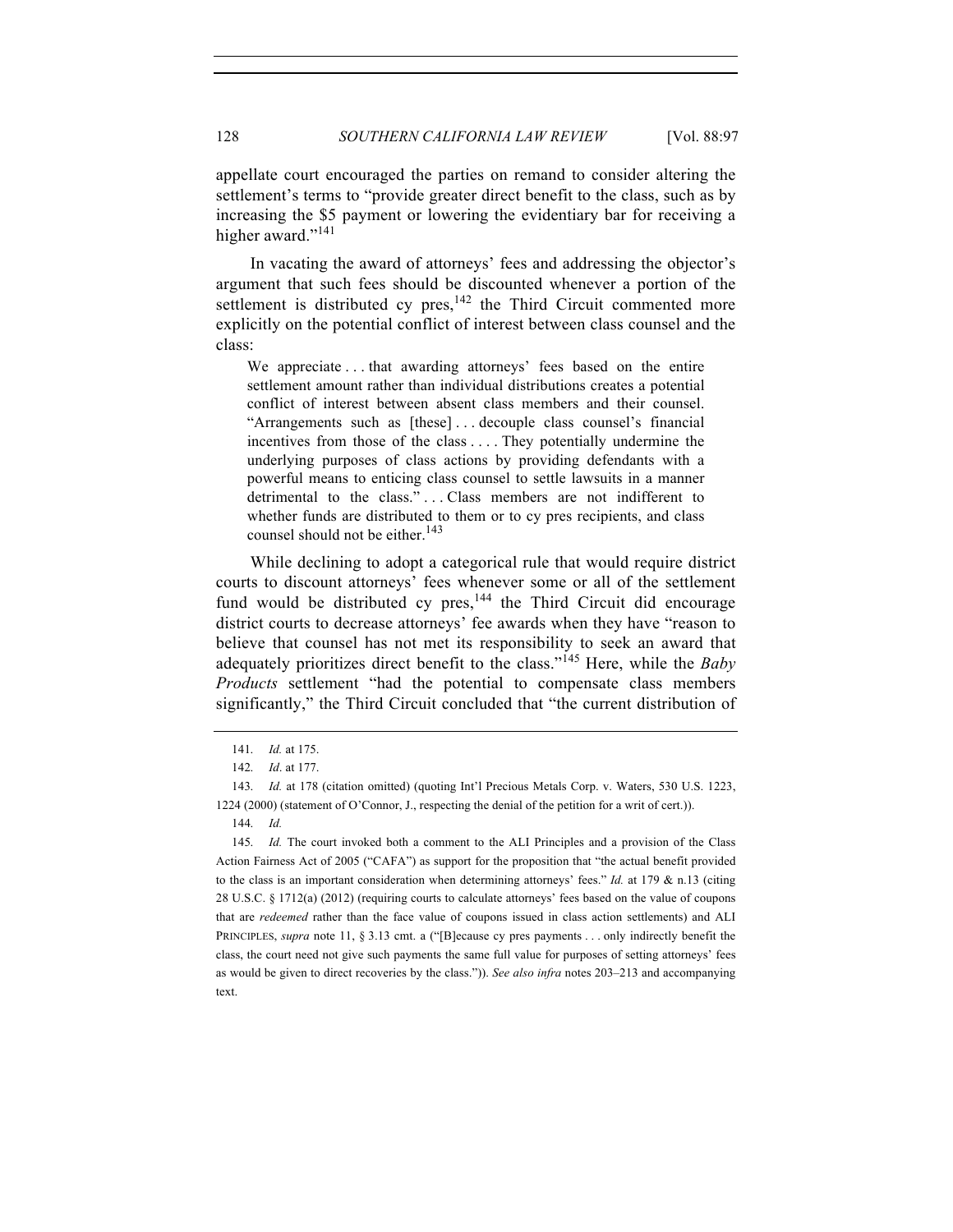appellate court encouraged the parties on remand to consider altering the settlement's terms to "provide greater direct benefit to the class, such as by increasing the $5 payment or lowering the evidentiary bar for receiving a higher award."[141]

In vacating the award of attorneys' fees and addressing the objector's argument that such fees should be discounted whenever a portion of the settlement is distributed cy pres,[142] the Third Circuit commented more explicitly on the potential conflict of interest between class counsel and the class:

> We appreciate . . . that awarding attorneys' fees based on the entire settlement amount rather than individual distributions creates a potential conflict of interest between absent class members and their counsel. "Arrangements such as [these] . . . decouple class counsel's financial incentives from those of the class . . . . They potentially undermine the underlying purposes of class actions by providing defendants with a powerful means to enticing class counsel to settle lawsuits in a manner detrimental to the class." . . . Class members are not indifferent to whether funds are distributed to them or to cy pres recipients, and class counsel should not be either.[143]

While declining to adopt a categorical rule that would require district courts to discount attorneys' fees whenever some or all of the settlement fund would be distributed cy pres,[144] the Third Circuit did encourage district courts to decrease attorneys' fee awards when they have "reason to believe that counsel has not met its responsibility to seek an award that adequately prioritizes direct benefit to the class."[145] Here, while the *Baby Products* settlement "had the potential to compensate class members significantly," the Third Circuit concluded that "the current distribution of

---

141. *Id.* at 175.

142. *Id*. at 177.

143. *Id.* at 178 (citation omitted) (quoting Int'l Precious Metals Corp. v. Waters, 530 U.S. 1223, 1224 (2000) (statement of O'Connor, J., respecting the denial of the petition for a writ of cert.)).

144. *Id.*

145. *Id.* The court invoked both a comment to the ALI Principles and a provision of the Class Action Fairness Act of 2005 ("CAFA") as support for the proposition that "the actual benefit provided to the class is an important consideration when determining attorneys' fees." *Id.* at 179 & n.13 (citing 28 U.S.C. § 1712(a) (2012) (requiring courts to calculate attorneys' fees based on the value of coupons that are *redeemed* rather than the face value of coupons issued in class action settlements) and ALI PRINCIPLES, *supra* note 11, § 3.13 cmt. a ("[B]ecause cy pres payments . . . only indirectly benefit the class, the court need not give such payments the same full value for purposes of setting attorneys' fees as would be given to direct recoveries by the class.")). *See also infra* notes 203–213 and accompanying text.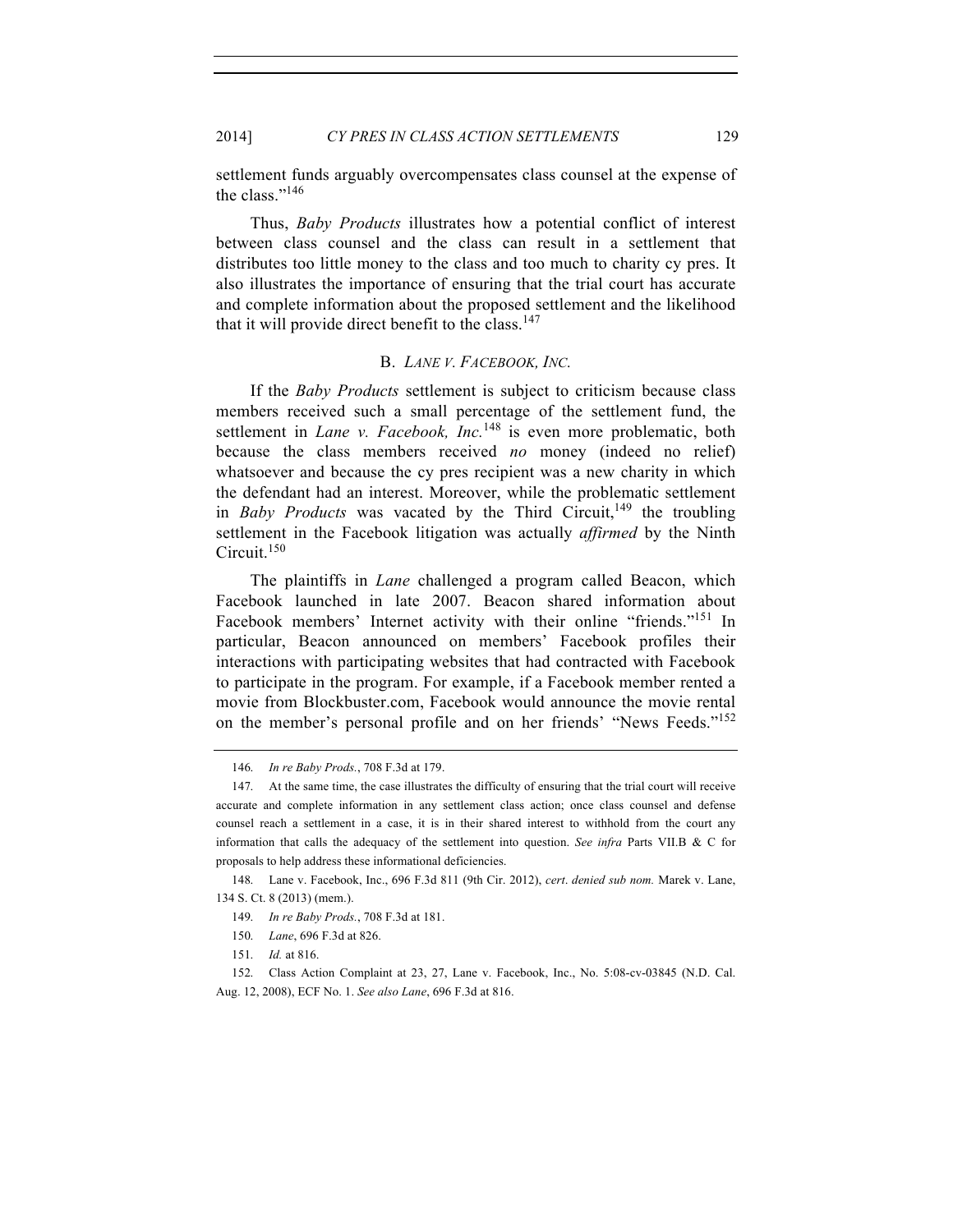settlement funds arguably overcompensates class counsel at the expense of the class."[146]

Thus, *Baby Products* illustrates how a potential conflict of interest between class counsel and the class can result in a settlement that distributes too little money to the class and too much to charity cy pres. It also illustrates the importance of ensuring that the trial court has accurate and complete information about the proposed settlement and the likelihood that it will provide direct benefit to the class.[147]

### B. *LANE V. FACEBOOK, INC.*

If the *Baby Products* settlement is subject to criticism because class members received such a small percentage of the settlement fund, the settlement in *Lane v. Facebook, Inc.*[148] is even more problematic, both because the class members received *no* money (indeed no relief) whatsoever and because the cy pres recipient was a new charity in which the defendant had an interest. Moreover, while the problematic settlement in *Baby Products* was vacated by the Third Circuit,[149] the troubling settlement in the Facebook litigation was actually *affirmed* by the Ninth Circuit.[150]

The plaintiffs in *Lane* challenged a program called Beacon, which Facebook launched in late 2007. Beacon shared information about Facebook members' Internet activity with their online "friends."[151] In particular, Beacon announced on members' Facebook profiles their interactions with participating websites that had contracted with Facebook to participate in the program. For example, if a Facebook member rented a movie from Blockbuster.com, Facebook would announce the movie rental on the member's personal profile and on her friends' "News Feeds."[152]

---

146. *In re Baby Prods.*, 708 F.3d at 179.

147. At the same time, the case illustrates the difficulty of ensuring that the trial court will receive accurate and complete information in any settlement class action; once class counsel and defense counsel reach a settlement in a case, it is in their shared interest to withhold from the court any information that calls the adequacy of the settlement into question. *See infra* Parts VII.B & C for proposals to help address these informational deficiencies.

148. Lane v. Facebook, Inc., 696 F.3d 811 (9th Cir. 2012), *cert. denied sub nom.* Marek v. Lane, 134 S. Ct. 8 (2013) (mem.).

149. *In re Baby Prods.*, 708 F.3d at 181.

150. *Lane*, 696 F.3d at 826.

151. *Id.* at 816.

152. Class Action Complaint at 23, 27, Lane v. Facebook, Inc., No. 5:08-cv-03845 (N.D. Cal. Aug. 12, 2008), ECF No. 1. *See also Lane*, 696 F.3d at 816.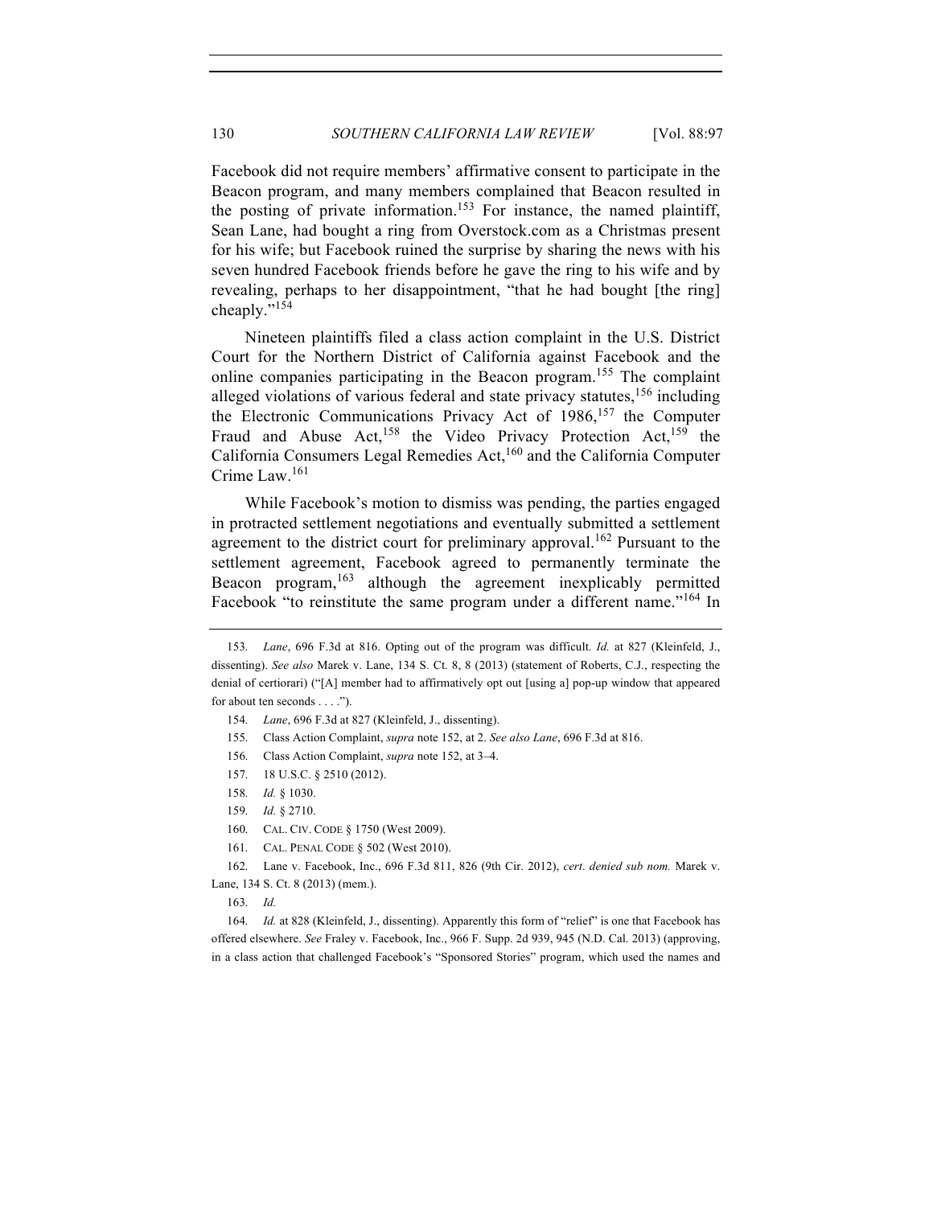Facebook did not require members' affirmative consent to participate in the Beacon program, and many members complained that Beacon resulted in the posting of private information.[153] For instance, the named plaintiff, Sean Lane, had bought a ring from Overstock.com as a Christmas present for his wife; but Facebook ruined the surprise by sharing the news with his seven hundred Facebook friends before he gave the ring to his wife and by revealing, perhaps to her disappointment, "that he had bought [the ring] cheaply."[154]

Nineteen plaintiffs filed a class action complaint in the U.S. District Court for the Northern District of California against Facebook and the online companies participating in the Beacon program.[155] The complaint alleged violations of various federal and state privacy statutes,[156] including the Electronic Communications Privacy Act of 1986,[157] the Computer Fraud and Abuse Act,[158] the Video Privacy Protection Act,[159] the California Consumers Legal Remedies Act,[160] and the California Computer Crime Law.[161]

While Facebook's motion to dismiss was pending, the parties engaged in protracted settlement negotiations and eventually submitted a settlement agreement to the district court for preliminary approval.[162] Pursuant to the settlement agreement, Facebook agreed to permanently terminate the Beacon program,[163] although the agreement inexplicably permitted Facebook "to reinstitute the same program under a different name."[164] In

---

153. *Lane*, 696 F.3d at 816. Opting out of the program was difficult. *Id.* at 827 (Kleinfeld, J., dissenting). *See also* Marek v. Lane, 134 S. Ct. 8, 8 (2013) (statement of Roberts, C.J., respecting the denial of certiorari) ("[A] member had to affirmatively opt out [using a] pop-up window that appeared for about ten seconds . . . .").

154. *Lane*, 696 F.3d at 827 (Kleinfeld, J., dissenting).

155. Class Action Complaint, *supra* note 152, at 2. *See also Lane*, 696 F.3d at 816.

156. Class Action Complaint, *supra* note 152, at 3–4.

157. 18 U.S.C. § 2510 (2012).

158. *Id.* § 1030.

159. *Id.* § 2710.

160. CAL. CIV. CODE § 1750 (West 2009).

161. CAL. PENAL CODE § 502 (West 2010).

162. Lane v. Facebook, Inc., 696 F.3d 811, 826 (9th Cir. 2012), *cert. denied sub nom.* Marek v. Lane, 134 S. Ct. 8 (2013) (mem.).

163. *Id.*

164. *Id.* at 828 (Kleinfeld, J., dissenting). Apparently this form of "relief" is one that Facebook has offered elsewhere. *See* Fraley v. Facebook, Inc., 966 F. Supp. 2d 939, 945 (N.D. Cal. 2013) (approving, in a class action that challenged Facebook's "Sponsored Stories" program, which used the names and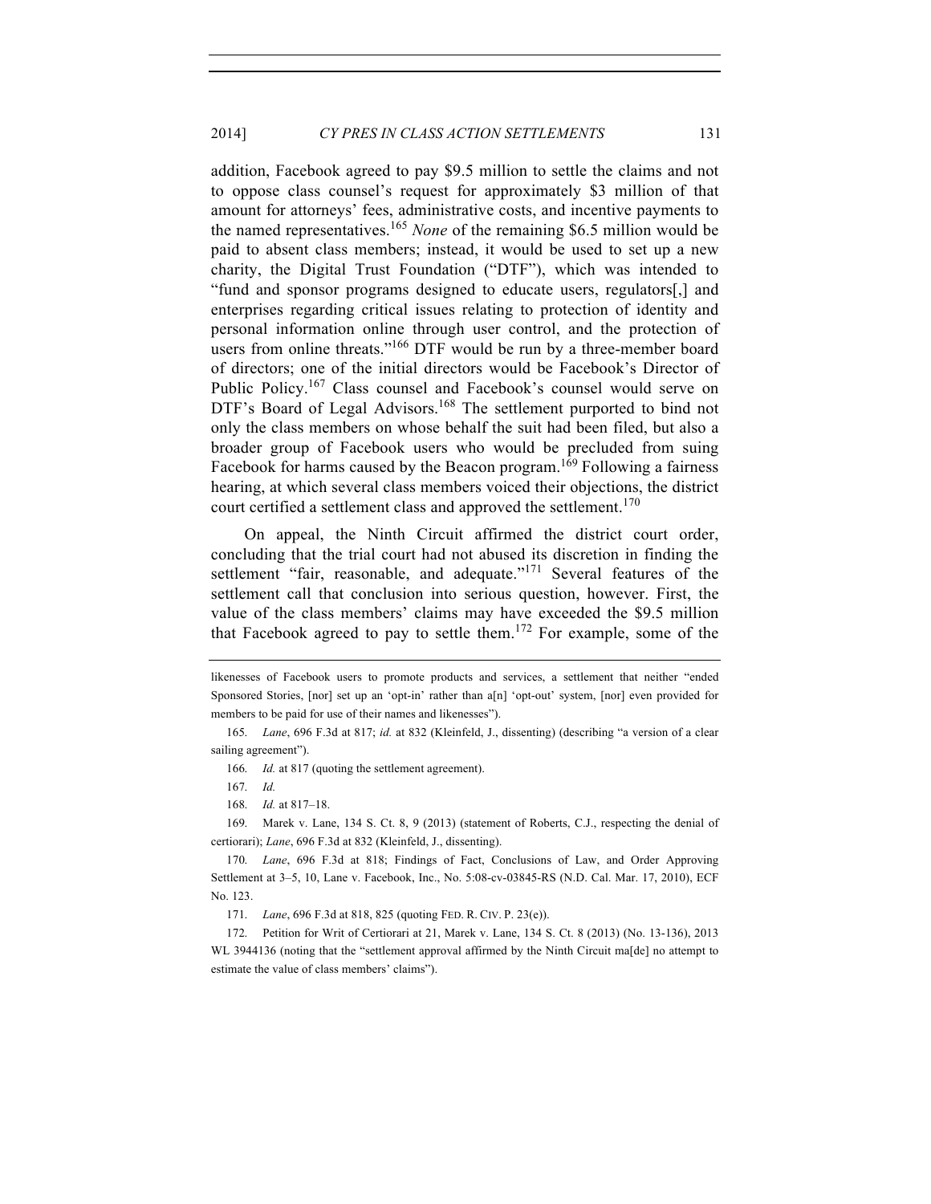addition, Facebook agreed to pay $9.5 million to settle the claims and not to oppose class counsel's request for approximately $3 million of that amount for attorneys' fees, administrative costs, and incentive payments to the named representatives.[165] *None* of the remaining $6.5 million would be paid to absent class members; instead, it would be used to set up a new charity, the Digital Trust Foundation ("DTF"), which was intended to "fund and sponsor programs designed to educate users, regulators[,] and enterprises regarding critical issues relating to protection of identity and personal information online through user control, and the protection of users from online threats."[166] DTF would be run by a three-member board of directors; one of the initial directors would be Facebook's Director of Public Policy.[167] Class counsel and Facebook's counsel would serve on DTF's Board of Legal Advisors.[168] The settlement purported to bind not only the class members on whose behalf the suit had been filed, but also a broader group of Facebook users who would be precluded from suing Facebook for harms caused by the Beacon program.[169] Following a fairness hearing, at which several class members voiced their objections, the district court certified a settlement class and approved the settlement.[170]

On appeal, the Ninth Circuit affirmed the district court order, concluding that the trial court had not abused its discretion in finding the settlement "fair, reasonable, and adequate."[171] Several features of the settlement call that conclusion into serious question, however. First, the value of the class members' claims may have exceeded the $9.5 million that Facebook agreed to pay to settle them.[172] For example, some of the

---

likenesses of Facebook users to promote products and services, a settlement that neither "ended Sponsored Stories, [nor] set up an 'opt-in' rather than a[n] 'opt-out' system, [nor] even provided for members to be paid for use of their names and likenesses").

165. *Lane*, 696 F.3d at 817; *id.* at 832 (Kleinfeld, J., dissenting) (describing "a version of a clear sailing agreement").

166. *Id.* at 817 (quoting the settlement agreement).

167. *Id.*

168. *Id.* at 817–18.

169. Marek v. Lane, 134 S. Ct. 8, 9 (2013) (statement of Roberts, C.J., respecting the denial of certiorari); *Lane*, 696 F.3d at 832 (Kleinfeld, J., dissenting).

170. *Lane*, 696 F.3d at 818; Findings of Fact, Conclusions of Law, and Order Approving Settlement at 3–5, 10, Lane v. Facebook, Inc., No. 5:08-cv-03845-RS (N.D. Cal. Mar. 17, 2010), ECF No. 123.

171. *Lane*, 696 F.3d at 818, 825 (quoting FED. R. CIV. P. 23(e)).

172. Petition for Writ of Certiorari at 21, Marek v. Lane, 134 S. Ct. 8 (2013) (No. 13-136), 2013 WL 3944136 (noting that the "settlement approval affirmed by the Ninth Circuit ma[de] no attempt to estimate the value of class members' claims").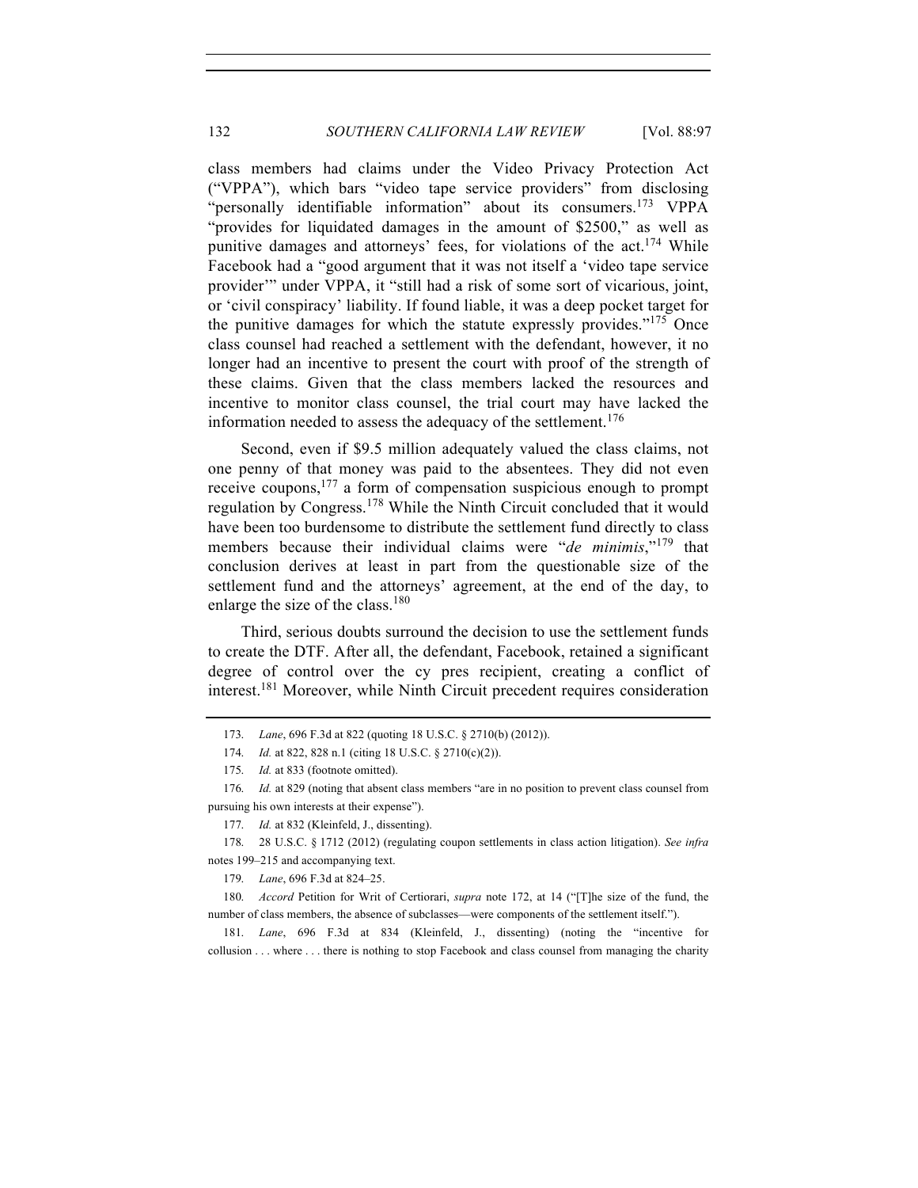class members had claims under the Video Privacy Protection Act ("VPPA"), which bars "video tape service providers" from disclosing "personally identifiable information" about its consumers.[173] VPPA "provides for liquidated damages in the amount of $2500," as well as punitive damages and attorneys' fees, for violations of the act.[174] While Facebook had a "good argument that it was not itself a 'video tape service provider'" under VPPA, it "still had a risk of some sort of vicarious, joint, or 'civil conspiracy' liability. If found liable, it was a deep pocket target for the punitive damages for which the statute expressly provides."[175] Once class counsel had reached a settlement with the defendant, however, it no longer had an incentive to present the court with proof of the strength of these claims. Given that the class members lacked the resources and incentive to monitor class counsel, the trial court may have lacked the information needed to assess the adequacy of the settlement.[176]

Second, even if $9.5 million adequately valued the class claims, not one penny of that money was paid to the absentees. They did not even receive coupons,[177] a form of compensation suspicious enough to prompt regulation by Congress.[178] While the Ninth Circuit concluded that it would have been too burdensome to distribute the settlement fund directly to class members because their individual claims were "*de minimis*,"[179] that conclusion derives at least in part from the questionable size of the settlement fund and the attorneys' agreement, at the end of the day, to enlarge the size of the class.[180]

Third, serious doubts surround the decision to use the settlement funds to create the DTF. After all, the defendant, Facebook, retained a significant degree of control over the cy pres recipient, creating a conflict of interest.[181] Moreover, while Ninth Circuit precedent requires consideration

---

173. *Lane*, 696 F.3d at 822 (quoting 18 U.S.C. § 2710(b) (2012)).

174. *Id.* at 822, 828 n.1 (citing 18 U.S.C. § 2710(c)(2)).

175. *Id.* at 833 (footnote omitted).

176. *Id.* at 829 (noting that absent class members "are in no position to prevent class counsel from pursuing his own interests at their expense").

177. *Id.* at 832 (Kleinfeld, J., dissenting).

178. 28 U.S.C. § 1712 (2012) (regulating coupon settlements in class action litigation). *See infra* notes 199–215 and accompanying text.

179. *Lane*, 696 F.3d at 824–25.

180. *Accord* Petition for Writ of Certiorari, *supra* note 172, at 14 ("[T]he size of the fund, the number of class members, the absence of subclasses—were components of the settlement itself.").

181. *Lane*, 696 F.3d at 834 (Kleinfeld, J., dissenting) (noting the "incentive for collusion . . . where . . . there is nothing to stop Facebook and class counsel from managing the charity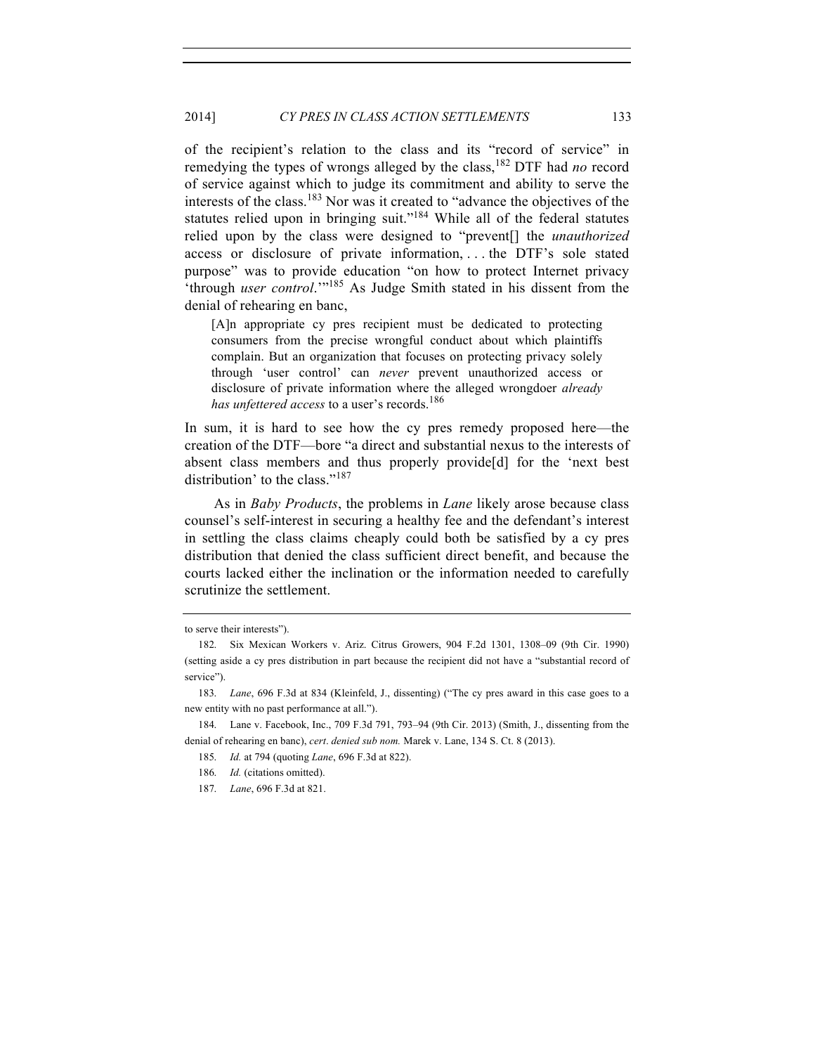of the recipient's relation to the class and its "record of service" in remedying the types of wrongs alleged by the class,[182] DTF had *no* record of service against which to judge its commitment and ability to serve the interests of the class.[183] Nor was it created to "advance the objectives of the statutes relied upon in bringing suit."[184] While all of the federal statutes relied upon by the class were designed to "prevent[] the *unauthorized* access or disclosure of private information, . . . the DTF's sole stated purpose" was to provide education "on how to protect Internet privacy 'through *user control*.'"[185] As Judge Smith stated in his dissent from the denial of rehearing en banc,

> [A]n appropriate cy pres recipient must be dedicated to protecting consumers from the precise wrongful conduct about which plaintiffs complain. But an organization that focuses on protecting privacy solely through 'user control' can *never* prevent unauthorized access or disclosure of private information where the alleged wrongdoer *already has unfettered access* to a user's records.[186]

In sum, it is hard to see how the cy pres remedy proposed here—the creation of the DTF—bore "a direct and substantial nexus to the interests of absent class members and thus properly provide[d] for the 'next best distribution' to the class."[187]

As in *Baby Products*, the problems in *Lane* likely arose because class counsel's self-interest in securing a healthy fee and the defendant's interest in settling the class claims cheaply could both be satisfied by a cy pres distribution that denied the class sufficient direct benefit, and because the courts lacked either the inclination or the information needed to carefully scrutinize the settlement.

---

to serve their interests").

182. Six Mexican Workers v. Ariz. Citrus Growers, 904 F.2d 1301, 1308–09 (9th Cir. 1990) (setting aside a cy pres distribution in part because the recipient did not have a "substantial record of service").

183. *Lane*, 696 F.3d at 834 (Kleinfeld, J., dissenting) ("The cy pres award in this case goes to a new entity with no past performance at all.").

184. Lane v. Facebook, Inc., 709 F.3d 791, 793–94 (9th Cir. 2013) (Smith, J., dissenting from the denial of rehearing en banc), *cert. denied sub nom.* Marek v. Lane, 134 S. Ct. 8 (2013).

185. *Id.* at 794 (quoting *Lane*, 696 F.3d at 822).

186. *Id.* (citations omitted).

187. *Lane*, 696 F.3d at 821.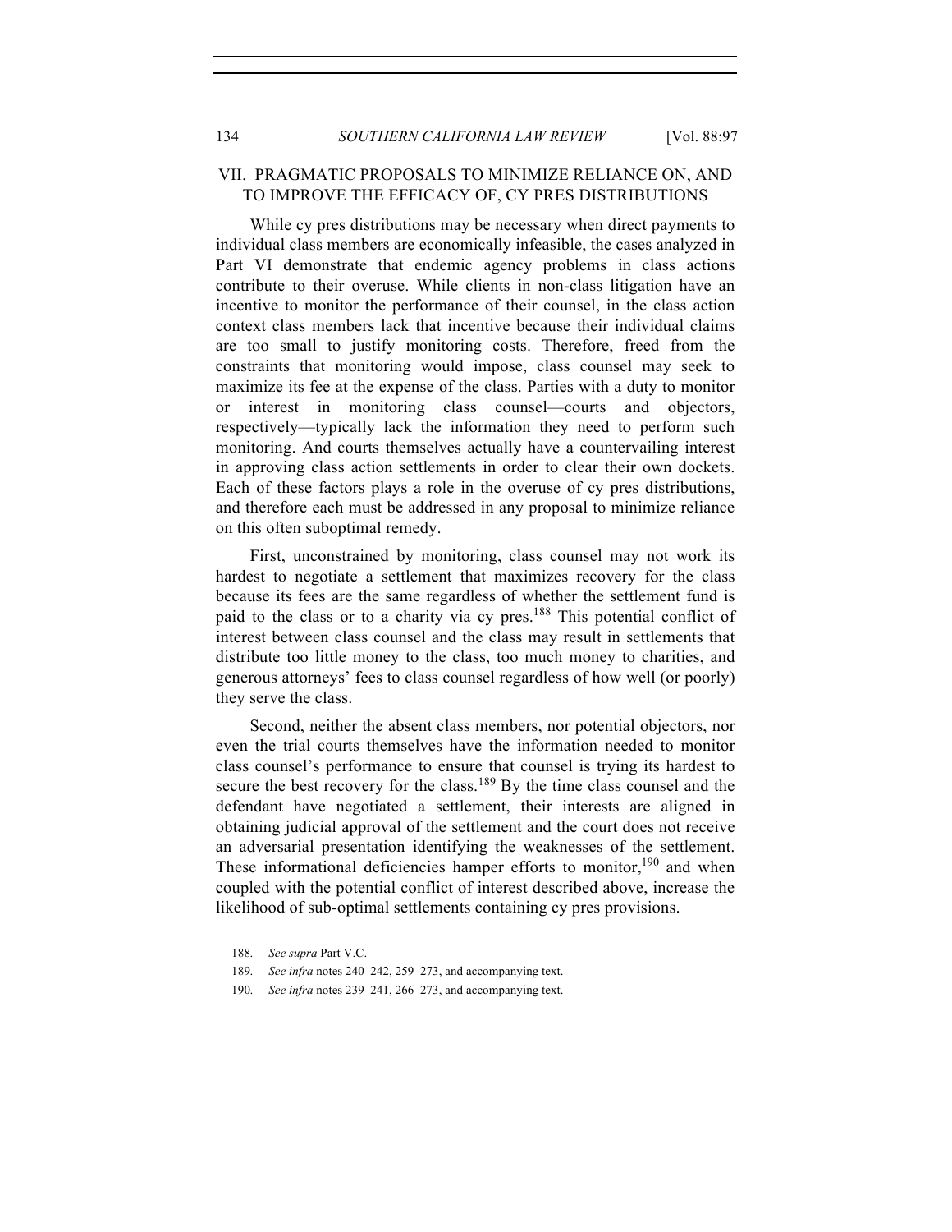## VII. PRAGMATIC PROPOSALS TO MINIMIZE RELIANCE ON, AND TO IMPROVE THE EFFICACY OF, CY PRES DISTRIBUTIONS

While cy pres distributions may be necessary when direct payments to individual class members are economically infeasible, the cases analyzed in Part VI demonstrate that endemic agency problems in class actions contribute to their overuse. While clients in non-class litigation have an incentive to monitor the performance of their counsel, in the class action context class members lack that incentive because their individual claims are too small to justify monitoring costs. Therefore, freed from the constraints that monitoring would impose, class counsel may seek to maximize its fee at the expense of the class. Parties with a duty to monitor or interest in monitoring class counsel—courts and objectors, respectively—typically lack the information they need to perform such monitoring. And courts themselves actually have a countervailing interest in approving class action settlements in order to clear their own dockets. Each of these factors plays a role in the overuse of cy pres distributions, and therefore each must be addressed in any proposal to minimize reliance on this often suboptimal remedy.

First, unconstrained by monitoring, class counsel may not work its hardest to negotiate a settlement that maximizes recovery for the class because its fees are the same regardless of whether the settlement fund is paid to the class or to a charity via cy pres.[188] This potential conflict of interest between class counsel and the class may result in settlements that distribute too little money to the class, too much money to charities, and generous attorneys' fees to class counsel regardless of how well (or poorly) they serve the class.

Second, neither the absent class members, nor potential objectors, nor even the trial courts themselves have the information needed to monitor class counsel's performance to ensure that counsel is trying its hardest to secure the best recovery for the class.[189] By the time class counsel and the defendant have negotiated a settlement, their interests are aligned in obtaining judicial approval of the settlement and the court does not receive an adversarial presentation identifying the weaknesses of the settlement. These informational deficiencies hamper efforts to monitor,[190] and when coupled with the potential conflict of interest described above, increase the likelihood of sub-optimal settlements containing cy pres provisions.

---

188. *See supra* Part V.C.

189. *See infra* notes 240–242, 259–273, and accompanying text.

190. *See infra* notes 239–241, 266–273, and accompanying text.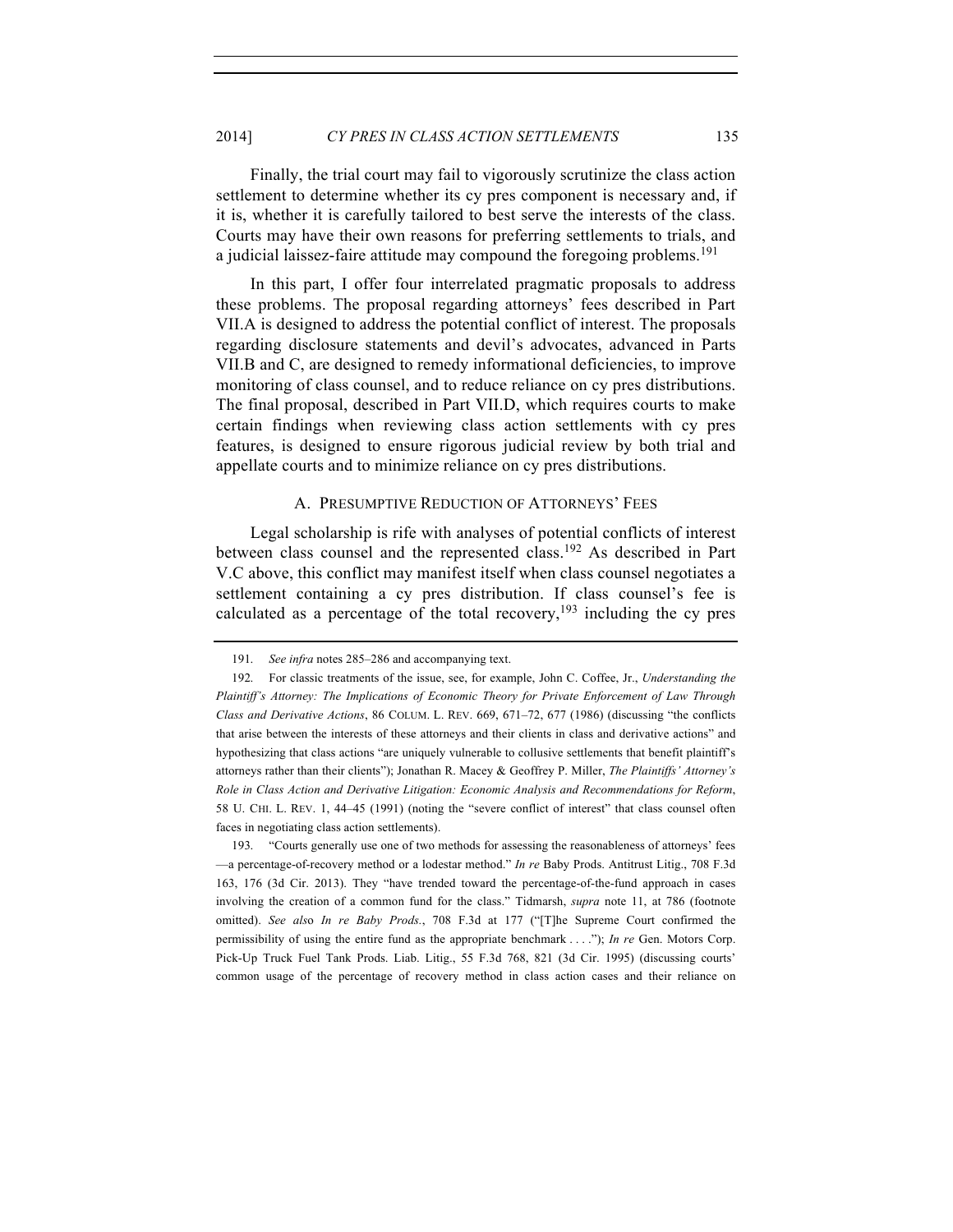Finally, the trial court may fail to vigorously scrutinize the class action settlement to determine whether its cy pres component is necessary and, if it is, whether it is carefully tailored to best serve the interests of the class. Courts may have their own reasons for preferring settlements to trials, and a judicial laissez-faire attitude may compound the foregoing problems.[191]

In this part, I offer four interrelated pragmatic proposals to address these problems. The proposal regarding attorneys' fees described in Part VII.A is designed to address the potential conflict of interest. The proposals regarding disclosure statements and devil's advocates, advanced in Parts VII.B and C, are designed to remedy informational deficiencies, to improve monitoring of class counsel, and to reduce reliance on cy pres distributions. The final proposal, described in Part VII.D, which requires courts to make certain findings when reviewing class action settlements with cy pres features, is designed to ensure rigorous judicial review by both trial and appellate courts and to minimize reliance on cy pres distributions.

## A. Presumptive Reduction of Attorneys' Fees

Legal scholarship is rife with analyses of potential conflicts of interest between class counsel and the represented class.[192] As described in Part V.C above, this conflict may manifest itself when class counsel negotiates a settlement containing a cy pres distribution. If class counsel's fee is calculated as a percentage of the total recovery,[193] including the cy pres

---

191. *See infra* notes 285–286 and accompanying text.

192. For classic treatments of the issue, see, for example, John C. Coffee, Jr., *Understanding the Plaintiff's Attorney: The Implications of Economic Theory for Private Enforcement of Law Through Class and Derivative Actions*, 86 COLUM. L. REV. 669, 671–72, 677 (1986) (discussing "the conflicts that arise between the interests of these attorneys and their clients in class and derivative actions" and hypothesizing that class actions "are uniquely vulnerable to collusive settlements that benefit plaintiff's attorneys rather than their clients"); Jonathan R. Macey & Geoffrey P. Miller, *The Plaintiffs' Attorney's Role in Class Action and Derivative Litigation: Economic Analysis and Recommendations for Reform*, 58 U. CHI. L. REV. 1, 44–45 (1991) (noting the "severe conflict of interest" that class counsel often faces in negotiating class action settlements).

193. "Courts generally use one of two methods for assessing the reasonableness of attorneys' fees —a percentage-of-recovery method or a lodestar method." *In re* Baby Prods. Antitrust Litig., 708 F.3d 163, 176 (3d Cir. 2013). They "have trended toward the percentage-of-the-fund approach in cases involving the creation of a common fund for the class." Tidmarsh, *supra* note 11, at 786 (footnote omitted). *See also In re Baby Prods.*, 708 F.3d at 177 ("[T]he Supreme Court confirmed the permissibility of using the entire fund as the appropriate benchmark . . . ."); *In re* Gen. Motors Corp. Pick-Up Truck Fuel Tank Prods. Liab. Litig., 55 F.3d 768, 821 (3d Cir. 1995) (discussing courts' common usage of the percentage of recovery method in class action cases and their reliance on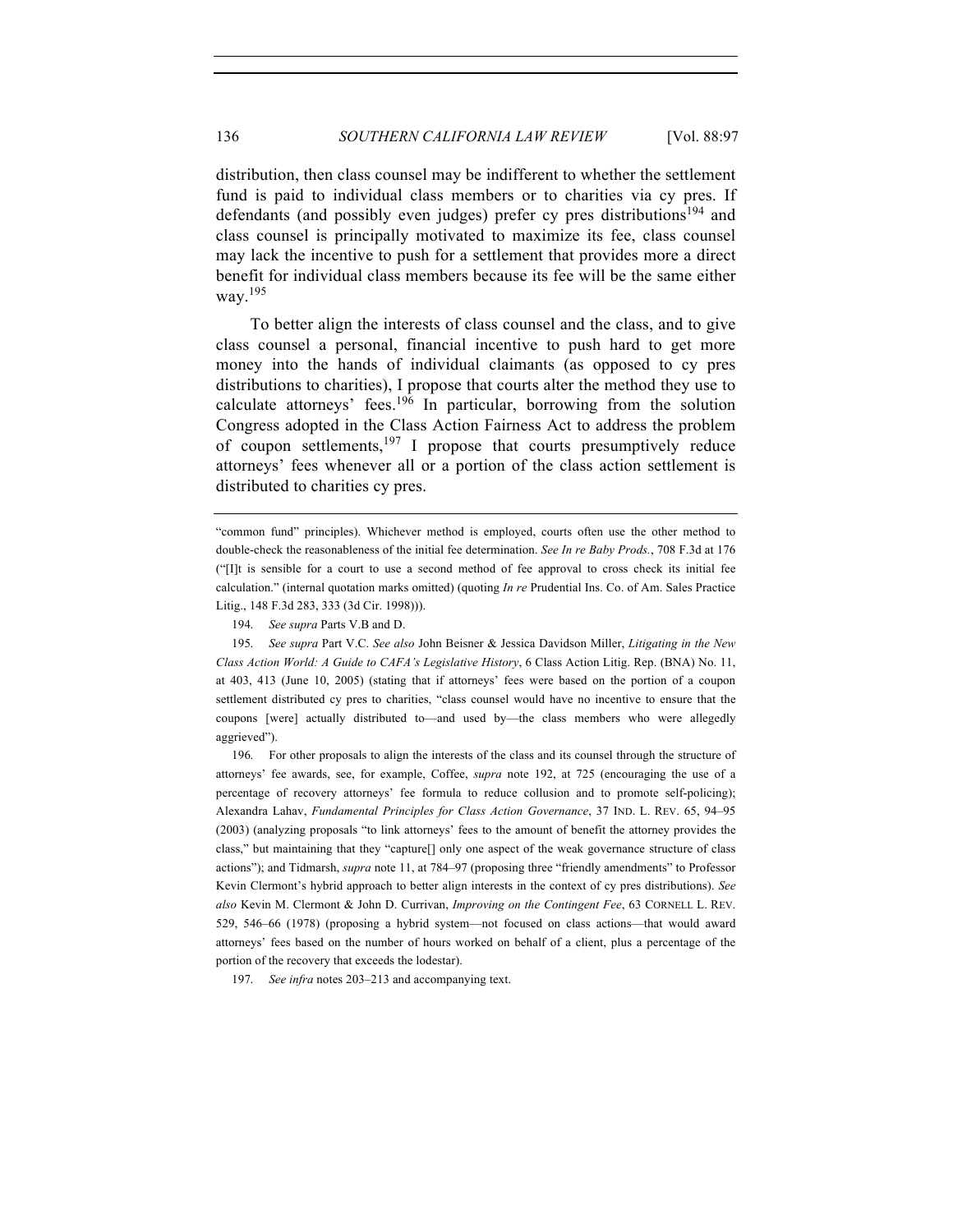distribution, then class counsel may be indifferent to whether the settlement fund is paid to individual class members or to charities via cy pres. If defendants (and possibly even judges) prefer cy pres distributions[194] and class counsel is principally motivated to maximize its fee, class counsel may lack the incentive to push for a settlement that provides more a direct benefit for individual class members because its fee will be the same either way.[195]

To better align the interests of class counsel and the class, and to give class counsel a personal, financial incentive to push hard to get more money into the hands of individual claimants (as opposed to cy pres distributions to charities), I propose that courts alter the method they use to calculate attorneys' fees.[196] In particular, borrowing from the solution Congress adopted in the Class Action Fairness Act to address the problem of coupon settlements,[197] I propose that courts presumptively reduce attorneys' fees whenever all or a portion of the class action settlement is distributed to charities cy pres.

---

"common fund" principles). Whichever method is employed, courts often use the other method to double-check the reasonableness of the initial fee determination. *See In re Baby Prods.*, 708 F.3d at 176 ("[I]t is sensible for a court to use a second method of fee approval to cross check its initial fee calculation." (internal quotation marks omitted) (quoting *In re* Prudential Ins. Co. of Am. Sales Practice Litig., 148 F.3d 283, 333 (3d Cir. 1998))).

194. *See supra* Parts V.B and D.

195. *See supra* Part V.C. *See also* John Beisner & Jessica Davidson Miller, *Litigating in the New Class Action World: A Guide to CAFA's Legislative History*, 6 Class Action Litig. Rep. (BNA) No. 11, at 403, 413 (June 10, 2005) (stating that if attorneys' fees were based on the portion of a coupon settlement distributed cy pres to charities, "class counsel would have no incentive to ensure that the coupons [were] actually distributed to—and used by—the class members who were allegedly aggrieved").

196. For other proposals to align the interests of the class and its counsel through the structure of attorneys' fee awards, see, for example, Coffee, *supra* note 192, at 725 (encouraging the use of a percentage of recovery attorneys' fee formula to reduce collusion and to promote self-policing); Alexandra Lahav, *Fundamental Principles for Class Action Governance*, 37 IND. L. REV. 65, 94–95 (2003) (analyzing proposals "to link attorneys' fees to the amount of benefit the attorney provides the class," but maintaining that they "capture[] only one aspect of the weak governance structure of class actions"); and Tidmarsh, *supra* note 11, at 784–97 (proposing three "friendly amendments" to Professor Kevin Clermont's hybrid approach to better align interests in the context of cy pres distributions). *See also* Kevin M. Clermont & John D. Currivan, *Improving on the Contingent Fee*, 63 CORNELL L. REV. 529, 546–66 (1978) (proposing a hybrid system—not focused on class actions—that would award attorneys' fees based on the number of hours worked on behalf of a client, plus a percentage of the portion of the recovery that exceeds the lodestar).

197. *See infra* notes 203–213 and accompanying text.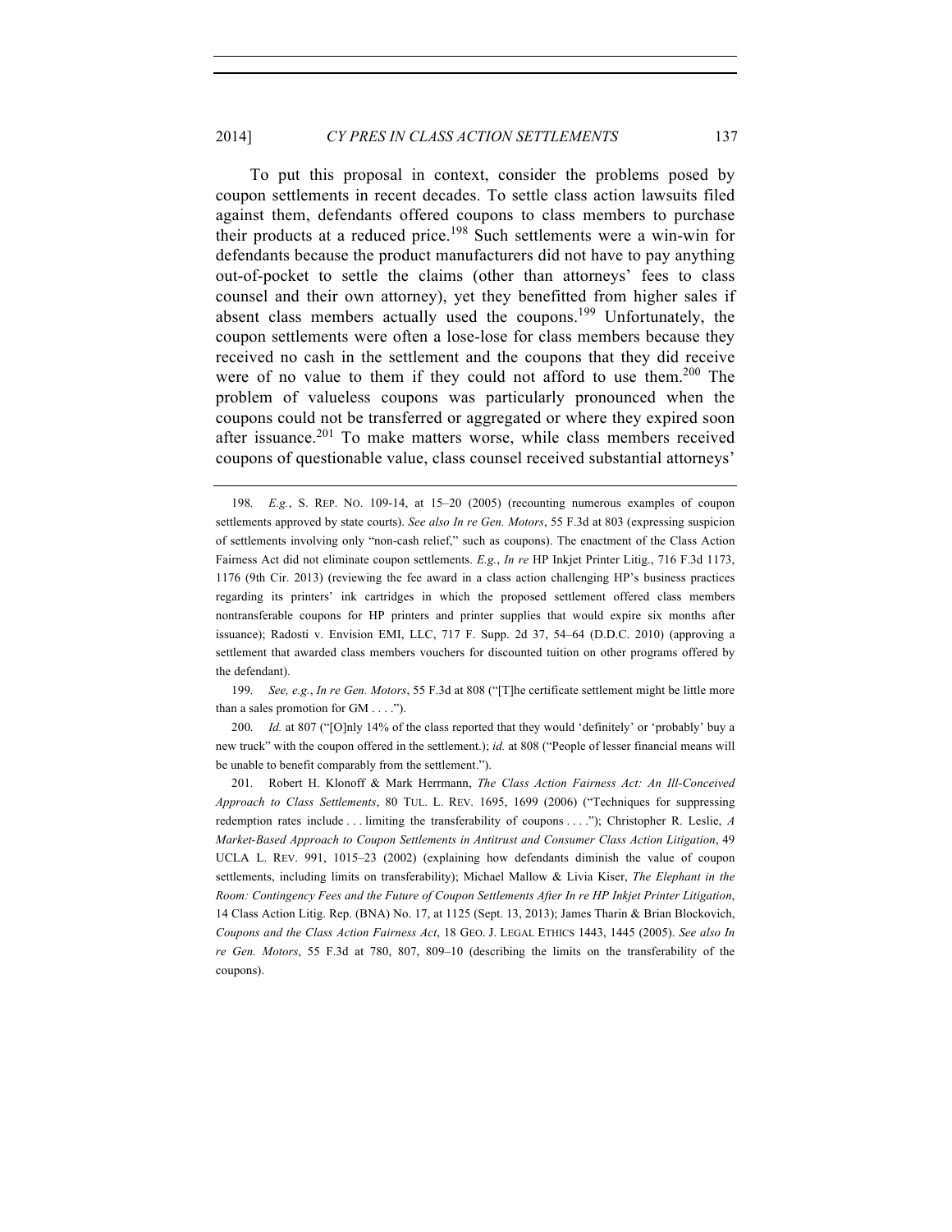To put this proposal in context, consider the problems posed by coupon settlements in recent decades. To settle class action lawsuits filed against them, defendants offered coupons to class members to purchase their products at a reduced price.[198] Such settlements were a win-win for defendants because the product manufacturers did not have to pay anything out-of-pocket to settle the claims (other than attorneys' fees to class counsel and their own attorney), yet they benefitted from higher sales if absent class members actually used the coupons.[199] Unfortunately, the coupon settlements were often a lose-lose for class members because they received no cash in the settlement and the coupons that they did receive were of no value to them if they could not afford to use them.[200] The problem of valueless coupons was particularly pronounced when the coupons could not be transferred or aggregated or where they expired soon after issuance.[201] To make matters worse, while class members received coupons of questionable value, class counsel received substantial attorneys'

---

198. *E.g.*, S. REP. NO. 109-14, at 15–20 (2005) (recounting numerous examples of coupon settlements approved by state courts). *See also In re Gen. Motors*, 55 F.3d at 803 (expressing suspicion of settlements involving only "non-cash relief," such as coupons). The enactment of the Class Action Fairness Act did not eliminate coupon settlements. *E.g.*, *In re* HP Inkjet Printer Litig., 716 F.3d 1173, 1176 (9th Cir. 2013) (reviewing the fee award in a class action challenging HP's business practices regarding its printers' ink cartridges in which the proposed settlement offered class members nontransferable coupons for HP printers and printer supplies that would expire six months after issuance); Radosti v. Envision EMI, LLC, 717 F. Supp. 2d 37, 54–64 (D.D.C. 2010) (approving a settlement that awarded class members vouchers for discounted tuition on other programs offered by the defendant).

199. *See, e.g.*, *In re Gen. Motors*, 55 F.3d at 808 ("[T]he certificate settlement might be little more than a sales promotion for GM . . . .").

200. *Id.* at 807 ("[O]nly 14% of the class reported that they would 'definitely' or 'probably' buy a new truck" with the coupon offered in the settlement.); *id.* at 808 ("People of lesser financial means will be unable to benefit comparably from the settlement.").

201. Robert H. Klonoff & Mark Herrmann, *The Class Action Fairness Act: An Ill-Conceived Approach to Class Settlements*, 80 TUL. L. REV. 1695, 1699 (2006) ("Techniques for suppressing redemption rates include . . . limiting the transferability of coupons . . . ."); Christopher R. Leslie, *A Market-Based Approach to Coupon Settlements in Antitrust and Consumer Class Action Litigation*, 49 UCLA L. REV. 991, 1015–23 (2002) (explaining how defendants diminish the value of coupon settlements, including limits on transferability); Michael Mallow & Livia Kiser, *The Elephant in the Room: Contingency Fees and the Future of Coupon Settlements After In re HP Inkjet Printer Litigation*, 14 Class Action Litig. Rep. (BNA) No. 17, at 1125 (Sept. 13, 2013); James Tharin & Brian Blockovich, *Coupons and the Class Action Fairness Act*, 18 GEO. J. LEGAL ETHICS 1443, 1445 (2005). *See also In re Gen. Motors*, 55 F.3d at 780, 807, 809–10 (describing the limits on the transferability of the coupons).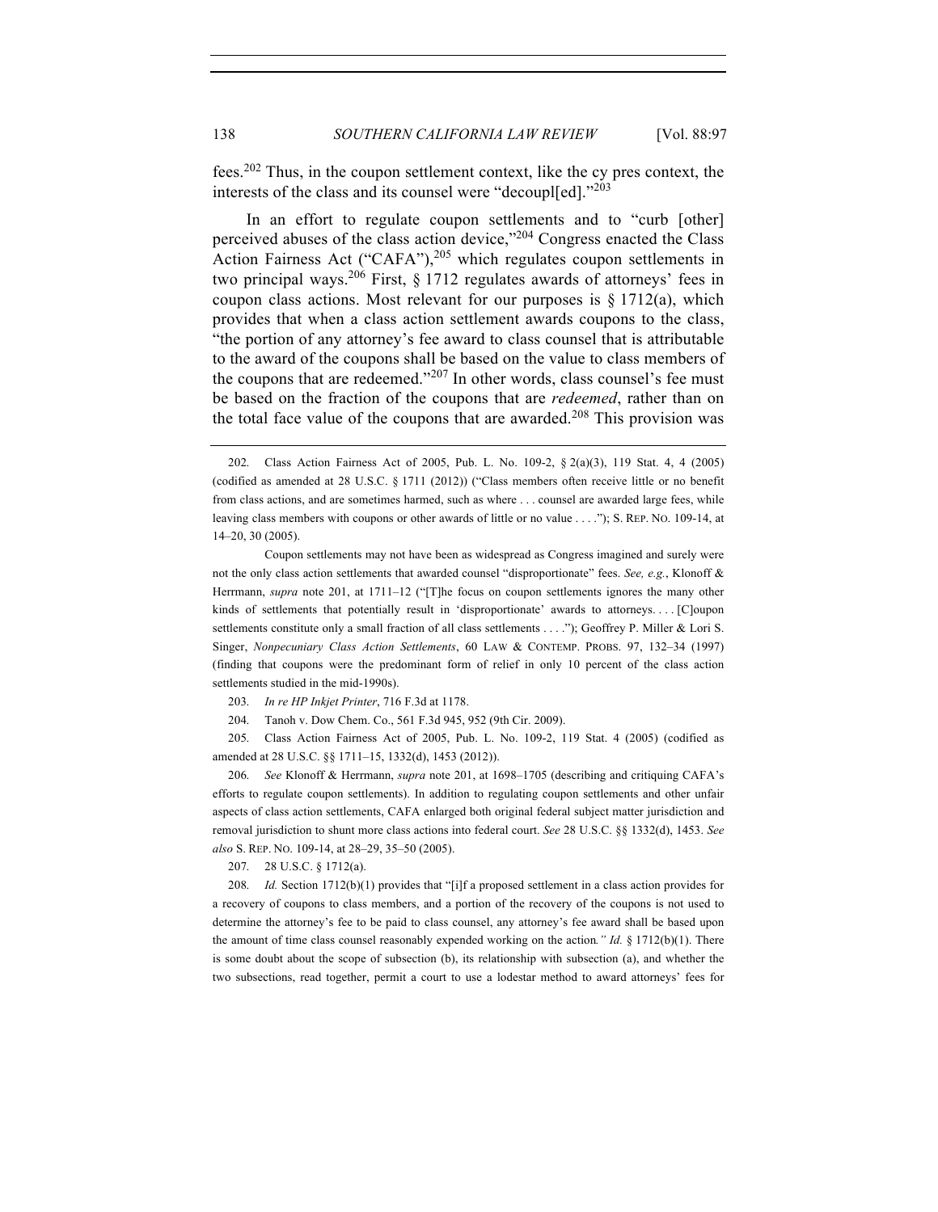fees.[202] Thus, in the coupon settlement context, like the cy pres context, the interests of the class and its counsel were "decoupl[ed]."[203]

In an effort to regulate coupon settlements and to "curb [other] perceived abuses of the class action device,"[204] Congress enacted the Class Action Fairness Act ("CAFA"),[205] which regulates coupon settlements in two principal ways.[206] First, § 1712 regulates awards of attorneys' fees in coupon class actions. Most relevant for our purposes is § 1712(a), which provides that when a class action settlement awards coupons to the class, "the portion of any attorney's fee award to class counsel that is attributable to the award of the coupons shall be based on the value to class members of the coupons that are redeemed."[207] In other words, class counsel's fee must be based on the fraction of the coupons that are *redeemed*, rather than on the total face value of the coupons that are awarded.[208] This provision was

---

202. Class Action Fairness Act of 2005, Pub. L. No. 109-2, § 2(a)(3), 119 Stat. 4, 4 (2005) (codified as amended at 28 U.S.C. § 1711 (2012)) ("Class members often receive little or no benefit from class actions, and are sometimes harmed, such as where . . . counsel are awarded large fees, while leaving class members with coupons or other awards of little or no value . . . ."); S. REP. NO. 109-14, at 14–20, 30 (2005).

Coupon settlements may not have been as widespread as Congress imagined and surely were not the only class action settlements that awarded counsel "disproportionate" fees. *See, e.g.*, Klonoff & Herrmann, *supra* note 201, at 1711–12 ("[T]he focus on coupon settlements ignores the many other kinds of settlements that potentially result in 'disproportionate' awards to attorneys. . . . [C]oupon settlements constitute only a small fraction of all class settlements . . . ."); Geoffrey P. Miller & Lori S. Singer, *Nonpecuniary Class Action Settlements*, 60 LAW & CONTEMP. PROBS. 97, 132–34 (1997) (finding that coupons were the predominant form of relief in only 10 percent of the class action settlements studied in the mid-1990s).

203. *In re HP Inkjet Printer*, 716 F.3d at 1178.

204. Tanoh v. Dow Chem. Co., 561 F.3d 945, 952 (9th Cir. 2009).

205. Class Action Fairness Act of 2005, Pub. L. No. 109-2, 119 Stat. 4 (2005) (codified as amended at 28 U.S.C. §§ 1711–15, 1332(d), 1453 (2012)).

206. *See* Klonoff & Herrmann, *supra* note 201, at 1698–1705 (describing and critiquing CAFA's efforts to regulate coupon settlements). In addition to regulating coupon settlements and other unfair aspects of class action settlements, CAFA enlarged both original federal subject matter jurisdiction and removal jurisdiction to shunt more class actions into federal court. *See* 28 U.S.C. §§ 1332(d), 1453. *See also* S. REP. NO. 109-14, at 28–29, 35–50 (2005).

207. 28 U.S.C. § 1712(a).

208. *Id.* Section 1712(b)(1) provides that "[i]f a proposed settlement in a class action provides for a recovery of coupons to class members, and a portion of the recovery of the coupons is not used to determine the attorney's fee to be paid to class counsel, any attorney's fee award shall be based upon the amount of time class counsel reasonably expended working on the action*." Id.* § 1712(b)(1). There is some doubt about the scope of subsection (b), its relationship with subsection (a), and whether the two subsections, read together, permit a court to use a lodestar method to award attorneys' fees for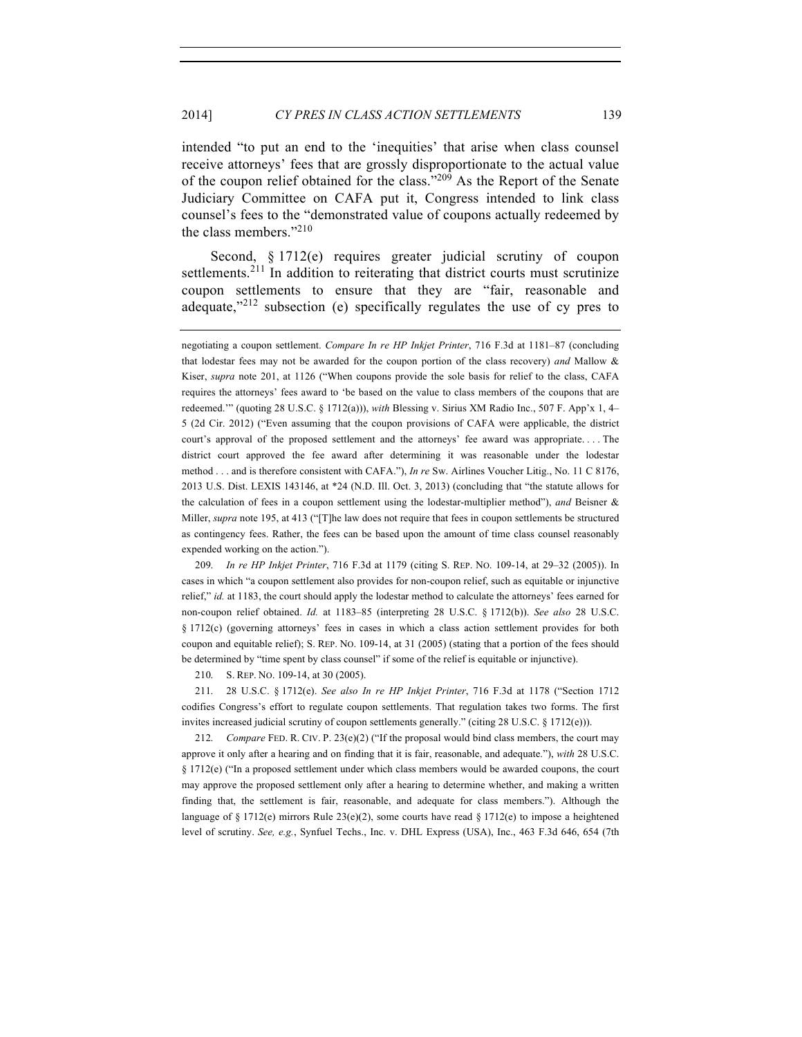intended "to put an end to the 'inequities' that arise when class counsel receive attorneys' fees that are grossly disproportionate to the actual value of the coupon relief obtained for the class."[209] As the Report of the Senate Judiciary Committee on CAFA put it, Congress intended to link class counsel's fees to the "demonstrated value of coupons actually redeemed by the class members."[210]

Second, § 1712(e) requires greater judicial scrutiny of coupon settlements.[211] In addition to reiterating that district courts must scrutinize coupon settlements to ensure that they are "fair, reasonable and adequate,"[212] subsection (e) specifically regulates the use of cy pres to

---

negotiating a coupon settlement. *Compare In re HP Inkjet Printer*, 716 F.3d at 1181–87 (concluding that lodestar fees may not be awarded for the coupon portion of the class recovery) *and* Mallow & Kiser, *supra* note 201, at 1126 ("When coupons provide the sole basis for relief to the class, CAFA requires the attorneys' fees award to 'be based on the value to class members of the coupons that are redeemed.'" (quoting 28 U.S.C. § 1712(a))), *with* Blessing v. Sirius XM Radio Inc., 507 F. App'x 1, 4–5 (2d Cir. 2012) ("Even assuming that the coupon provisions of CAFA were applicable, the district court's approval of the proposed settlement and the attorneys' fee award was appropriate. . . . The district court approved the fee award after determining it was reasonable under the lodestar method . . . and is therefore consistent with CAFA."), *In re* Sw. Airlines Voucher Litig., No. 11 C 8176, 2013 U.S. Dist. LEXIS 143146, at *24 (N.D. Ill. Oct. 3, 2013) (concluding that "the statute allows for the calculation of fees in a coupon settlement using the lodestar-multiplier method"), *and* Beisner & Miller, *supra* note 195, at 413 ("[T]he law does not require that fees in coupon settlements be structured as contingency fees. Rather, the fees can be based upon the amount of time class counsel reasonably expended working on the action.").

209. *In re HP Inkjet Printer*, 716 F.3d at 1179 (citing S. REP. NO. 109-14, at 29–32 (2005)). In cases in which "a coupon settlement also provides for non-coupon relief, such as equitable or injunctive relief," *id.* at 1183, the court should apply the lodestar method to calculate the attorneys' fees earned for non-coupon relief obtained. *Id.* at 1183–85 (interpreting 28 U.S.C. § 1712(b)). *See also* 28 U.S.C. § 1712(c) (governing attorneys' fees in cases in which a class action settlement provides for both coupon and equitable relief); S. REP. NO. 109-14, at 31 (2005) (stating that a portion of the fees should be determined by "time spent by class counsel" if some of the relief is equitable or injunctive).

210. S. REP. NO. 109-14, at 30 (2005).

211. 28 U.S.C. § 1712(e). *See also In re HP Inkjet Printer*, 716 F.3d at 1178 ("Section 1712 codifies Congress's effort to regulate coupon settlements. That regulation takes two forms. The first invites increased judicial scrutiny of coupon settlements generally." (citing 28 U.S.C. § 1712(e))).

212. *Compare* FED. R. CIV. P. 23(e)(2) ("If the proposal would bind class members, the court may approve it only after a hearing and on finding that it is fair, reasonable, and adequate."), *with* 28 U.S.C. § 1712(e) ("In a proposed settlement under which class members would be awarded coupons, the court may approve the proposed settlement only after a hearing to determine whether, and making a written finding that, the settlement is fair, reasonable, and adequate for class members."). Although the language of § 1712(e) mirrors Rule 23(e)(2), some courts have read § 1712(e) to impose a heightened level of scrutiny. *See, e.g.*, Synfuel Techs., Inc. v. DHL Express (USA), Inc., 463 F.3d 646, 654 (7th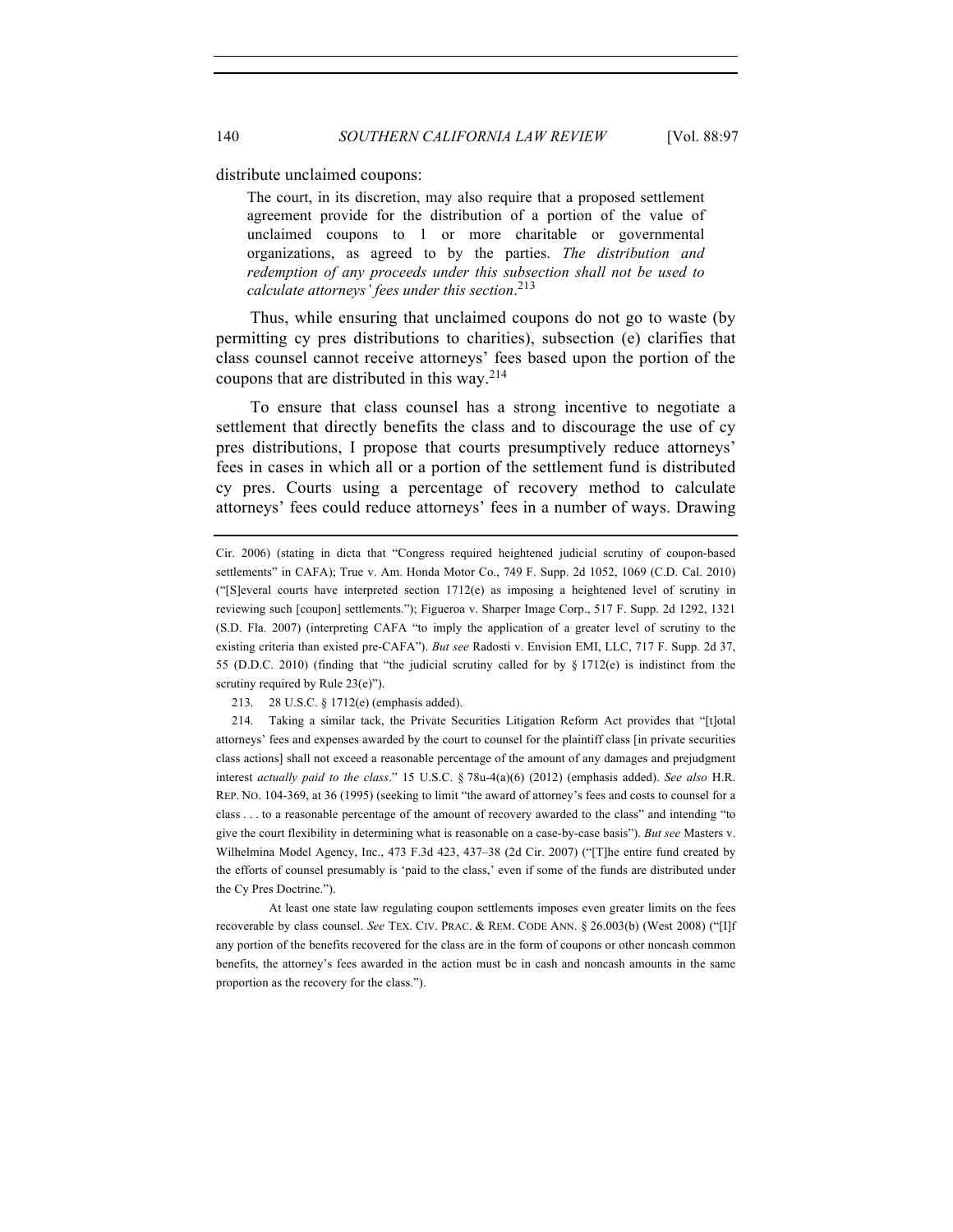distribute unclaimed coupons:

> The court, in its discretion, may also require that a proposed settlement agreement provide for the distribution of a portion of the value of unclaimed coupons to 1 or more charitable or governmental organizations, as agreed to by the parties. *The distribution and redemption of any proceeds under this subsection shall not be used to calculate attorneys' fees under this section*.[213]

Thus, while ensuring that unclaimed coupons do not go to waste (by permitting cy pres distributions to charities), subsection (e) clarifies that class counsel cannot receive attorneys' fees based upon the portion of the coupons that are distributed in this way.[214]

To ensure that class counsel has a strong incentive to negotiate a settlement that directly benefits the class and to discourage the use of cy pres distributions, I propose that courts presumptively reduce attorneys' fees in cases in which all or a portion of the settlement fund is distributed cy pres. Courts using a percentage of recovery method to calculate attorneys' fees could reduce attorneys' fees in a number of ways. Drawing

---

Cir. 2006) (stating in dicta that "Congress required heightened judicial scrutiny of coupon-based settlements" in CAFA); True v. Am. Honda Motor Co., 749 F. Supp. 2d 1052, 1069 (C.D. Cal. 2010) ("[S]everal courts have interpreted section 1712(e) as imposing a heightened level of scrutiny in reviewing such [coupon] settlements."); Figueroa v. Sharper Image Corp., 517 F. Supp. 2d 1292, 1321 (S.D. Fla. 2007) (interpreting CAFA "to imply the application of a greater level of scrutiny to the existing criteria than existed pre-CAFA"). *But see* Radosti v. Envision EMI, LLC, 717 F. Supp. 2d 37, 55 (D.D.C. 2010) (finding that "the judicial scrutiny called for by § 1712(e) is indistinct from the scrutiny required by Rule 23(e)").

213. 28 U.S.C. § 1712(e) (emphasis added).

214. Taking a similar tack, the Private Securities Litigation Reform Act provides that "[t]otal attorneys' fees and expenses awarded by the court to counsel for the plaintiff class [in private securities class actions] shall not exceed a reasonable percentage of the amount of any damages and prejudgment interest *actually paid to the class*." 15 U.S.C. § 78u-4(a)(6) (2012) (emphasis added). *See also* H.R. REP. NO. 104-369, at 36 (1995) (seeking to limit "the award of attorney's fees and costs to counsel for a class . . . to a reasonable percentage of the amount of recovery awarded to the class" and intending "to give the court flexibility in determining what is reasonable on a case-by-case basis"). *But see* Masters v. Wilhelmina Model Agency, Inc., 473 F.3d 423, 437–38 (2d Cir. 2007) ("[T]he entire fund created by the efforts of counsel presumably is 'paid to the class,' even if some of the funds are distributed under the Cy Pres Doctrine.").

At least one state law regulating coupon settlements imposes even greater limits on the fees recoverable by class counsel. *See* TEX. CIV. PRAC. & REM. CODE ANN. § 26.003(b) (West 2008) ("[I]f any portion of the benefits recovered for the class are in the form of coupons or other noncash common benefits, the attorney's fees awarded in the action must be in cash and noncash amounts in the same proportion as the recovery for the class.").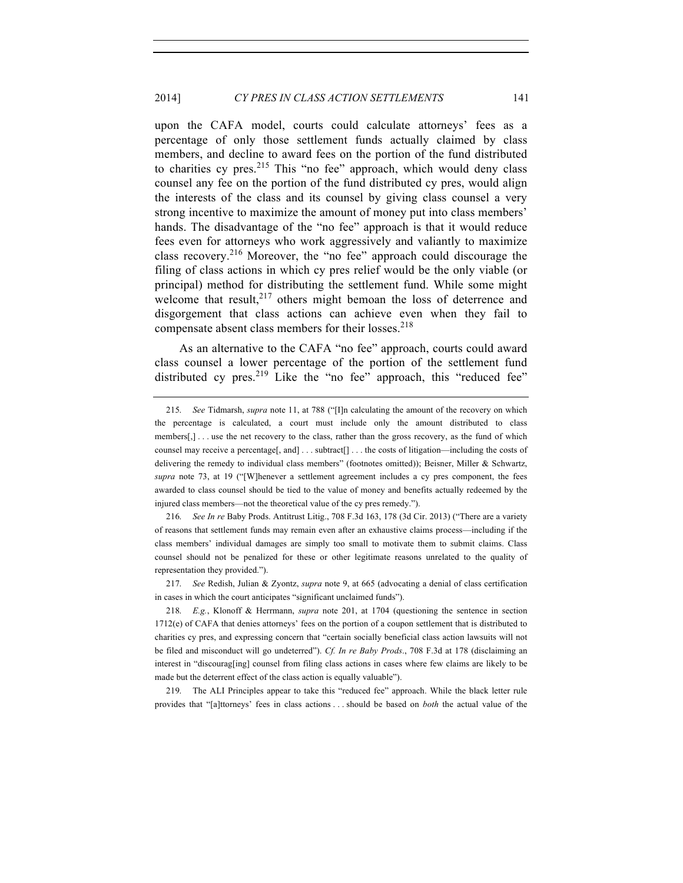upon the CAFA model, courts could calculate attorneys' fees as a percentage of only those settlement funds actually claimed by class members, and decline to award fees on the portion of the fund distributed to charities cy pres.[215] This "no fee" approach, which would deny class counsel any fee on the portion of the fund distributed cy pres, would align the interests of the class and its counsel by giving class counsel a very strong incentive to maximize the amount of money put into class members' hands. The disadvantage of the "no fee" approach is that it would reduce fees even for attorneys who work aggressively and valiantly to maximize class recovery.[216] Moreover, the "no fee" approach could discourage the filing of class actions in which cy pres relief would be the only viable (or principal) method for distributing the settlement fund. While some might welcome that result,[217] others might bemoan the loss of deterrence and disgorgement that class actions can achieve even when they fail to compensate absent class members for their losses.[218]

As an alternative to the CAFA "no fee" approach, courts could award class counsel a lower percentage of the portion of the settlement fund distributed cy pres.[219] Like the "no fee" approach, this "reduced fee"

---

215. *See* Tidmarsh, *supra* note 11, at 788 ("[I]n calculating the amount of the recovery on which the percentage is calculated, a court must include only the amount distributed to class members[,] . . . use the net recovery to the class, rather than the gross recovery, as the fund of which counsel may receive a percentage[, and] . . . subtract[] . . . the costs of litigation—including the costs of delivering the remedy to individual class members" (footnotes omitted)); Beisner, Miller & Schwartz, *supra* note 73, at 19 ("[W]henever a settlement agreement includes a cy pres component, the fees awarded to class counsel should be tied to the value of money and benefits actually redeemed by the injured class members—not the theoretical value of the cy pres remedy.").

216. *See In re* Baby Prods. Antitrust Litig., 708 F.3d 163, 178 (3d Cir. 2013) ("There are a variety of reasons that settlement funds may remain even after an exhaustive claims process—including if the class members' individual damages are simply too small to motivate them to submit claims. Class counsel should not be penalized for these or other legitimate reasons unrelated to the quality of representation they provided.").

217. *See* Redish, Julian & Zyontz, *supra* note 9, at 665 (advocating a denial of class certification in cases in which the court anticipates "significant unclaimed funds").

218. *E.g.*, Klonoff & Herrmann, *supra* note 201, at 1704 (questioning the sentence in section 1712(e) of CAFA that denies attorneys' fees on the portion of a coupon settlement that is distributed to charities cy pres, and expressing concern that "certain socially beneficial class action lawsuits will not be filed and misconduct will go undeterred"). *Cf. In re Baby Prods*., 708 F.3d at 178 (disclaiming an interest in "discourag[ing] counsel from filing class actions in cases where few claims are likely to be made but the deterrent effect of the class action is equally valuable").

219. The ALI Principles appear to take this "reduced fee" approach. While the black letter rule provides that "[a]ttorneys' fees in class actions . . . should be based on *both* the actual value of the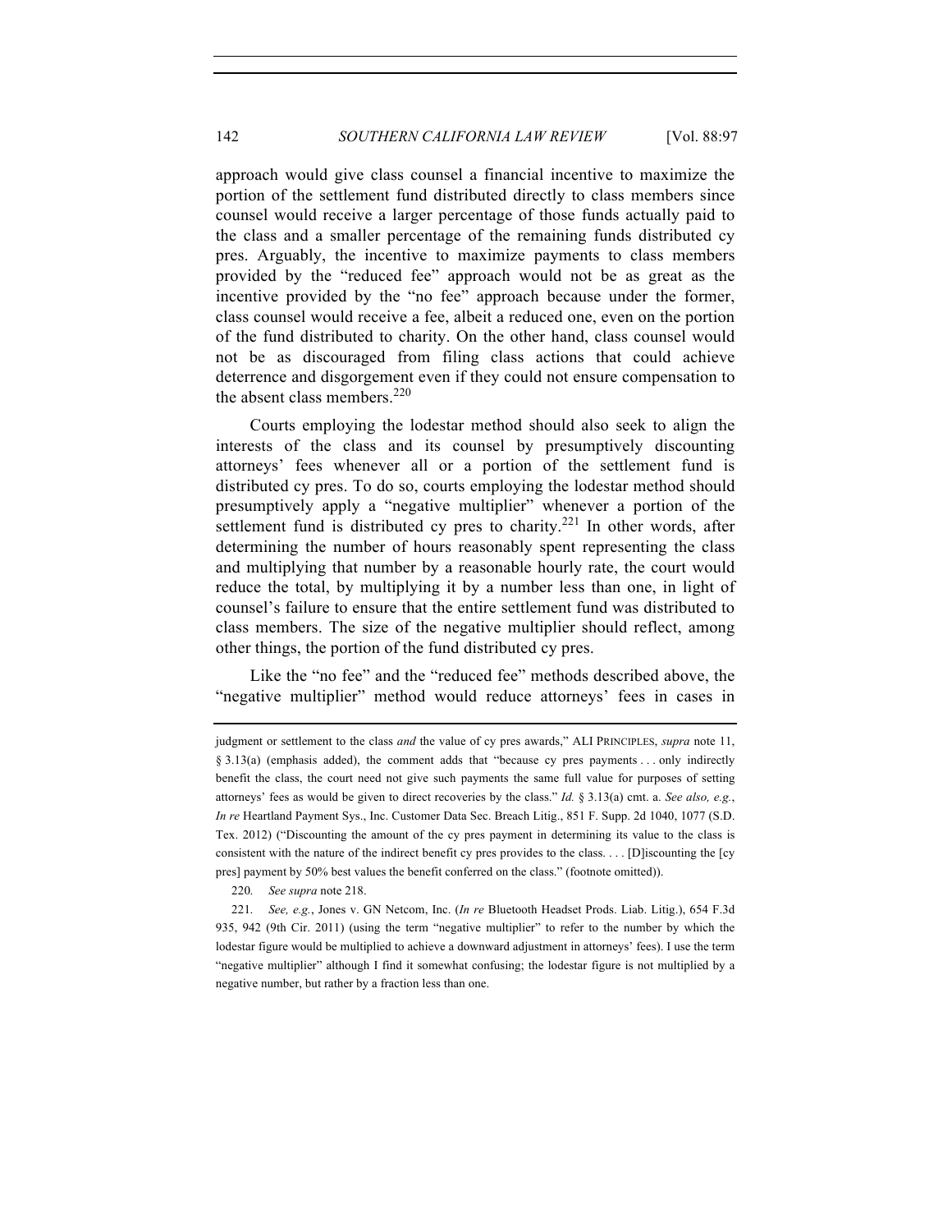approach would give class counsel a financial incentive to maximize the portion of the settlement fund distributed directly to class members since counsel would receive a larger percentage of those funds actually paid to the class and a smaller percentage of the remaining funds distributed cy pres. Arguably, the incentive to maximize payments to class members provided by the "reduced fee" approach would not be as great as the incentive provided by the "no fee" approach because under the former, class counsel would receive a fee, albeit a reduced one, even on the portion of the fund distributed to charity. On the other hand, class counsel would not be as discouraged from filing class actions that could achieve deterrence and disgorgement even if they could not ensure compensation to the absent class members.[220]

Courts employing the lodestar method should also seek to align the interests of the class and its counsel by presumptively discounting attorneys' fees whenever all or a portion of the settlement fund is distributed cy pres. To do so, courts employing the lodestar method should presumptively apply a "negative multiplier" whenever a portion of the settlement fund is distributed cy pres to charity.[221] In other words, after determining the number of hours reasonably spent representing the class and multiplying that number by a reasonable hourly rate, the court would reduce the total, by multiplying it by a number less than one, in light of counsel's failure to ensure that the entire settlement fund was distributed to class members. The size of the negative multiplier should reflect, among other things, the portion of the fund distributed cy pres.

Like the "no fee" and the "reduced fee" methods described above, the "negative multiplier" method would reduce attorneys' fees in cases in

---

judgment or settlement to the class *and* the value of cy pres awards," ALI PRINCIPLES, *supra* note 11, § 3.13(a) (emphasis added), the comment adds that "because cy pres payments . . . only indirectly benefit the class, the court need not give such payments the same full value for purposes of setting attorneys' fees as would be given to direct recoveries by the class." *Id.* § 3.13(a) cmt. a. *See also, e.g.*, *In re* Heartland Payment Sys., Inc. Customer Data Sec. Breach Litig., 851 F. Supp. 2d 1040, 1077 (S.D. Tex. 2012) ("Discounting the amount of the cy pres payment in determining its value to the class is consistent with the nature of the indirect benefit cy pres provides to the class. . . . [D]iscounting the [cy pres] payment by 50% best values the benefit conferred on the class." (footnote omitted)).

220. *See supra* note 218.

221. *See, e.g.*, Jones v. GN Netcom, Inc. (*In re* Bluetooth Headset Prods. Liab. Litig.), 654 F.3d 935, 942 (9th Cir. 2011) (using the term "negative multiplier" to refer to the number by which the lodestar figure would be multiplied to achieve a downward adjustment in attorneys' fees). I use the term "negative multiplier" although I find it somewhat confusing; the lodestar figure is not multiplied by a negative number, but rather by a fraction less than one.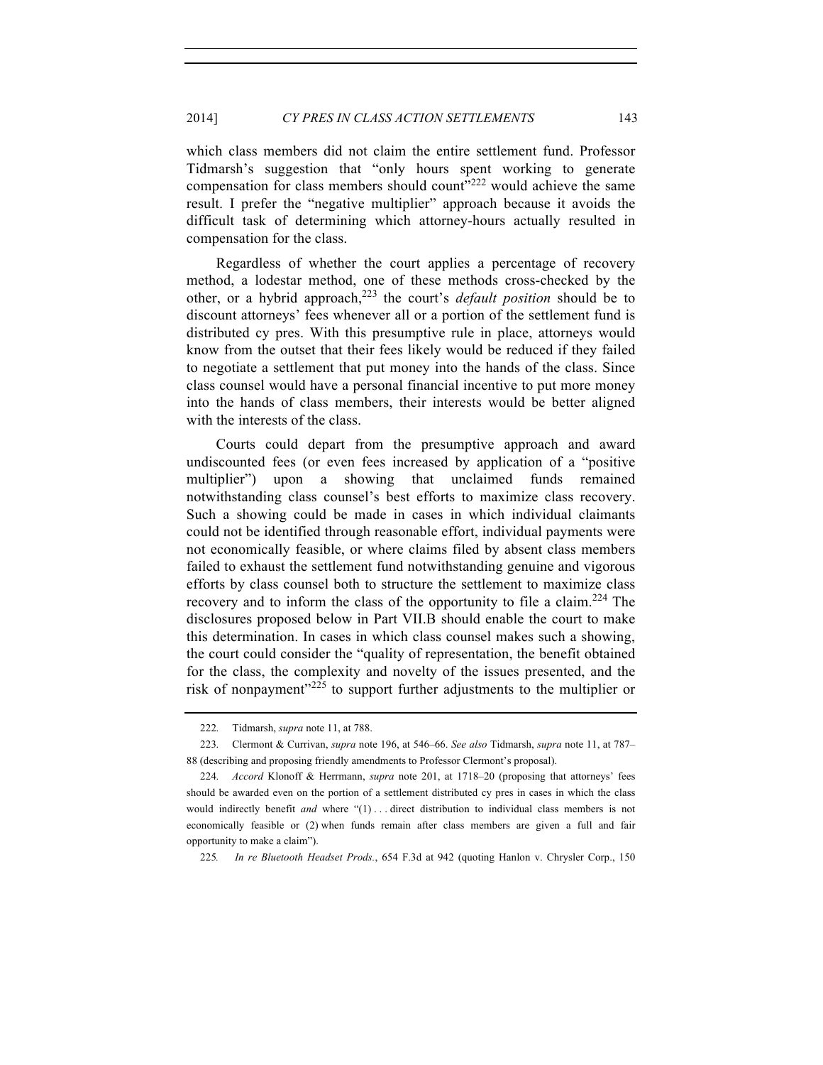which class members did not claim the entire settlement fund. Professor Tidmarsh's suggestion that "only hours spent working to generate compensation for class members should count"[222] would achieve the same result. I prefer the "negative multiplier" approach because it avoids the difficult task of determining which attorney-hours actually resulted in compensation for the class.

Regardless of whether the court applies a percentage of recovery method, a lodestar method, one of these methods cross-checked by the other, or a hybrid approach,[223] the court's *default position* should be to discount attorneys' fees whenever all or a portion of the settlement fund is distributed cy pres. With this presumptive rule in place, attorneys would know from the outset that their fees likely would be reduced if they failed to negotiate a settlement that put money into the hands of the class. Since class counsel would have a personal financial incentive to put more money into the hands of class members, their interests would be better aligned with the interests of the class.

Courts could depart from the presumptive approach and award undiscounted fees (or even fees increased by application of a "positive multiplier") upon a showing that unclaimed funds remained notwithstanding class counsel's best efforts to maximize class recovery. Such a showing could be made in cases in which individual claimants could not be identified through reasonable effort, individual payments were not economically feasible, or where claims filed by absent class members failed to exhaust the settlement fund notwithstanding genuine and vigorous efforts by class counsel both to structure the settlement to maximize class recovery and to inform the class of the opportunity to file a claim.[224] The disclosures proposed below in Part VII.B should enable the court to make this determination. In cases in which class counsel makes such a showing, the court could consider the "quality of representation, the benefit obtained for the class, the complexity and novelty of the issues presented, and the risk of nonpayment"[225] to support further adjustments to the multiplier or

---

222. Tidmarsh, *supra* note 11, at 788.

223. Clermont & Currivan, *supra* note 196, at 546–66. *See also* Tidmarsh, *supra* note 11, at 787–88 (describing and proposing friendly amendments to Professor Clermont's proposal).

224. *Accord* Klonoff & Herrmann, *supra* note 201, at 1718–20 (proposing that attorneys' fees should be awarded even on the portion of a settlement distributed cy pres in cases in which the class would indirectly benefit *and* where "(1) . . . direct distribution to individual class members is not economically feasible or (2) when funds remain after class members are given a full and fair opportunity to make a claim").

225. *In re Bluetooth Headset Prods.*, 654 F.3d at 942 (quoting Hanlon v. Chrysler Corp., 150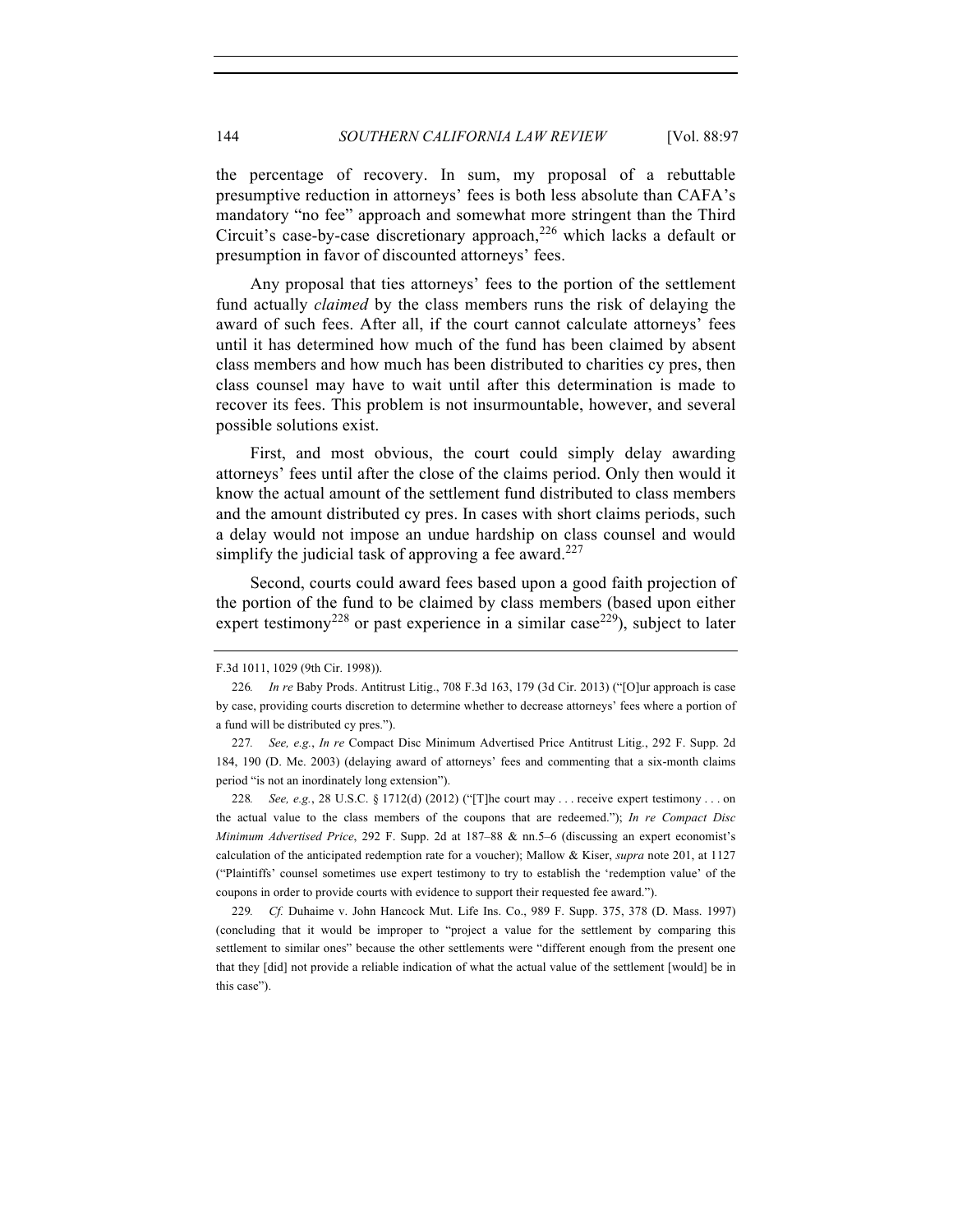the percentage of recovery. In sum, my proposal of a rebuttable presumptive reduction in attorneys' fees is both less absolute than CAFA's mandatory "no fee" approach and somewhat more stringent than the Third Circuit's case-by-case discretionary approach,[226] which lacks a default or presumption in favor of discounted attorneys' fees.

Any proposal that ties attorneys' fees to the portion of the settlement fund actually *claimed* by the class members runs the risk of delaying the award of such fees. After all, if the court cannot calculate attorneys' fees until it has determined how much of the fund has been claimed by absent class members and how much has been distributed to charities cy pres, then class counsel may have to wait until after this determination is made to recover its fees. This problem is not insurmountable, however, and several possible solutions exist.

First, and most obvious, the court could simply delay awarding attorneys' fees until after the close of the claims period. Only then would it know the actual amount of the settlement fund distributed to class members and the amount distributed cy pres. In cases with short claims periods, such a delay would not impose an undue hardship on class counsel and would simplify the judicial task of approving a fee award.[227]

Second, courts could award fees based upon a good faith projection of the portion of the fund to be claimed by class members (based upon either expert testimony[228] or past experience in a similar case[229]), subject to later

---

F.3d 1011, 1029 (9th Cir. 1998)).

226. *In re* Baby Prods. Antitrust Litig., 708 F.3d 163, 179 (3d Cir. 2013) ("[O]ur approach is case by case, providing courts discretion to determine whether to decrease attorneys' fees where a portion of a fund will be distributed cy pres.").

227. *See, e.g.*, *In re* Compact Disc Minimum Advertised Price Antitrust Litig., 292 F. Supp. 2d 184, 190 (D. Me. 2003) (delaying award of attorneys' fees and commenting that a six-month claims period "is not an inordinately long extension").

228. *See, e.g.*, 28 U.S.C. § 1712(d) (2012) ("[T]he court may . . . receive expert testimony . . . on the actual value to the class members of the coupons that are redeemed."); *In re Compact Disc Minimum Advertised Price*, 292 F. Supp. 2d at 187–88 & nn.5–6 (discussing an expert economist's calculation of the anticipated redemption rate for a voucher); Mallow & Kiser, *supra* note 201, at 1127 ("Plaintiffs' counsel sometimes use expert testimony to try to establish the 'redemption value' of the coupons in order to provide courts with evidence to support their requested fee award.").

229. *Cf.* Duhaime v. John Hancock Mut. Life Ins. Co., 989 F. Supp. 375, 378 (D. Mass. 1997) (concluding that it would be improper to "project a value for the settlement by comparing this settlement to similar ones" because the other settlements were "different enough from the present one that they [did] not provide a reliable indication of what the actual value of the settlement [would] be in this case").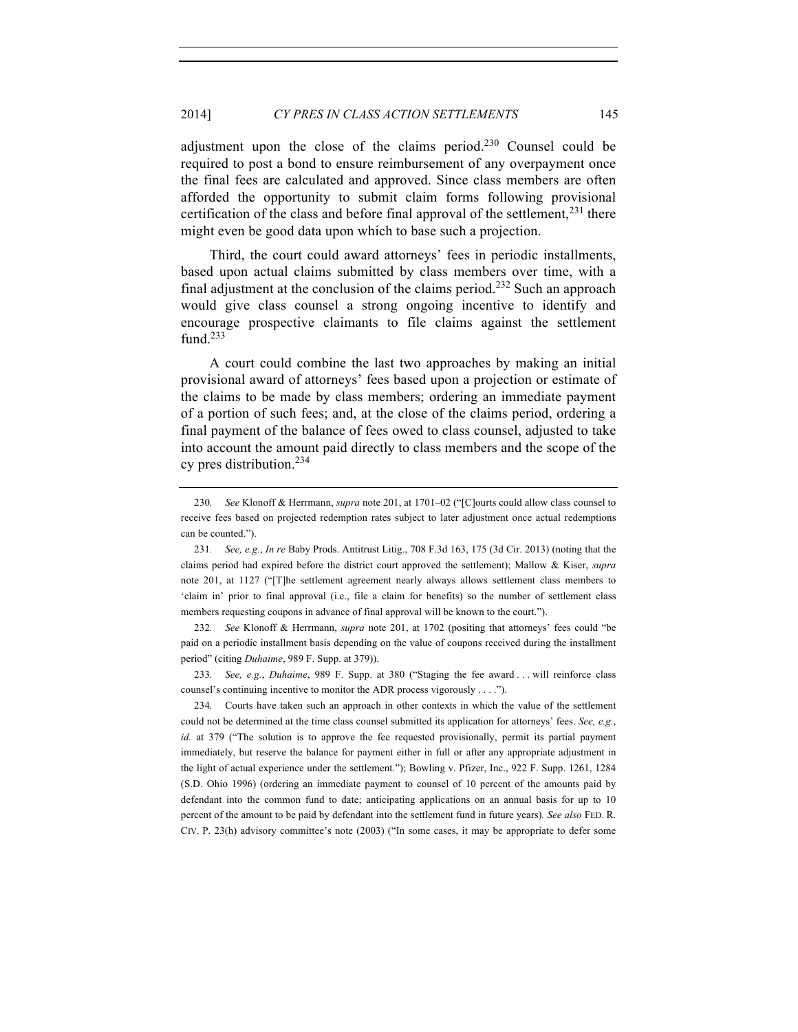adjustment upon the close of the claims period.[230] Counsel could be required to post a bond to ensure reimbursement of any overpayment once the final fees are calculated and approved. Since class members are often afforded the opportunity to submit claim forms following provisional certification of the class and before final approval of the settlement,[231] there might even be good data upon which to base such a projection.

Third, the court could award attorneys' fees in periodic installments, based upon actual claims submitted by class members over time, with a final adjustment at the conclusion of the claims period.[232] Such an approach would give class counsel a strong ongoing incentive to identify and encourage prospective claimants to file claims against the settlement fund.[233]

A court could combine the last two approaches by making an initial provisional award of attorneys' fees based upon a projection or estimate of the claims to be made by class members; ordering an immediate payment of a portion of such fees; and, at the close of the claims period, ordering a final payment of the balance of fees owed to class counsel, adjusted to take into account the amount paid directly to class members and the scope of the cy pres distribution.[234]

---

230. *See* Klonoff & Herrmann, *supra* note 201, at 1701–02 ("[C]ourts could allow class counsel to receive fees based on projected redemption rates subject to later adjustment once actual redemptions can be counted.").

231. *See, e.g.*, *In re* Baby Prods. Antitrust Litig., 708 F.3d 163, 175 (3d Cir. 2013) (noting that the claims period had expired before the district court approved the settlement); Mallow & Kiser, *supra* note 201, at 1127 ("[T]he settlement agreement nearly always allows settlement class members to 'claim in' prior to final approval (i.e., file a claim for benefits) so the number of settlement class members requesting coupons in advance of final approval will be known to the court.").

232. *See* Klonoff & Herrmann, *supra* note 201, at 1702 (positing that attorneys' fees could "be paid on a periodic installment basis depending on the value of coupons received during the installment period" (citing *Duhaime*, 989 F. Supp. at 379)).

233. *See, e.g.*, *Duhaime*, 989 F. Supp. at 380 ("Staging the fee award . . . will reinforce class counsel's continuing incentive to monitor the ADR process vigorously . . . .").

234. Courts have taken such an approach in other contexts in which the value of the settlement could not be determined at the time class counsel submitted its application for attorneys' fees. *See, e.g.*, *id.* at 379 ("The solution is to approve the fee requested provisionally, permit its partial payment immediately, but reserve the balance for payment either in full or after any appropriate adjustment in the light of actual experience under the settlement."); Bowling v. Pfizer, Inc., 922 F. Supp. 1261, 1284 (S.D. Ohio 1996) (ordering an immediate payment to counsel of 10 percent of the amounts paid by defendant into the common fund to date; anticipating applications on an annual basis for up to 10 percent of the amount to be paid by defendant into the settlement fund in future years). *See also* FED. R. CIV. P. 23(h) advisory committee's note (2003) ("In some cases, it may be appropriate to defer some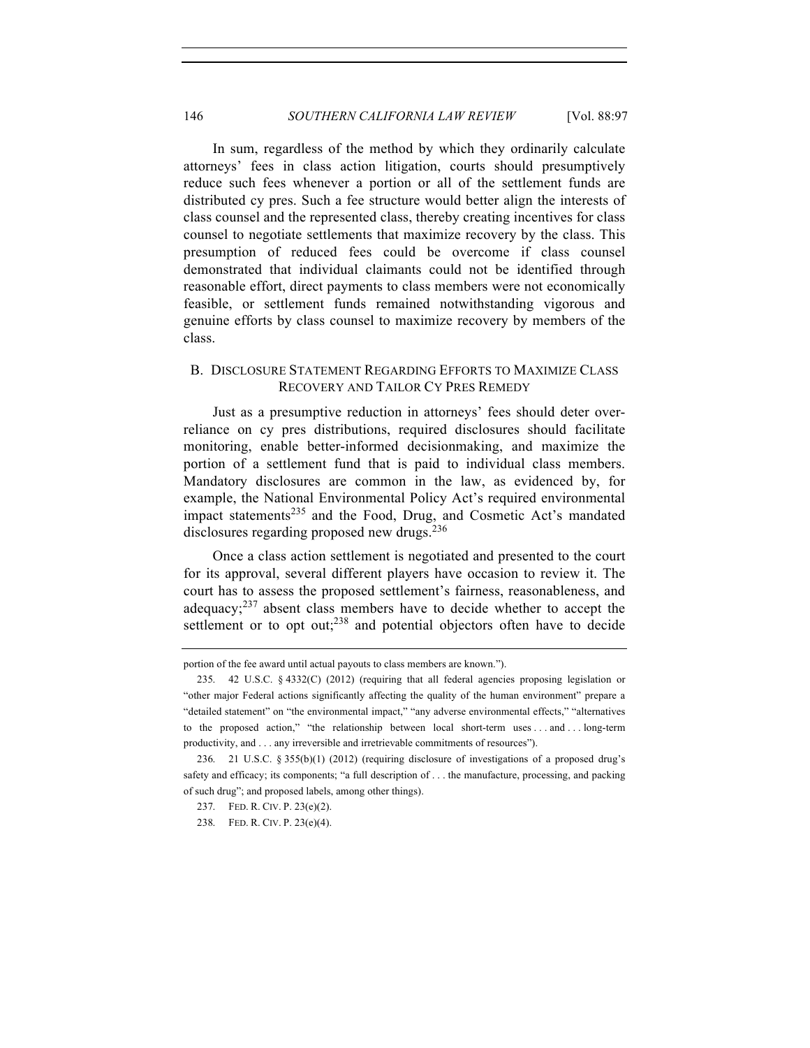In sum, regardless of the method by which they ordinarily calculate attorneys' fees in class action litigation, courts should presumptively reduce such fees whenever a portion or all of the settlement funds are distributed cy pres. Such a fee structure would better align the interests of class counsel and the represented class, thereby creating incentives for class counsel to negotiate settlements that maximize recovery by the class. This presumption of reduced fees could be overcome if class counsel demonstrated that individual claimants could not be identified through reasonable effort, direct payments to class members were not economically feasible, or settlement funds remained notwithstanding vigorous and genuine efforts by class counsel to maximize recovery by members of the class.

### B. Disclosure Statement Regarding Efforts to Maximize Class Recovery and Tailor Cy Pres Remedy

Just as a presumptive reduction in attorneys' fees should deter over-reliance on cy pres distributions, required disclosures should facilitate monitoring, enable better-informed decisionmaking, and maximize the portion of a settlement fund that is paid to individual class members. Mandatory disclosures are common in the law, as evidenced by, for example, the National Environmental Policy Act's required environmental impact statements[235] and the Food, Drug, and Cosmetic Act's mandated disclosures regarding proposed new drugs.[236]

Once a class action settlement is negotiated and presented to the court for its approval, several different players have occasion to review it. The court has to assess the proposed settlement's fairness, reasonableness, and adequacy;[237] absent class members have to decide whether to accept the settlement or to opt out;[238] and potential objectors often have to decide

---

portion of the fee award until actual payouts to class members are known.").

235. 42 U.S.C. § 4332(C) (2012) (requiring that all federal agencies proposing legislation or "other major Federal actions significantly affecting the quality of the human environment" prepare a "detailed statement" on "the environmental impact," "any adverse environmental effects," "alternatives to the proposed action," "the relationship between local short-term uses . . . and . . . long-term productivity, and . . . any irreversible and irretrievable commitments of resources").

236. 21 U.S.C. § 355(b)(1) (2012) (requiring disclosure of investigations of a proposed drug's safety and efficacy; its components; "a full description of . . . the manufacture, processing, and packing of such drug"; and proposed labels, among other things).

237. FED. R. CIV. P. 23(e)(2).

238. FED. R. CIV. P. 23(e)(4).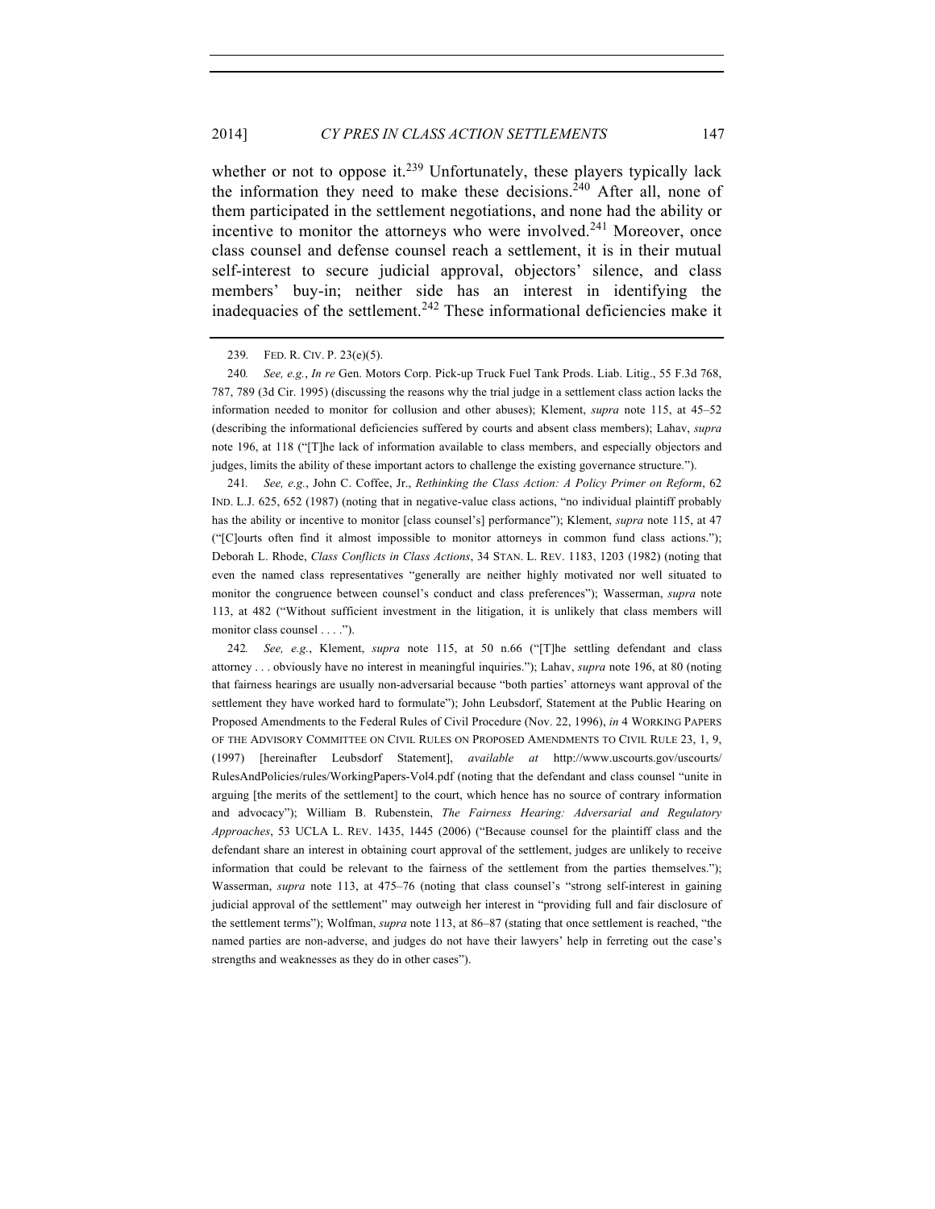whether or not to oppose it.[239] Unfortunately, these players typically lack the information they need to make these decisions.[240] After all, none of them participated in the settlement negotiations, and none had the ability or incentive to monitor the attorneys who were involved.[241] Moreover, once class counsel and defense counsel reach a settlement, it is in their mutual self-interest to secure judicial approval, objectors' silence, and class members' buy-in; neither side has an interest in identifying the inadequacies of the settlement.[242] These informational deficiencies make it

---

239. FED. R. CIV. P. 23(e)(5).

240. *See, e.g.*, *In re* Gen. Motors Corp. Pick-up Truck Fuel Tank Prods. Liab. Litig., 55 F.3d 768, 787, 789 (3d Cir. 1995) (discussing the reasons why the trial judge in a settlement class action lacks the information needed to monitor for collusion and other abuses); Klement, *supra* note 115, at 45–52 (describing the informational deficiencies suffered by courts and absent class members); Lahav, *supra* note 196, at 118 ("[T]he lack of information available to class members, and especially objectors and judges, limits the ability of these important actors to challenge the existing governance structure.").

241. *See, e.g.*, John C. Coffee, Jr., *Rethinking the Class Action: A Policy Primer on Reform*, 62 IND. L.J. 625, 652 (1987) (noting that in negative-value class actions, "no individual plaintiff probably has the ability or incentive to monitor [class counsel's] performance"); Klement, *supra* note 115, at 47 ("[C]ourts often find it almost impossible to monitor attorneys in common fund class actions."); Deborah L. Rhode, *Class Conflicts in Class Actions*, 34 STAN. L. REV. 1183, 1203 (1982) (noting that even the named class representatives "generally are neither highly motivated nor well situated to monitor the congruence between counsel's conduct and class preferences"); Wasserman, *supra* note 113, at 482 ("Without sufficient investment in the litigation, it is unlikely that class members will monitor class counsel . . . .").

242. *See, e.g.*, Klement, *supra* note 115, at 50 n.66 ("[T]he settling defendant and class attorney . . . obviously have no interest in meaningful inquiries."); Lahav, *supra* note 196, at 80 (noting that fairness hearings are usually non-adversarial because "both parties' attorneys want approval of the settlement they have worked hard to formulate"); John Leubsdorf, Statement at the Public Hearing on Proposed Amendments to the Federal Rules of Civil Procedure (Nov. 22, 1996), *in* 4 WORKING PAPERS OF THE ADVISORY COMMITTEE ON CIVIL RULES ON PROPOSED AMENDMENTS TO CIVIL RULE 23, 1, 9, (1997) [hereinafter Leubsdorf Statement], *available at* http://www.uscourts.gov/uscourts/RulesAndPolicies/rules/WorkingPapers-Vol4.pdf (noting that the defendant and class counsel "unite in arguing [the merits of the settlement] to the court, which hence has no source of contrary information and advocacy"); William B. Rubenstein, *The Fairness Hearing: Adversarial and Regulatory Approaches*, 53 UCLA L. REV. 1435, 1445 (2006) ("Because counsel for the plaintiff class and the defendant share an interest in obtaining court approval of the settlement, judges are unlikely to receive information that could be relevant to the fairness of the settlement from the parties themselves."); Wasserman, *supra* note 113, at 475–76 (noting that class counsel's "strong self-interest in gaining judicial approval of the settlement" may outweigh her interest in "providing full and fair disclosure of the settlement terms"); Wolfman, *supra* note 113, at 86–87 (stating that once settlement is reached, "the named parties are non-adverse, and judges do not have their lawyers' help in ferreting out the case's strengths and weaknesses as they do in other cases").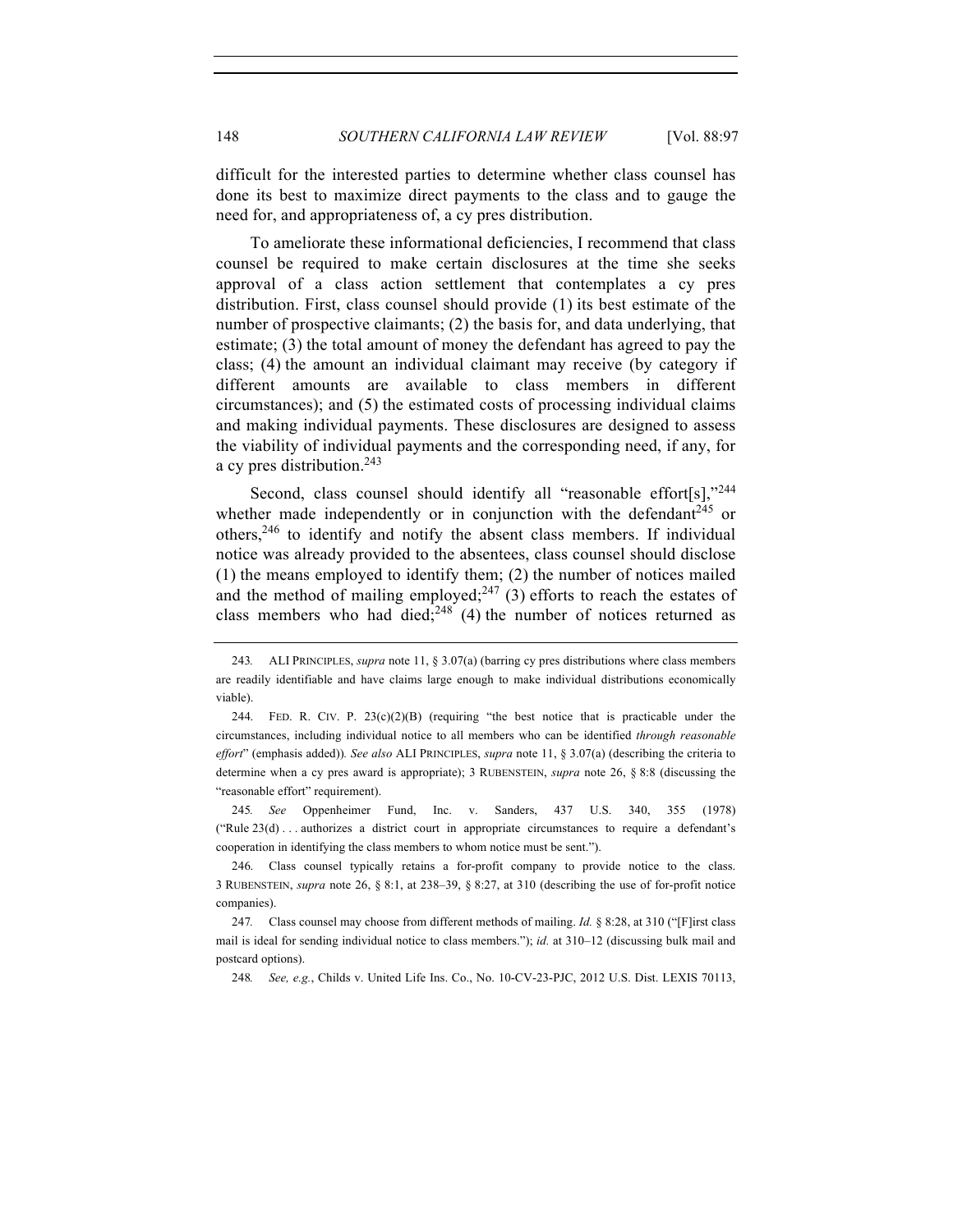difficult for the interested parties to determine whether class counsel has done its best to maximize direct payments to the class and to gauge the need for, and appropriateness of, a cy pres distribution.

To ameliorate these informational deficiencies, I recommend that class counsel be required to make certain disclosures at the time she seeks approval of a class action settlement that contemplates a cy pres distribution. First, class counsel should provide (1) its best estimate of the number of prospective claimants; (2) the basis for, and data underlying, that estimate; (3) the total amount of money the defendant has agreed to pay the class; (4) the amount an individual claimant may receive (by category if different amounts are available to class members in different circumstances); and (5) the estimated costs of processing individual claims and making individual payments. These disclosures are designed to assess the viability of individual payments and the corresponding need, if any, for a cy pres distribution.[243]

Second, class counsel should identify all "reasonable effort[s],"[244] whether made independently or in conjunction with the defendant[245] or others,[246] to identify and notify the absent class members. If individual notice was already provided to the absentees, class counsel should disclose (1) the means employed to identify them; (2) the number of notices mailed and the method of mailing employed;[247] (3) efforts to reach the estates of class members who had died;[248] (4) the number of notices returned as

---

243. ALI PRINCIPLES, *supra* note 11, § 3.07(a) (barring cy pres distributions where class members are readily identifiable and have claims large enough to make individual distributions economically viable).

244. FED. R. CIV. P. 23(c)(2)(B) (requiring "the best notice that is practicable under the circumstances, including individual notice to all members who can be identified *through reasonable effort*" (emphasis added)). *See also* ALI PRINCIPLES, *supra* note 11, § 3.07(a) (describing the criteria to determine when a cy pres award is appropriate); 3 RUBENSTEIN, *supra* note 26, § 8:8 (discussing the "reasonable effort" requirement).

245. *See* Oppenheimer Fund, Inc. v. Sanders, 437 U.S. 340, 355 (1978) ("Rule 23(d) . . . authorizes a district court in appropriate circumstances to require a defendant's cooperation in identifying the class members to whom notice must be sent.").

246. Class counsel typically retains a for-profit company to provide notice to the class. 3 RUBENSTEIN, *supra* note 26, § 8:1, at 238–39, § 8:27, at 310 (describing the use of for-profit notice companies).

247. Class counsel may choose from different methods of mailing. *Id.* § 8:28, at 310 ("[F]irst class mail is ideal for sending individual notice to class members."); *id.* at 310–12 (discussing bulk mail and postcard options).

248. *See, e.g.*, Childs v. United Life Ins. Co., No. 10-CV-23-PJC, 2012 U.S. Dist. LEXIS 70113,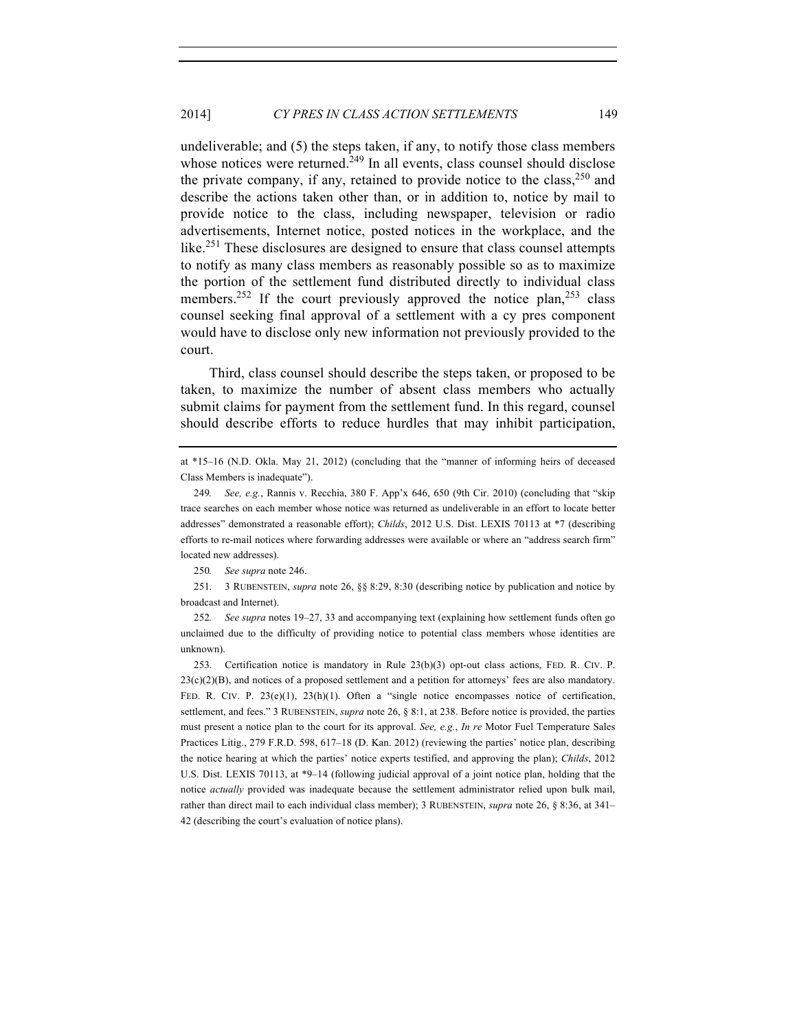undeliverable; and (5) the steps taken, if any, to notify those class members whose notices were returned.[249] In all events, class counsel should disclose the private company, if any, retained to provide notice to the class,[250] and describe the actions taken other than, or in addition to, notice by mail to provide notice to the class, including newspaper, television or radio advertisements, Internet notice, posted notices in the workplace, and the like.[251] These disclosures are designed to ensure that class counsel attempts to notify as many class members as reasonably possible so as to maximize the portion of the settlement fund distributed directly to individual class members.[252] If the court previously approved the notice plan,[253] class counsel seeking final approval of a settlement with a cy pres component would have to disclose only new information not previously provided to the court.

Third, class counsel should describe the steps taken, or proposed to be taken, to maximize the number of absent class members who actually submit claims for payment from the settlement fund. In this regard, counsel should describe efforts to reduce hurdles that may inhibit participation,

---

at *15–16 (N.D. Okla. May 21, 2012) (concluding that the "manner of informing heirs of deceased Class Members is inadequate").

249. *See, e.g.*, Rannis v. Recchia, 380 F. App'x 646, 650 (9th Cir. 2010) (concluding that "skip trace searches on each member whose notice was returned as undeliverable in an effort to locate better addresses" demonstrated a reasonable effort); *Childs*, 2012 U.S. Dist. LEXIS 70113 at *7 (describing efforts to re-mail notices where forwarding addresses were available or where an "address search firm" located new addresses).

250. *See supra* note 246.

251. 3 RUBENSTEIN, *supra* note 26, §§ 8:29, 8:30 (describing notice by publication and notice by broadcast and Internet).

252. *See supra* notes 19–27, 33 and accompanying text (explaining how settlement funds often go unclaimed due to the difficulty of providing notice to potential class members whose identities are unknown).

253. Certification notice is mandatory in Rule 23(b)(3) opt-out class actions, FED. R. CIV. P. 23(c)(2)(B), and notices of a proposed settlement and a petition for attorneys' fees are also mandatory. FED. R. CIV. P. 23(e)(1), 23(h)(1). Often a "single notice encompasses notice of certification, settlement, and fees." 3 RUBENSTEIN, *supra* note 26, § 8:1, at 238. Before notice is provided, the parties must present a notice plan to the court for its approval. *See, e.g.*, *In re* Motor Fuel Temperature Sales Practices Litig., 279 F.R.D. 598, 617–18 (D. Kan. 2012) (reviewing the parties' notice plan, describing the notice hearing at which the parties' notice experts testified, and approving the plan); *Childs*, 2012 U.S. Dist. LEXIS 70113, at *9–14 (following judicial approval of a joint notice plan, holding that the notice *actually* provided was inadequate because the settlement administrator relied upon bulk mail, rather than direct mail to each individual class member); 3 RUBENSTEIN, *supra* note 26, § 8:36, at 341–42 (describing the court's evaluation of notice plans).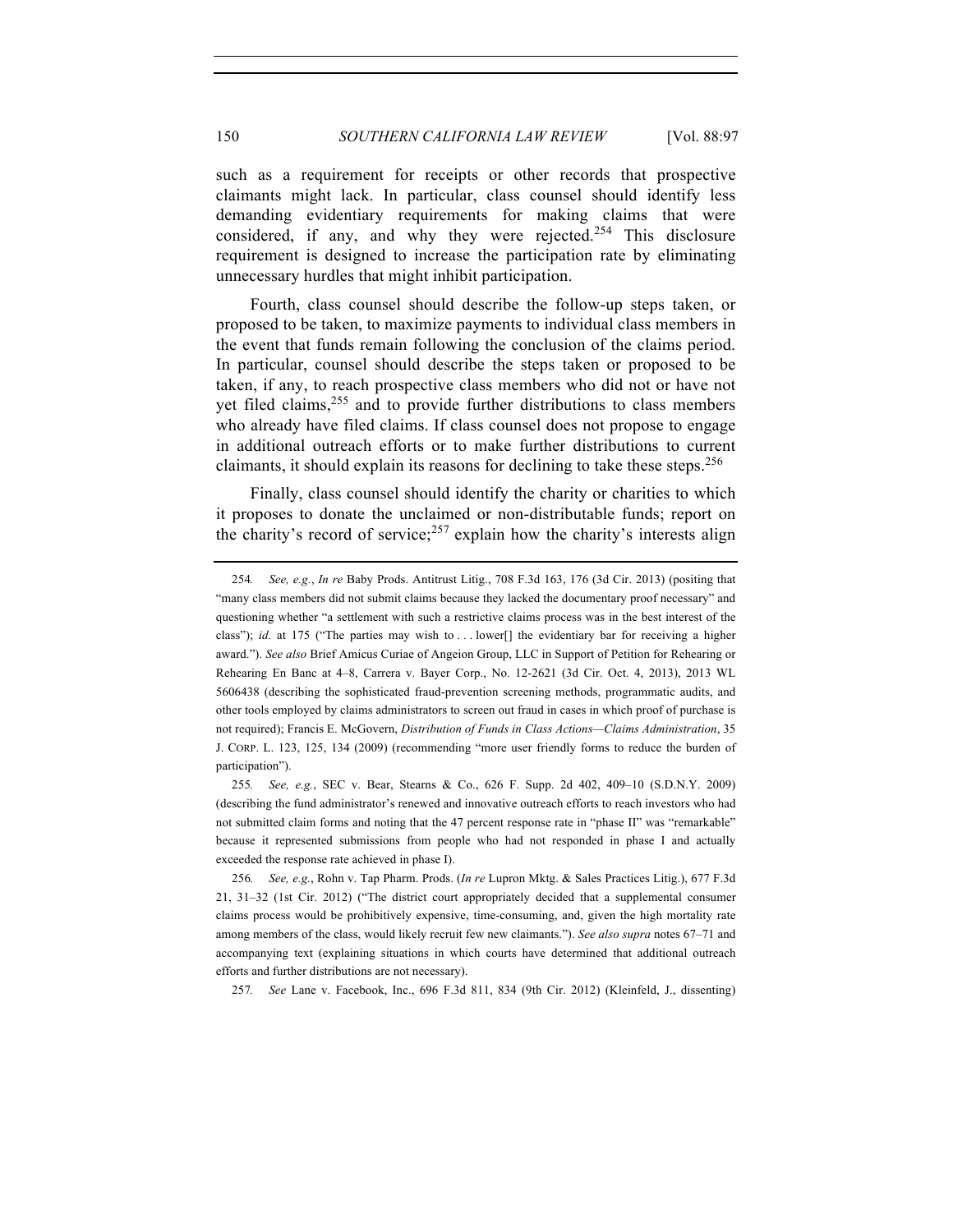such as a requirement for receipts or other records that prospective claimants might lack. In particular, class counsel should identify less demanding evidentiary requirements for making claims that were considered, if any, and why they were rejected.[254] This disclosure requirement is designed to increase the participation rate by eliminating unnecessary hurdles that might inhibit participation.

Fourth, class counsel should describe the follow-up steps taken, or proposed to be taken, to maximize payments to individual class members in the event that funds remain following the conclusion of the claims period. In particular, counsel should describe the steps taken or proposed to be taken, if any, to reach prospective class members who did not or have not yet filed claims,[255] and to provide further distributions to class members who already have filed claims. If class counsel does not propose to engage in additional outreach efforts or to make further distributions to current claimants, it should explain its reasons for declining to take these steps.[256]

Finally, class counsel should identify the charity or charities to which it proposes to donate the unclaimed or non-distributable funds; report on the charity's record of service;[257] explain how the charity's interests align

---

254. *See, e.g.*, *In re* Baby Prods. Antitrust Litig., 708 F.3d 163, 176 (3d Cir. 2013) (positing that "many class members did not submit claims because they lacked the documentary proof necessary" and questioning whether "a settlement with such a restrictive claims process was in the best interest of the class"); *id.* at 175 ("The parties may wish to . . . lower[] the evidentiary bar for receiving a higher award."). *See also* Brief Amicus Curiae of Angeion Group, LLC in Support of Petition for Rehearing or Rehearing En Banc at 4–8, Carrera v. Bayer Corp., No. 12-2621 (3d Cir. Oct. 4, 2013), 2013 WL 5606438 (describing the sophisticated fraud-prevention screening methods, programmatic audits, and other tools employed by claims administrators to screen out fraud in cases in which proof of purchase is not required); Francis E. McGovern, *Distribution of Funds in Class Actions—Claims Administration*, 35 J. CORP. L. 123, 125, 134 (2009) (recommending "more user friendly forms to reduce the burden of participation").

255. *See, e.g.*, SEC v. Bear, Stearns & Co., 626 F. Supp. 2d 402, 409–10 (S.D.N.Y. 2009) (describing the fund administrator's renewed and innovative outreach efforts to reach investors who had not submitted claim forms and noting that the 47 percent response rate in "phase II" was "remarkable" because it represented submissions from people who had not responded in phase I and actually exceeded the response rate achieved in phase I).

256. *See, e.g.*, Rohn v. Tap Pharm. Prods. (*In re* Lupron Mktg. & Sales Practices Litig.), 677 F.3d 21, 31–32 (1st Cir. 2012) ("The district court appropriately decided that a supplemental consumer claims process would be prohibitively expensive, time-consuming, and, given the high mortality rate among members of the class, would likely recruit few new claimants."). *See also supra* notes 67–71 and accompanying text (explaining situations in which courts have determined that additional outreach efforts and further distributions are not necessary).

257. *See* Lane v. Facebook, Inc., 696 F.3d 811, 834 (9th Cir. 2012) (Kleinfeld, J., dissenting)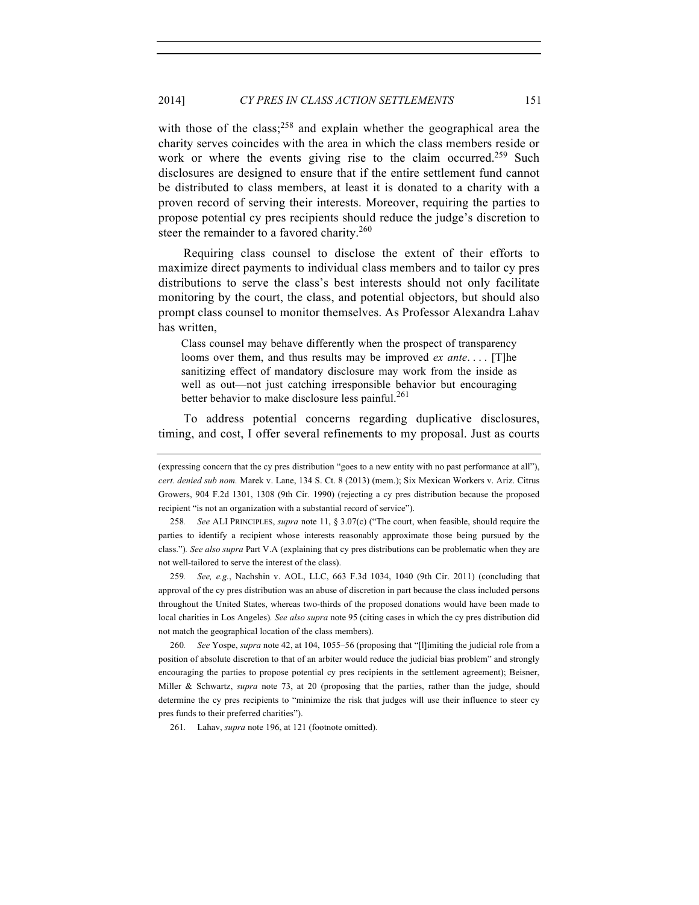with those of the class;[258] and explain whether the geographical area the charity serves coincides with the area in which the class members reside or work or where the events giving rise to the claim occurred.[259] Such disclosures are designed to ensure that if the entire settlement fund cannot be distributed to class members, at least it is donated to a charity with a proven record of serving their interests. Moreover, requiring the parties to propose potential cy pres recipients should reduce the judge's discretion to steer the remainder to a favored charity.[260]

Requiring class counsel to disclose the extent of their efforts to maximize direct payments to individual class members and to tailor cy pres distributions to serve the class's best interests should not only facilitate monitoring by the court, the class, and potential objectors, but should also prompt class counsel to monitor themselves. As Professor Alexandra Lahav has written,

> Class counsel may behave differently when the prospect of transparency looms over them, and thus results may be improved *ex ante*. . . . [T]he sanitizing effect of mandatory disclosure may work from the inside as well as out—not just catching irresponsible behavior but encouraging better behavior to make disclosure less painful.[261]

To address potential concerns regarding duplicative disclosures, timing, and cost, I offer several refinements to my proposal. Just as courts

---

(expressing concern that the cy pres distribution "goes to a new entity with no past performance at all"), *cert. denied sub nom.* Marek v. Lane, 134 S. Ct. 8 (2013) (mem.); Six Mexican Workers v. Ariz. Citrus Growers, 904 F.2d 1301, 1308 (9th Cir. 1990) (rejecting a cy pres distribution because the proposed recipient "is not an organization with a substantial record of service").

258. *See* ALI PRINCIPLES, *supra* note 11, § 3.07(c) ("The court, when feasible, should require the parties to identify a recipient whose interests reasonably approximate those being pursued by the class."). *See also supra* Part V.A (explaining that cy pres distributions can be problematic when they are not well-tailored to serve the interest of the class).

259. *See, e.g.*, Nachshin v. AOL, LLC, 663 F.3d 1034, 1040 (9th Cir. 2011) (concluding that approval of the cy pres distribution was an abuse of discretion in part because the class included persons throughout the United States, whereas two-thirds of the proposed donations would have been made to local charities in Los Angeles). *See also supra* note 95 (citing cases in which the cy pres distribution did not match the geographical location of the class members).

260. *See* Yospe, *supra* note 42, at 104, 1055–56 (proposing that "[l]imiting the judicial role from a position of absolute discretion to that of an arbiter would reduce the judicial bias problem" and strongly encouraging the parties to propose potential cy pres recipients in the settlement agreement); Beisner, Miller & Schwartz, *supra* note 73, at 20 (proposing that the parties, rather than the judge, should determine the cy pres recipients to "minimize the risk that judges will use their influence to steer cy pres funds to their preferred charities").

261. Lahav, *supra* note 196, at 121 (footnote omitted).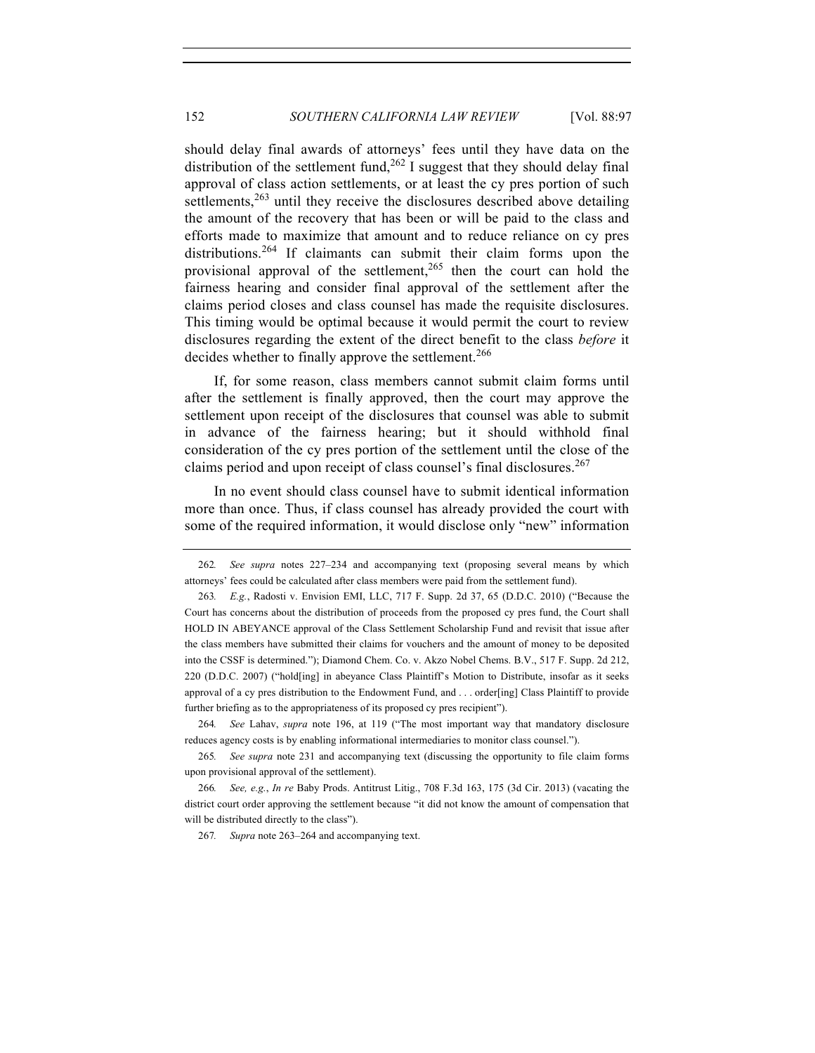should delay final awards of attorneys' fees until they have data on the distribution of the settlement fund,[262] I suggest that they should delay final approval of class action settlements, or at least the cy pres portion of such settlements,[263] until they receive the disclosures described above detailing the amount of the recovery that has been or will be paid to the class and efforts made to maximize that amount and to reduce reliance on cy pres distributions.[264] If claimants can submit their claim forms upon the provisional approval of the settlement,[265] then the court can hold the fairness hearing and consider final approval of the settlement after the claims period closes and class counsel has made the requisite disclosures. This timing would be optimal because it would permit the court to review disclosures regarding the extent of the direct benefit to the class *before* it decides whether to finally approve the settlement.[266]

If, for some reason, class members cannot submit claim forms until after the settlement is finally approved, then the court may approve the settlement upon receipt of the disclosures that counsel was able to submit in advance of the fairness hearing; but it should withhold final consideration of the cy pres portion of the settlement until the close of the claims period and upon receipt of class counsel's final disclosures.[267]

In no event should class counsel have to submit identical information more than once. Thus, if class counsel has already provided the court with some of the required information, it would disclose only "new" information

---

262. *See supra* notes 227–234 and accompanying text (proposing several means by which attorneys' fees could be calculated after class members were paid from the settlement fund).

263. *E.g.*, Radosti v. Envision EMI, LLC, 717 F. Supp. 2d 37, 65 (D.D.C. 2010) ("Because the Court has concerns about the distribution of proceeds from the proposed cy pres fund, the Court shall HOLD IN ABEYANCE approval of the Class Settlement Scholarship Fund and revisit that issue after the class members have submitted their claims for vouchers and the amount of money to be deposited into the CSSF is determined."); Diamond Chem. Co. v. Akzo Nobel Chems. B.V., 517 F. Supp. 2d 212, 220 (D.D.C. 2007) ("hold[ing] in abeyance Class Plaintiff's Motion to Distribute, insofar as it seeks approval of a cy pres distribution to the Endowment Fund, and . . . order[ing] Class Plaintiff to provide further briefing as to the appropriateness of its proposed cy pres recipient").

264. *See* Lahav, *supra* note 196, at 119 ("The most important way that mandatory disclosure reduces agency costs is by enabling informational intermediaries to monitor class counsel.").

265. *See supra* note 231 and accompanying text (discussing the opportunity to file claim forms upon provisional approval of the settlement).

266. *See, e.g.*, *In re* Baby Prods. Antitrust Litig., 708 F.3d 163, 175 (3d Cir. 2013) (vacating the district court order approving the settlement because "it did not know the amount of compensation that will be distributed directly to the class").

267. *Supra* note 263–264 and accompanying text.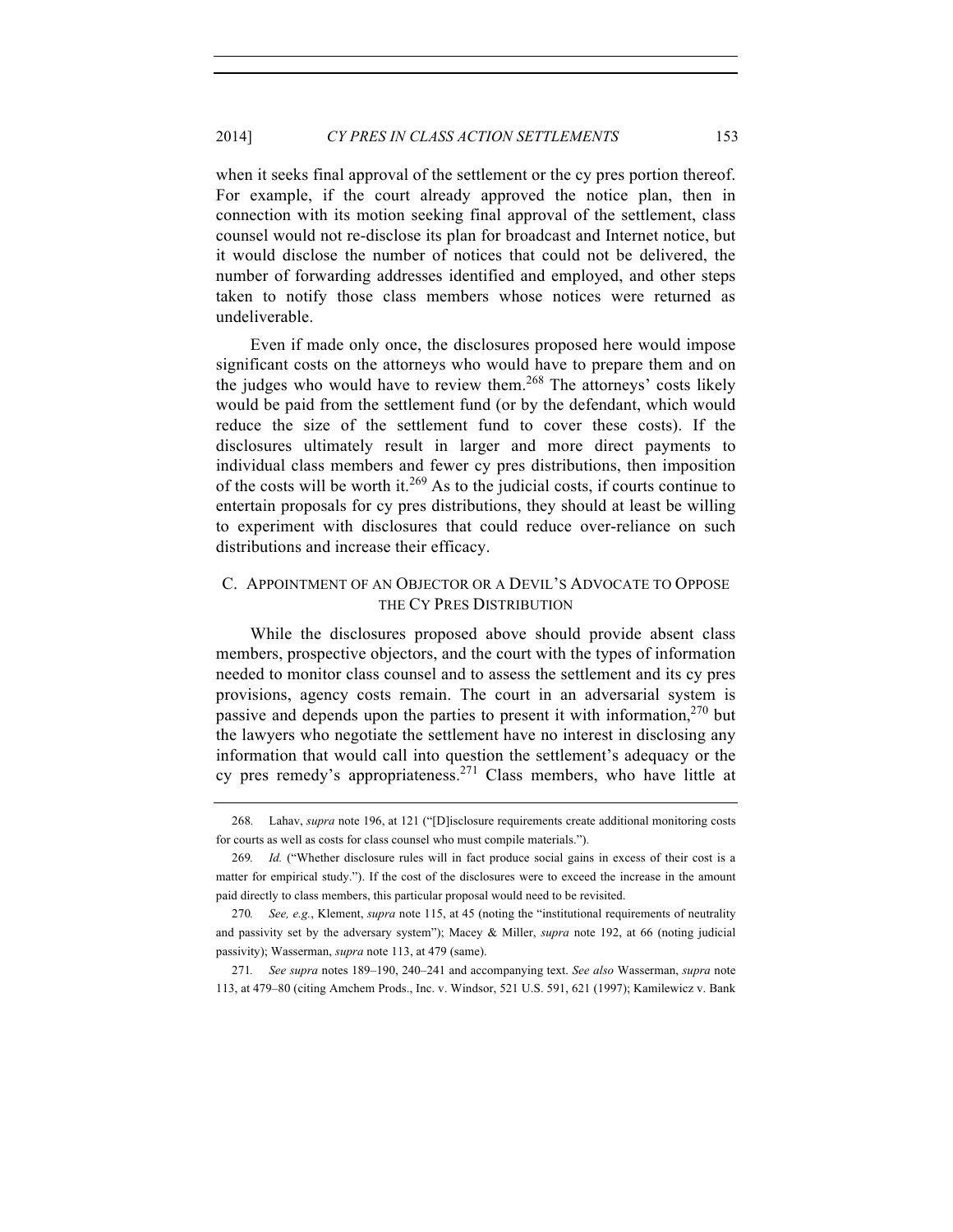when it seeks final approval of the settlement or the cy pres portion thereof. For example, if the court already approved the notice plan, then in connection with its motion seeking final approval of the settlement, class counsel would not re-disclose its plan for broadcast and Internet notice, but it would disclose the number of notices that could not be delivered, the number of forwarding addresses identified and employed, and other steps taken to notify those class members whose notices were returned as undeliverable.

Even if made only once, the disclosures proposed here would impose significant costs on the attorneys who would have to prepare them and on the judges who would have to review them.[268] The attorneys' costs likely would be paid from the settlement fund (or by the defendant, which would reduce the size of the settlement fund to cover these costs). If the disclosures ultimately result in larger and more direct payments to individual class members and fewer cy pres distributions, then imposition of the costs will be worth it.[269] As to the judicial costs, if courts continue to entertain proposals for cy pres distributions, they should at least be willing to experiment with disclosures that could reduce over-reliance on such distributions and increase their efficacy.

### C. Appointment of an Objector or a Devil's Advocate to Oppose the Cy Pres Distribution

While the disclosures proposed above should provide absent class members, prospective objectors, and the court with the types of information needed to monitor class counsel and to assess the settlement and its cy pres provisions, agency costs remain. The court in an adversarial system is passive and depends upon the parties to present it with information,[270] but the lawyers who negotiate the settlement have no interest in disclosing any information that would call into question the settlement's adequacy or the cy pres remedy's appropriateness.[271] Class members, who have little at

---

268. Lahav, *supra* note 196, at 121 ("[D]isclosure requirements create additional monitoring costs for courts as well as costs for class counsel who must compile materials.").

269. *Id.* ("Whether disclosure rules will in fact produce social gains in excess of their cost is a matter for empirical study."). If the cost of the disclosures were to exceed the increase in the amount paid directly to class members, this particular proposal would need to be revisited.

270. *See, e.g.*, Klement, *supra* note 115, at 45 (noting the "institutional requirements of neutrality and passivity set by the adversary system"); Macey & Miller, *supra* note 192, at 66 (noting judicial passivity); Wasserman, *supra* note 113, at 479 (same).

271. *See supra* notes 189–190, 240–241 and accompanying text. *See also* Wasserman, *supra* note 113, at 479–80 (citing Amchem Prods., Inc. v. Windsor, 521 U.S. 591, 621 (1997); Kamilewicz v. Bank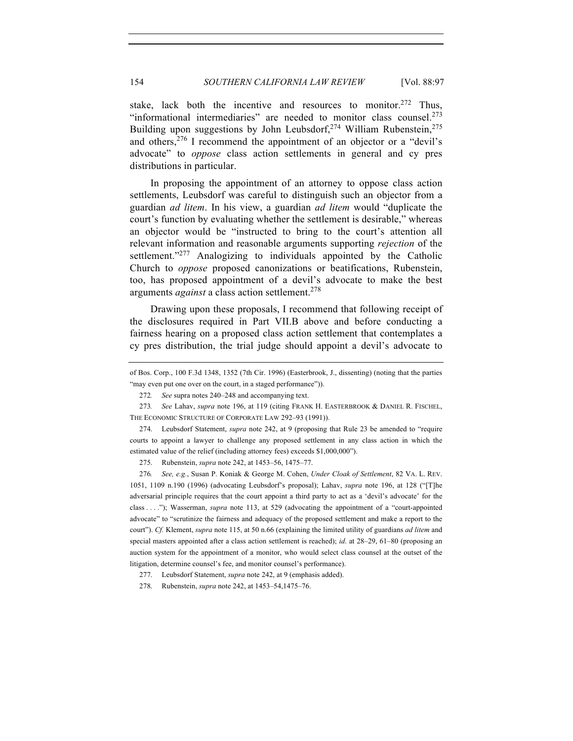stake, lack both the incentive and resources to monitor.[272] Thus, "informational intermediaries" are needed to monitor class counsel.[273] Building upon suggestions by John Leubsdorf,[274] William Rubenstein,[275] and others,[276] I recommend the appointment of an objector or a "devil's advocate" to *oppose* class action settlements in general and cy pres distributions in particular.

In proposing the appointment of an attorney to oppose class action settlements, Leubsdorf was careful to distinguish such an objector from a guardian *ad litem*. In his view, a guardian *ad litem* would "duplicate the court's function by evaluating whether the settlement is desirable," whereas an objector would be "instructed to bring to the court's attention all relevant information and reasonable arguments supporting *rejection* of the settlement."[277] Analogizing to individuals appointed by the Catholic Church to *oppose* proposed canonizations or beatifications, Rubenstein, too, has proposed appointment of a devil's advocate to make the best arguments *against* a class action settlement.[278]

Drawing upon these proposals, I recommend that following receipt of the disclosures required in Part VII.B above and before conducting a fairness hearing on a proposed class action settlement that contemplates a cy pres distribution, the trial judge should appoint a devil's advocate to

---

of Bos. Corp., 100 F.3d 1348, 1352 (7th Cir. 1996) (Easterbrook, J., dissenting) (noting that the parties "may even put one over on the court, in a staged performance")).

272. *See* supra notes 240–248 and accompanying text.

273. *See* Lahav, *supra* note 196, at 119 (citing FRANK H. EASTERBROOK & DANIEL R. FISCHEL, THE ECONOMIC STRUCTURE OF CORPORATE LAW 292–93 (1991)).

274. Leubsdorf Statement, *supra* note 242, at 9 (proposing that Rule 23 be amended to "require courts to appoint a lawyer to challenge any proposed settlement in any class action in which the estimated value of the relief (including attorney fees) exceeds $1,000,000").

275. Rubenstein, *supra* note 242, at 1453–56, 1475–77.

276. *See, e.g.*, Susan P. Koniak & George M. Cohen, *Under Cloak of Settlement*, 82 VA. L. REV. 1051, 1109 n.190 (1996) (advocating Leubsdorf's proposal); Lahav, *supra* note 196, at 128 ("[T]he adversarial principle requires that the court appoint a third party to act as a 'devil's advocate' for the class . . . ."); Wasserman, *supra* note 113, at 529 (advocating the appointment of a "court-appointed advocate" to "scrutinize the fairness and adequacy of the proposed settlement and make a report to the court"). *Cf.* Klement, *supra* note 115, at 50 n.66 (explaining the limited utility of guardians *ad litem* and special masters appointed after a class action settlement is reached); *id*. at 28–29, 61–80 (proposing an auction system for the appointment of a monitor, who would select class counsel at the outset of the litigation, determine counsel's fee, and monitor counsel's performance).

277. Leubsdorf Statement, *supra* note 242, at 9 (emphasis added).

278. Rubenstein, *supra* note 242, at 1453–54,1475–76.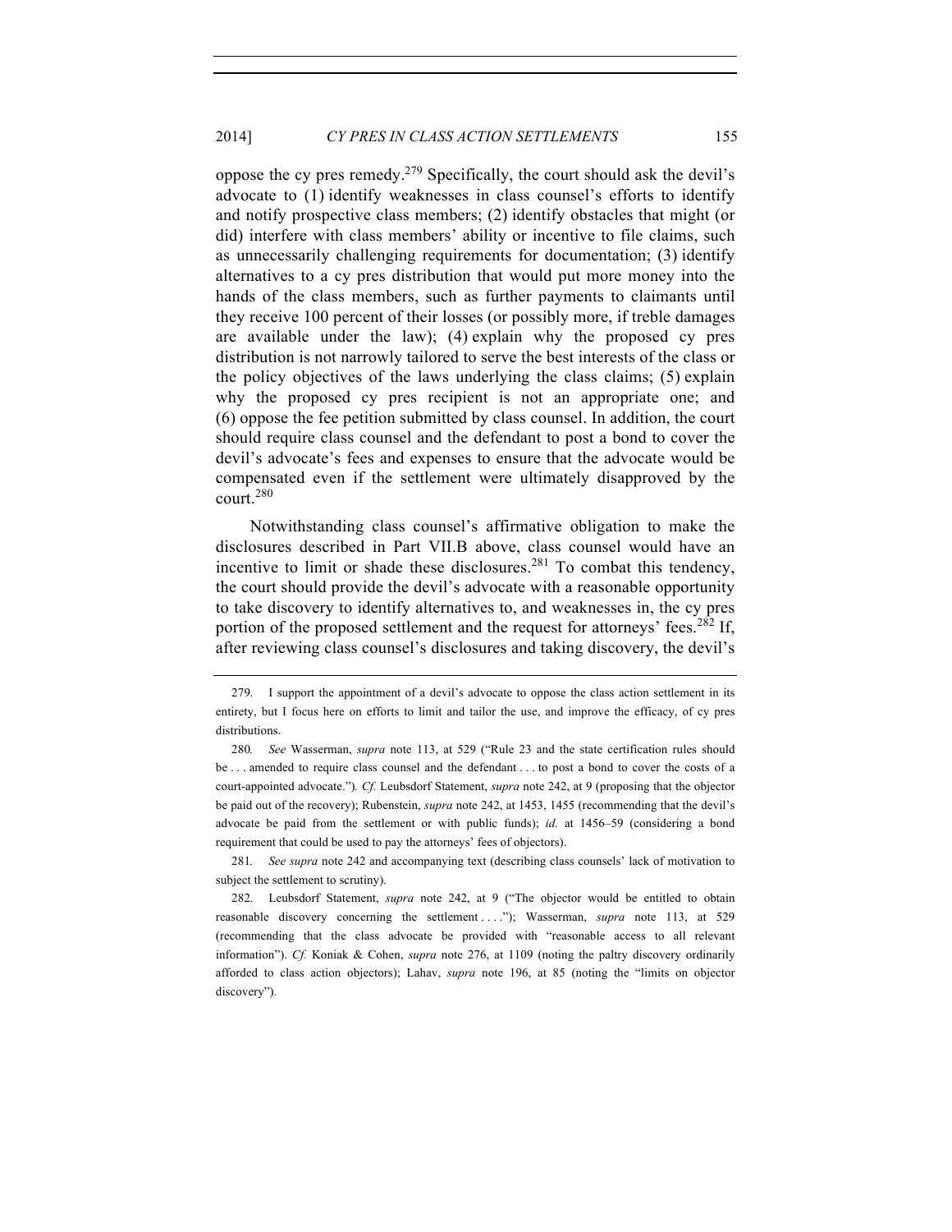oppose the cy pres remedy.[279] Specifically, the court should ask the devil's advocate to (1) identify weaknesses in class counsel's efforts to identify and notify prospective class members; (2) identify obstacles that might (or did) interfere with class members' ability or incentive to file claims, such as unnecessarily challenging requirements for documentation; (3) identify alternatives to a cy pres distribution that would put more money into the hands of the class members, such as further payments to claimants until they receive 100 percent of their losses (or possibly more, if treble damages are available under the law); (4) explain why the proposed cy pres distribution is not narrowly tailored to serve the best interests of the class or the policy objectives of the laws underlying the class claims; (5) explain why the proposed cy pres recipient is not an appropriate one; and (6) oppose the fee petition submitted by class counsel. In addition, the court should require class counsel and the defendant to post a bond to cover the devil's advocate's fees and expenses to ensure that the advocate would be compensated even if the settlement were ultimately disapproved by the court.[280]

Notwithstanding class counsel's affirmative obligation to make the disclosures described in Part VII.B above, class counsel would have an incentive to limit or shade these disclosures.[281] To combat this tendency, the court should provide the devil's advocate with a reasonable opportunity to take discovery to identify alternatives to, and weaknesses in, the cy pres portion of the proposed settlement and the request for attorneys' fees.[282] If, after reviewing class counsel's disclosures and taking discovery, the devil's

---

279. I support the appointment of a devil's advocate to oppose the class action settlement in its entirety, but I focus here on efforts to limit and tailor the use, and improve the efficacy, of cy pres distributions.

280. *See* Wasserman, *supra* note 113, at 529 ("Rule 23 and the state certification rules should be . . . amended to require class counsel and the defendant . . . to post a bond to cover the costs of a court-appointed advocate."). *Cf.* Leubsdorf Statement, *supra* note 242, at 9 (proposing that the objector be paid out of the recovery); Rubenstein, *supra* note 242, at 1453, 1455 (recommending that the devil's advocate be paid from the settlement or with public funds); *id.* at 1456–59 (considering a bond requirement that could be used to pay the attorneys' fees of objectors).

281. *See supra* note 242 and accompanying text (describing class counsels' lack of motivation to subject the settlement to scrutiny).

282. Leubsdorf Statement, *supra* note 242, at 9 ("The objector would be entitled to obtain reasonable discovery concerning the settlement . . . ."); Wasserman, *supra* note 113, at 529 (recommending that the class advocate be provided with "reasonable access to all relevant information"). *Cf.* Koniak & Cohen, *supra* note 276, at 1109 (noting the paltry discovery ordinarily afforded to class action objectors); Lahav, *supra* note 196, at 85 (noting the "limits on objector discovery").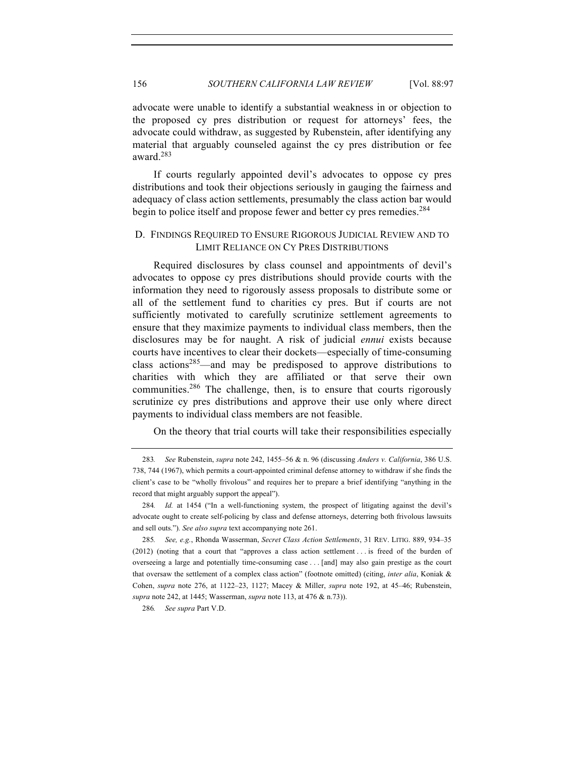advocate were unable to identify a substantial weakness in or objection to the proposed cy pres distribution or request for attorneys' fees, the advocate could withdraw, as suggested by Rubenstein, after identifying any material that arguably counseled against the cy pres distribution or fee award.[283]

If courts regularly appointed devil's advocates to oppose cy pres distributions and took their objections seriously in gauging the fairness and adequacy of class action settlements, presumably the class action bar would begin to police itself and propose fewer and better cy pres remedies.[284]

### D. FINDINGS REQUIRED TO ENSURE RIGOROUS JUDICIAL REVIEW AND TO LIMIT RELIANCE ON CY PRES DISTRIBUTIONS

Required disclosures by class counsel and appointments of devil's advocates to oppose cy pres distributions should provide courts with the information they need to rigorously assess proposals to distribute some or all of the settlement fund to charities cy pres. But if courts are not sufficiently motivated to carefully scrutinize settlement agreements to ensure that they maximize payments to individual class members, then the disclosures may be for naught. A risk of judicial *ennui* exists because courts have incentives to clear their dockets—especially of time-consuming class actions[285]—and may be predisposed to approve distributions to charities with which they are affiliated or that serve their own communities.[286] The challenge, then, is to ensure that courts rigorously scrutinize cy pres distributions and approve their use only where direct payments to individual class members are not feasible.

On the theory that trial courts will take their responsibilities especially

---

283. *See* Rubenstein, *supra* note 242, 1455–56 & n. 96 (discussing *Anders v. California*, 386 U.S. 738, 744 (1967), which permits a court-appointed criminal defense attorney to withdraw if she finds the client's case to be "wholly frivolous" and requires her to prepare a brief identifying "anything in the record that might arguably support the appeal").

284. *Id.* at 1454 ("In a well-functioning system, the prospect of litigating against the devil's advocate ought to create self-policing by class and defense attorneys, deterring both frivolous lawsuits and sell outs."). *See also supra* text accompanying note 261.

285. *See, e.g.*, Rhonda Wasserman, *Secret Class Action Settlements*, 31 REV. LITIG. 889, 934–35 (2012) (noting that a court that "approves a class action settlement . . . is freed of the burden of overseeing a large and potentially time-consuming case . . . [and] may also gain prestige as the court that oversaw the settlement of a complex class action" (footnote omitted) (citing, *inter alia*, Koniak & Cohen, *supra* note 276, at 1122–23, 1127; Macey & Miller, *supra* note 192, at 45–46; Rubenstein, *supra* note 242, at 1445; Wasserman, *supra* note 113, at 476 & n.73)).

286. *See supra* Part V.D.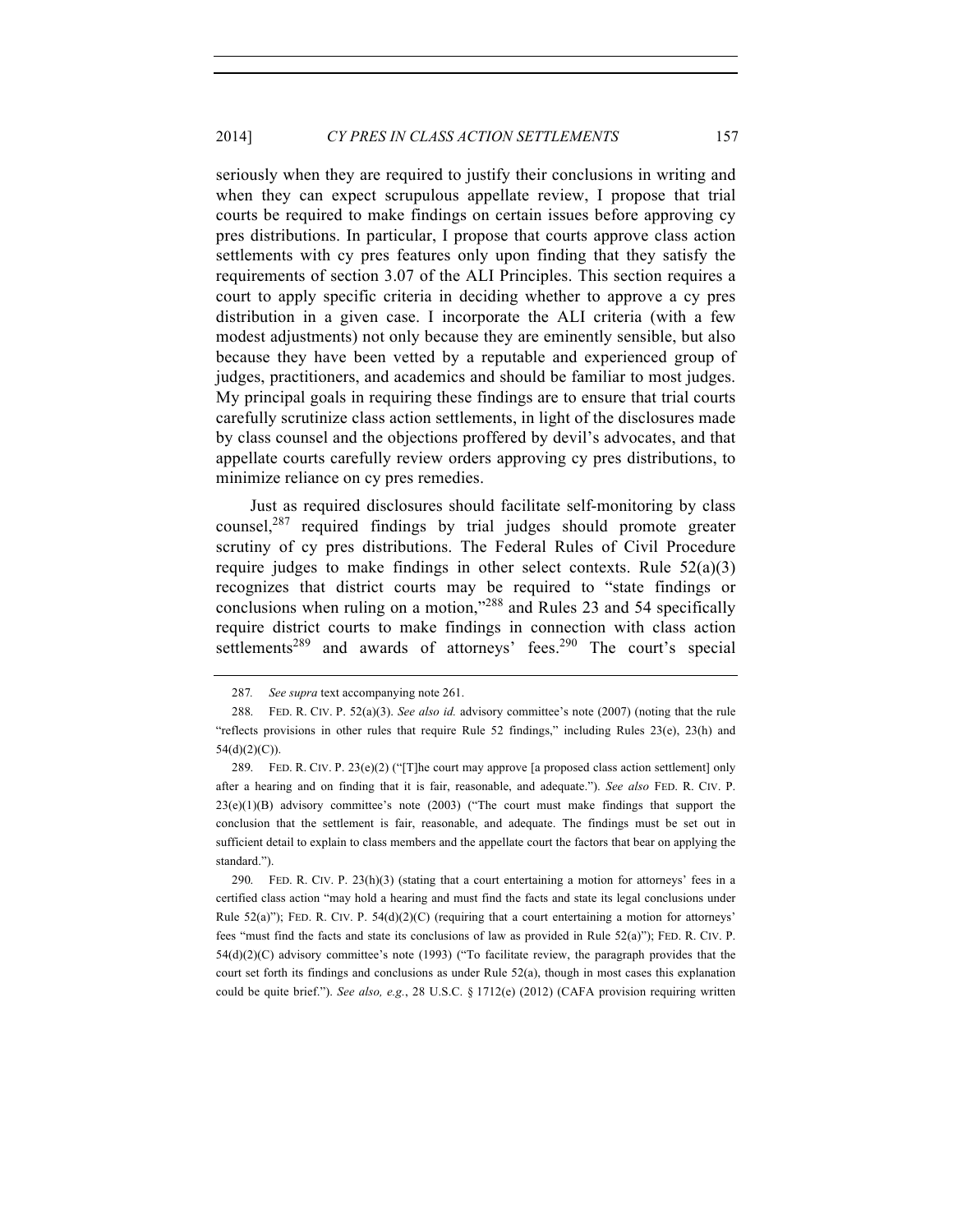seriously when they are required to justify their conclusions in writing and when they can expect scrupulous appellate review, I propose that trial courts be required to make findings on certain issues before approving cy pres distributions. In particular, I propose that courts approve class action settlements with cy pres features only upon finding that they satisfy the requirements of section 3.07 of the ALI Principles. This section requires a court to apply specific criteria in deciding whether to approve a cy pres distribution in a given case. I incorporate the ALI criteria (with a few modest adjustments) not only because they are eminently sensible, but also because they have been vetted by a reputable and experienced group of judges, practitioners, and academics and should be familiar to most judges. My principal goals in requiring these findings are to ensure that trial courts carefully scrutinize class action settlements, in light of the disclosures made by class counsel and the objections proffered by devil's advocates, and that appellate courts carefully review orders approving cy pres distributions, to minimize reliance on cy pres remedies.

Just as required disclosures should facilitate self-monitoring by class counsel,[287] required findings by trial judges should promote greater scrutiny of cy pres distributions. The Federal Rules of Civil Procedure require judges to make findings in other select contexts. Rule 52(a)(3) recognizes that district courts may be required to "state findings or conclusions when ruling on a motion,"[288] and Rules 23 and 54 specifically require district courts to make findings in connection with class action settlements[289] and awards of attorneys' fees.[290] The court's special

---

287. *See supra* text accompanying note 261.

288. FED. R. CIV. P. 52(a)(3). *See also id.* advisory committee's note (2007) (noting that the rule "reflects provisions in other rules that require Rule 52 findings," including Rules 23(e), 23(h) and 54(d)(2)(C)).

289. FED. R. CIV. P. 23(e)(2) ("[T]he court may approve [a proposed class action settlement] only after a hearing and on finding that it is fair, reasonable, and adequate."). *See also* FED. R. CIV. P. 23(e)(1)(B) advisory committee's note (2003) ("The court must make findings that support the conclusion that the settlement is fair, reasonable, and adequate. The findings must be set out in sufficient detail to explain to class members and the appellate court the factors that bear on applying the standard.").

290. FED. R. CIV. P. 23(h)(3) (stating that a court entertaining a motion for attorneys' fees in a certified class action "may hold a hearing and must find the facts and state its legal conclusions under Rule 52(a)"); FED. R. CIV. P. 54(d)(2)(C) (requiring that a court entertaining a motion for attorneys' fees "must find the facts and state its conclusions of law as provided in Rule 52(a)"); FED. R. CIV. P. 54(d)(2)(C) advisory committee's note (1993) ("To facilitate review, the paragraph provides that the court set forth its findings and conclusions as under Rule 52(a), though in most cases this explanation could be quite brief."). *See also, e.g.*, 28 U.S.C. § 1712(e) (2012) (CAFA provision requiring written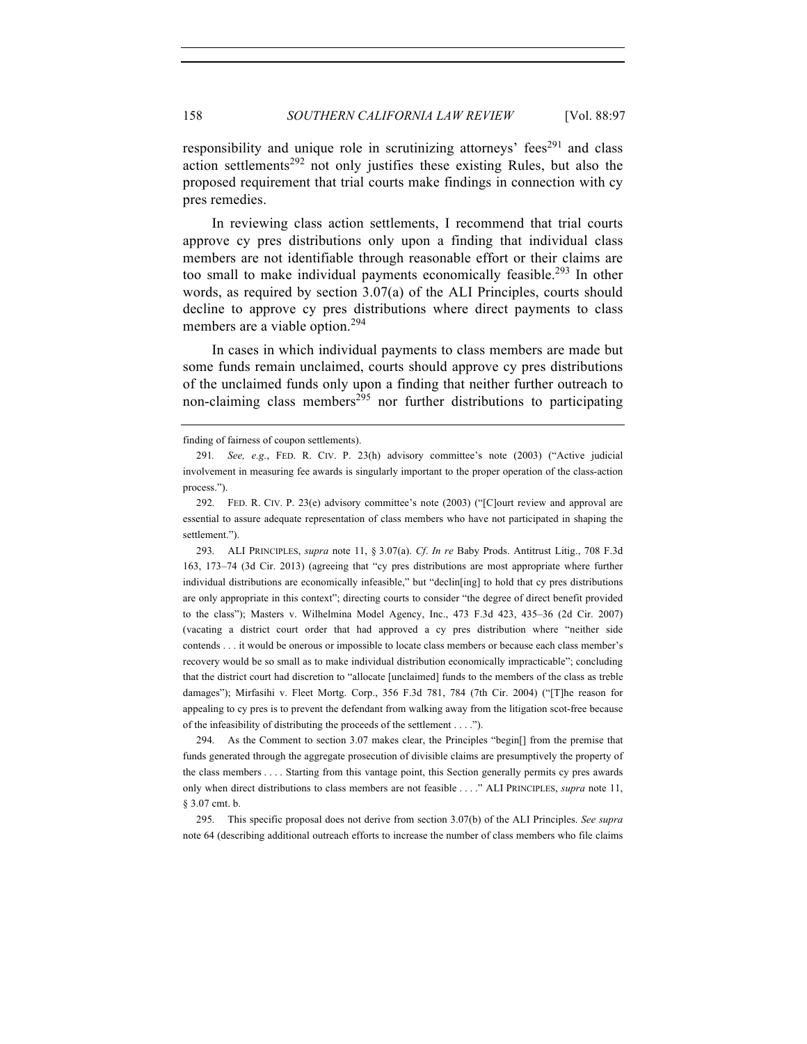responsibility and unique role in scrutinizing attorneys' fees[291] and class action settlements[292] not only justifies these existing Rules, but also the proposed requirement that trial courts make findings in connection with cy pres remedies.

In reviewing class action settlements, I recommend that trial courts approve cy pres distributions only upon a finding that individual class members are not identifiable through reasonable effort or their claims are too small to make individual payments economically feasible.[293] In other words, as required by section 3.07(a) of the ALI Principles, courts should decline to approve cy pres distributions where direct payments to class members are a viable option.[294]

In cases in which individual payments to class members are made but some funds remain unclaimed, courts should approve cy pres distributions of the unclaimed funds only upon a finding that neither further outreach to non-claiming class members[295] nor further distributions to participating

---

finding of fairness of coupon settlements).

291. *See, e.g.*, FED. R. CIV. P. 23(h) advisory committee's note (2003) ("Active judicial involvement in measuring fee awards is singularly important to the proper operation of the class-action process.").

292. FED. R. CIV. P. 23(e) advisory committee's note (2003) ("[C]ourt review and approval are essential to assure adequate representation of class members who have not participated in shaping the settlement.").

293. ALI PRINCIPLES, *supra* note 11, § 3.07(a). *Cf. In re* Baby Prods. Antitrust Litig., 708 F.3d 163, 173–74 (3d Cir. 2013) (agreeing that "cy pres distributions are most appropriate where further individual distributions are economically infeasible," but "declin[ing] to hold that cy pres distributions are only appropriate in this context"; directing courts to consider "the degree of direct benefit provided to the class"); Masters v. Wilhelmina Model Agency, Inc., 473 F.3d 423, 435–36 (2d Cir. 2007) (vacating a district court order that had approved a cy pres distribution where "neither side contends . . . it would be onerous or impossible to locate class members or because each class member's recovery would be so small as to make individual distribution economically impracticable"; concluding that the district court had discretion to "allocate [unclaimed] funds to the members of the class as treble damages"); Mirfasihi v. Fleet Mortg. Corp., 356 F.3d 781, 784 (7th Cir. 2004) ("[T]he reason for appealing to cy pres is to prevent the defendant from walking away from the litigation scot-free because of the infeasibility of distributing the proceeds of the settlement . . . .").

294. As the Comment to section 3.07 makes clear, the Principles "begin[] from the premise that funds generated through the aggregate prosecution of divisible claims are presumptively the property of the class members . . . . Starting from this vantage point, this Section generally permits cy pres awards only when direct distributions to class members are not feasible . . . ." ALI PRINCIPLES, *supra* note 11, § 3.07 cmt. b.

295. This specific proposal does not derive from section 3.07(b) of the ALI Principles. *See supra* note 64 (describing additional outreach efforts to increase the number of class members who file claims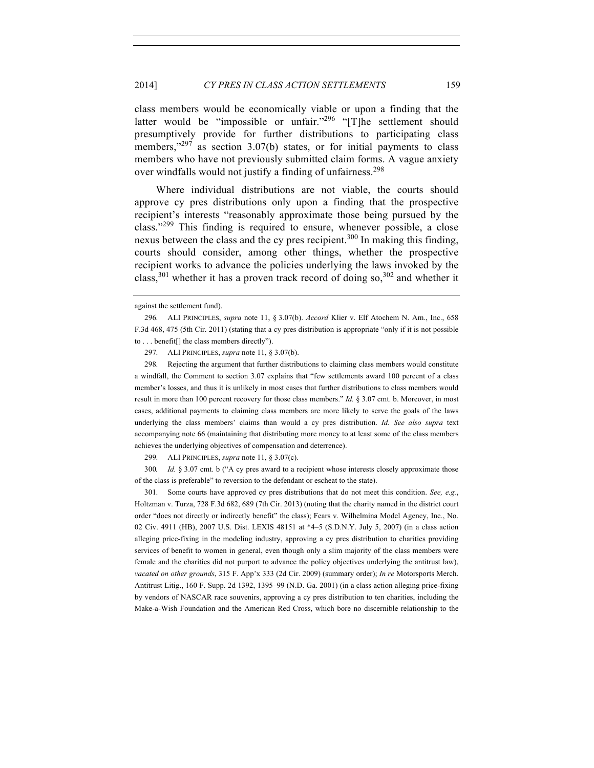class members would be economically viable or upon a finding that the latter would be "impossible or unfair."[296] "[T]he settlement should presumptively provide for further distributions to participating class members,"[297] as section 3.07(b) states, or for initial payments to class members who have not previously submitted claim forms. A vague anxiety over windfalls would not justify a finding of unfairness.[298]

Where individual distributions are not viable, the courts should approve cy pres distributions only upon a finding that the prospective recipient's interests "reasonably approximate those being pursued by the class."[299] This finding is required to ensure, whenever possible, a close nexus between the class and the cy pres recipient.[300] In making this finding, courts should consider, among other things, whether the prospective recipient works to advance the policies underlying the laws invoked by the class,[301] whether it has a proven track record of doing so,[302] and whether it

---

against the settlement fund).

296. ALI PRINCIPLES, *supra* note 11, § 3.07(b). *Accord* Klier v. Elf Atochem N. Am., Inc., 658 F.3d 468, 475 (5th Cir. 2011) (stating that a cy pres distribution is appropriate "only if it is not possible to . . . benefit[] the class members directly").

297. ALI PRINCIPLES, *supra* note 11, § 3.07(b).

298. Rejecting the argument that further distributions to claiming class members would constitute a windfall, the Comment to section 3.07 explains that "few settlements award 100 percent of a class member's losses, and thus it is unlikely in most cases that further distributions to class members would result in more than 100 percent recovery for those class members." *Id.* § 3.07 cmt. b. Moreover, in most cases, additional payments to claiming class members are more likely to serve the goals of the laws underlying the class members' claims than would a cy pres distribution. *Id. See also supra* text accompanying note 66 (maintaining that distributing more money to at least some of the class members achieves the underlying objectives of compensation and deterrence).

299. ALI PRINCIPLES, *supra* note 11, § 3.07(c).

300. *Id.* § 3.07 cmt. b ("A cy pres award to a recipient whose interests closely approximate those of the class is preferable" to reversion to the defendant or escheat to the state).

301. Some courts have approved cy pres distributions that do not meet this condition. *See, e.g.*, Holtzman v. Turza, 728 F.3d 682, 689 (7th Cir. 2013) (noting that the charity named in the district court order "does not directly or indirectly benefit" the class); Fears v. Wilhelmina Model Agency, Inc., No. 02 Civ. 4911 (HB), 2007 U.S. Dist. LEXIS 48151 at *4–5 (S.D.N.Y. July 5, 2007) (in a class action alleging price-fixing in the modeling industry, approving a cy pres distribution to charities providing services of benefit to women in general, even though only a slim majority of the class members were female and the charities did not purport to advance the policy objectives underlying the antitrust law), *vacated on other grounds*, 315 F. App'x 333 (2d Cir. 2009) (summary order); *In re* Motorsports Merch. Antitrust Litig., 160 F. Supp. 2d 1392, 1395–99 (N.D. Ga. 2001) (in a class action alleging price-fixing by vendors of NASCAR race souvenirs, approving a cy pres distribution to ten charities, including the Make-a-Wish Foundation and the American Red Cross, which bore no discernible relationship to the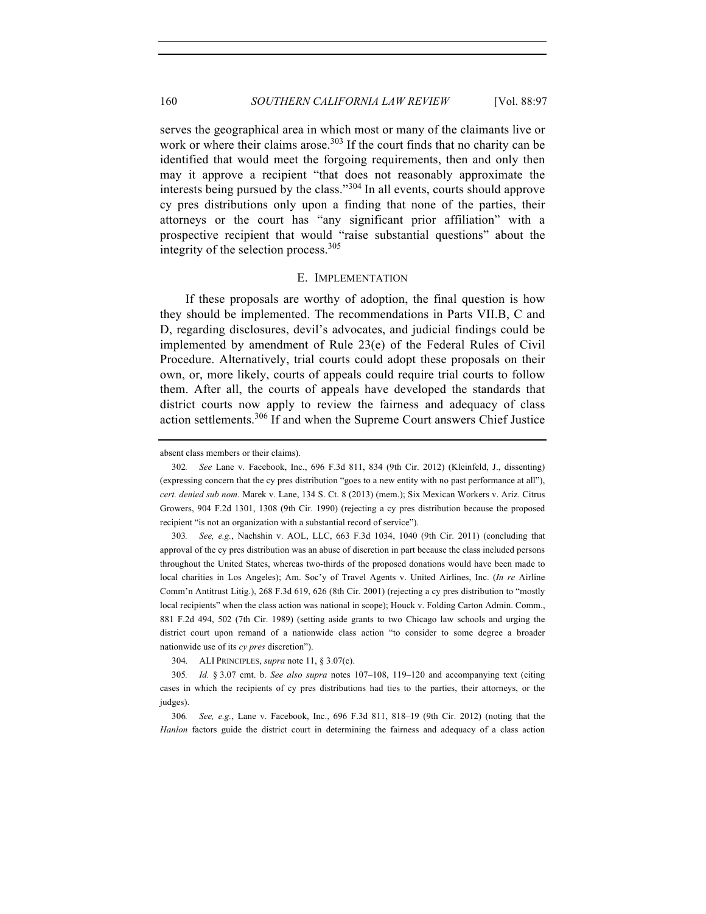serves the geographical area in which most or many of the claimants live or work or where their claims arose.[303] If the court finds that no charity can be identified that would meet the forgoing requirements, then and only then may it approve a recipient "that does not reasonably approximate the interests being pursued by the class."[304] In all events, courts should approve cy pres distributions only upon a finding that none of the parties, their attorneys or the court has "any significant prior affiliation" with a prospective recipient that would "raise substantial questions" about the integrity of the selection process.[305]

## E. IMPLEMENTATION

If these proposals are worthy of adoption, the final question is how they should be implemented. The recommendations in Parts VII.B, C and D, regarding disclosures, devil's advocates, and judicial findings could be implemented by amendment of Rule 23(e) of the Federal Rules of Civil Procedure. Alternatively, trial courts could adopt these proposals on their own, or, more likely, courts of appeals could require trial courts to follow them. After all, the courts of appeals have developed the standards that district courts now apply to review the fairness and adequacy of class action settlements.[306] If and when the Supreme Court answers Chief Justice

---

absent class members or their claims).

302. *See* Lane v. Facebook, Inc., 696 F.3d 811, 834 (9th Cir. 2012) (Kleinfeld, J., dissenting) (expressing concern that the cy pres distribution "goes to a new entity with no past performance at all"), *cert. denied sub nom.* Marek v. Lane, 134 S. Ct. 8 (2013) (mem.); Six Mexican Workers v. Ariz. Citrus Growers, 904 F.2d 1301, 1308 (9th Cir. 1990) (rejecting a cy pres distribution because the proposed recipient "is not an organization with a substantial record of service").

303. *See, e.g.*, Nachshin v. AOL, LLC, 663 F.3d 1034, 1040 (9th Cir. 2011) (concluding that approval of the cy pres distribution was an abuse of discretion in part because the class included persons throughout the United States, whereas two-thirds of the proposed donations would have been made to local charities in Los Angeles); Am. Soc'y of Travel Agents v. United Airlines, Inc. (*In re* Airline Comm'n Antitrust Litig.), 268 F.3d 619, 626 (8th Cir. 2001) (rejecting a cy pres distribution to "mostly local recipients" when the class action was national in scope); Houck v. Folding Carton Admin. Comm., 881 F.2d 494, 502 (7th Cir. 1989) (setting aside grants to two Chicago law schools and urging the district court upon remand of a nationwide class action "to consider to some degree a broader nationwide use of its *cy pres* discretion").

304. ALI PRINCIPLES, *supra* note 11, § 3.07(c).

305. *Id.* § 3.07 cmt. b. *See also supra* notes 107–108, 119–120 and accompanying text (citing cases in which the recipients of cy pres distributions had ties to the parties, their attorneys, or the judges).

306. *See, e.g.*, Lane v. Facebook, Inc., 696 F.3d 811, 818–19 (9th Cir. 2012) (noting that the *Hanlon* factors guide the district court in determining the fairness and adequacy of a class action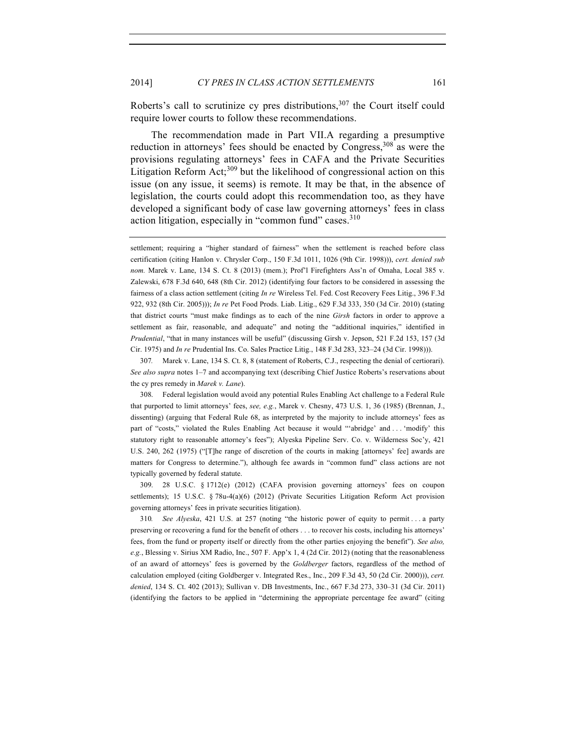Roberts's call to scrutinize cy pres distributions,[307] the Court itself could require lower courts to follow these recommendations.

The recommendation made in Part VII.A regarding a presumptive reduction in attorneys' fees should be enacted by Congress,[308] as were the provisions regulating attorneys' fees in CAFA and the Private Securities Litigation Reform Act;[309] but the likelihood of congressional action on this issue (on any issue, it seems) is remote. It may be that, in the absence of legislation, the courts could adopt this recommendation too, as they have developed a significant body of case law governing attorneys' fees in class action litigation, especially in "common fund" cases.[310]

---

settlement; requiring a "higher standard of fairness" when the settlement is reached before class certification (citing Hanlon v. Chrysler Corp., 150 F.3d 1011, 1026 (9th Cir. 1998))), *cert. denied sub nom.* Marek v. Lane, 134 S. Ct. 8 (2013) (mem.); Prof'l Firefighters Ass'n of Omaha, Local 385 v. Zalewski, 678 F.3d 640, 648 (8th Cir. 2012) (identifying four factors to be considered in assessing the fairness of a class action settlement (citing *In re* Wireless Tel. Fed. Cost Recovery Fees Litig., 396 F.3d 922, 932 (8th Cir. 2005))); *In re* Pet Food Prods. Liab. Litig., 629 F.3d 333, 350 (3d Cir. 2010) (stating that district courts "must make findings as to each of the nine *Girsh* factors in order to approve a settlement as fair, reasonable, and adequate" and noting the "additional inquiries," identified in *Prudential*, "that in many instances will be useful" (discussing Girsh v. Jepson, 521 F.2d 153, 157 (3d Cir. 1975) and *In re* Prudential Ins. Co. Sales Practice Litig., 148 F.3d 283, 323–24 (3d Cir. 1998))).

307. Marek v. Lane, 134 S. Ct. 8, 8 (statement of Roberts, C.J., respecting the denial of certiorari). *See also supra* notes 1–7 and accompanying text (describing Chief Justice Roberts's reservations about the cy pres remedy in *Marek v. Lane*).

308. Federal legislation would avoid any potential Rules Enabling Act challenge to a Federal Rule that purported to limit attorneys' fees, *see, e.g.*, Marek v. Chesny, 473 U.S. 1, 36 (1985) (Brennan, J., dissenting) (arguing that Federal Rule 68, as interpreted by the majority to include attorneys' fees as part of "costs," violated the Rules Enabling Act because it would "'abridge' and . . . 'modify' this statutory right to reasonable attorney's fees"); Alyeska Pipeline Serv. Co. v. Wilderness Soc'y, 421 U.S. 240, 262 (1975) ("[T]he range of discretion of the courts in making [attorneys' fee] awards are matters for Congress to determine."), although fee awards in "common fund" class actions are not typically governed by federal statute.

309. 28 U.S.C. § 1712(e) (2012) (CAFA provision governing attorneys' fees on coupon settlements); 15 U.S.C. § 78u-4(a)(6) (2012) (Private Securities Litigation Reform Act provision governing attorneys' fees in private securities litigation).

310. *See Alyeska*, 421 U.S. at 257 (noting "the historic power of equity to permit . . . a party preserving or recovering a fund for the benefit of others . . . to recover his costs, including his attorneys' fees, from the fund or property itself or directly from the other parties enjoying the benefit"). *See also, e.g.*, Blessing v. Sirius XM Radio, Inc., 507 F. App'x 1, 4 (2d Cir. 2012) (noting that the reasonableness of an award of attorneys' fees is governed by the *Goldberger* factors, regardless of the method of calculation employed (citing Goldberger v. Integrated Res., Inc., 209 F.3d 43, 50 (2d Cir. 2000))), *cert. denied*, 134 S. Ct. 402 (2013); Sullivan v. DB Investments, Inc., 667 F.3d 273, 330–31 (3d Cir. 2011) (identifying the factors to be applied in "determining the appropriate percentage fee award" (citing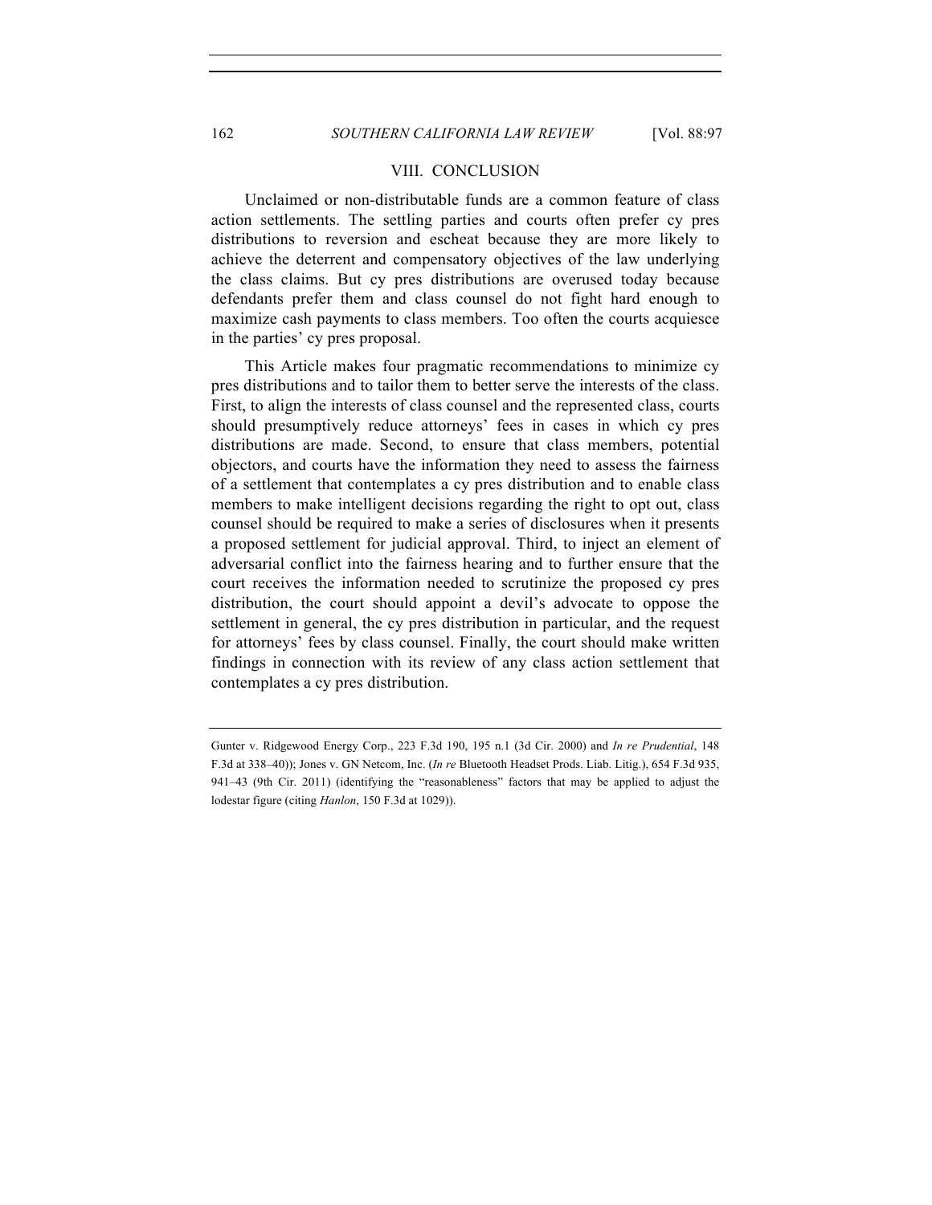## VIII. CONCLUSION

Unclaimed or non-distributable funds are a common feature of class action settlements. The settling parties and courts often prefer cy pres distributions to reversion and escheat because they are more likely to achieve the deterrent and compensatory objectives of the law underlying the class claims. But cy pres distributions are overused today because defendants prefer them and class counsel do not fight hard enough to maximize cash payments to class members. Too often the courts acquiesce in the parties' cy pres proposal.

This Article makes four pragmatic recommendations to minimize cy pres distributions and to tailor them to better serve the interests of the class. First, to align the interests of class counsel and the represented class, courts should presumptively reduce attorneys' fees in cases in which cy pres distributions are made. Second, to ensure that class members, potential objectors, and courts have the information they need to assess the fairness of a settlement that contemplates a cy pres distribution and to enable class members to make intelligent decisions regarding the right to opt out, class counsel should be required to make a series of disclosures when it presents a proposed settlement for judicial approval. Third, to inject an element of adversarial conflict into the fairness hearing and to further ensure that the court receives the information needed to scrutinize the proposed cy pres distribution, the court should appoint a devil's advocate to oppose the settlement in general, the cy pres distribution in particular, and the request for attorneys' fees by class counsel. Finally, the court should make written findings in connection with its review of any class action settlement that contemplates a cy pres distribution.

---

Gunter v. Ridgewood Energy Corp., 223 F.3d 190, 195 n.1 (3d Cir. 2000) and *In re Prudential*, 148 F.3d at 338–40)); Jones v. GN Netcom, Inc. (*In re* Bluetooth Headset Prods. Liab. Litig.), 654 F.3d 935, 941–43 (9th Cir. 2011) (identifying the "reasonableness" factors that may be applied to adjust the lodestar figure (citing *Hanlon*, 150 F.3d at 1029)).